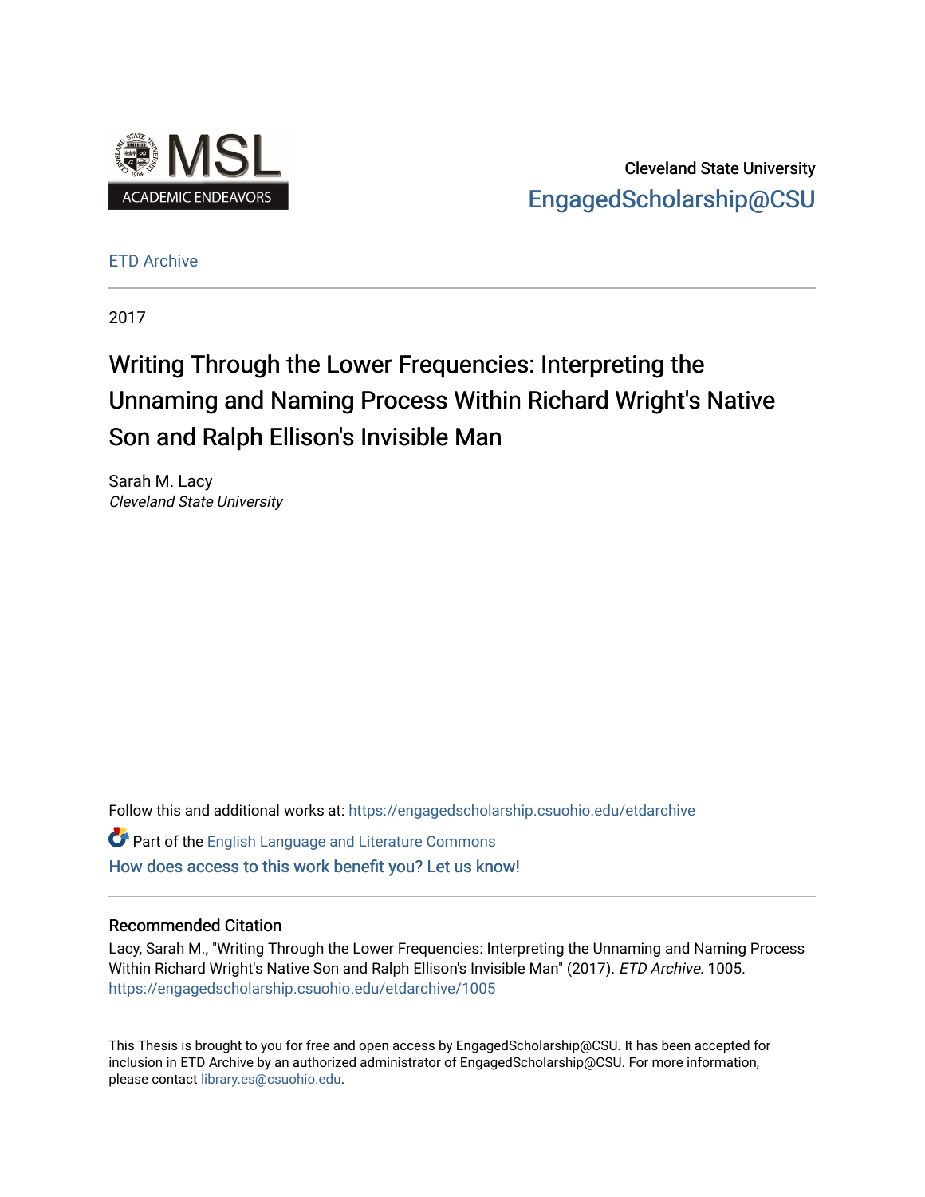Cleveland State University

EngagedScholarship@CSU

ETD Archive

2017

# Writing Through the Lower Frequencies: Interpreting the Unnaming and Naming Process Within Richard Wright's Native Son and Ralph Ellison's Invisible Man

Sarah M. Lacy

*Cleveland State University*

Follow this and additional works at: https://engagedscholarship.csuohio.edu/etdarchive

Part of the English Language and Literature Commons

How does access to this work benefit you? Let us know!

## Recommended Citation

Lacy, Sarah M., "Writing Through the Lower Frequencies: Interpreting the Unnaming and Naming Process Within Richard Wright's Native Son and Ralph Ellison's Invisible Man" (2017). *ETD Archive*. 1005.
https://engagedscholarship.csuohio.edu/etdarchive/1005

This Thesis is brought to you for free and open access by EngagedScholarship@CSU. It has been accepted for inclusion in ETD Archive by an authorized administrator of EngagedScholarship@CSU. For more information, please contact library.es@csuohio.edu.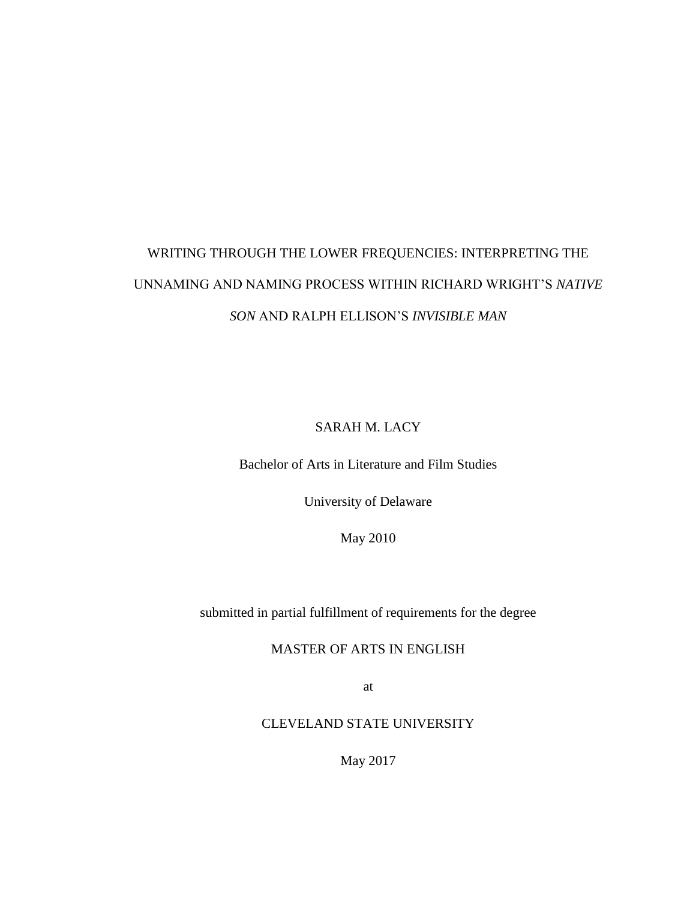# WRITING THROUGH THE LOWER FREQUENCIES: INTERPRETING THE UNNAMING AND NAMING PROCESS WITHIN RICHARD WRIGHT'S *NATIVE SON* AND RALPH ELLISON'S *INVISIBLE MAN*

SARAH M. LACY

Bachelor of Arts in Literature and Film Studies

University of Delaware

May 2010

submitted in partial fulfillment of requirements for the degree

MASTER OF ARTS IN ENGLISH

at

CLEVELAND STATE UNIVERSITY

May 2017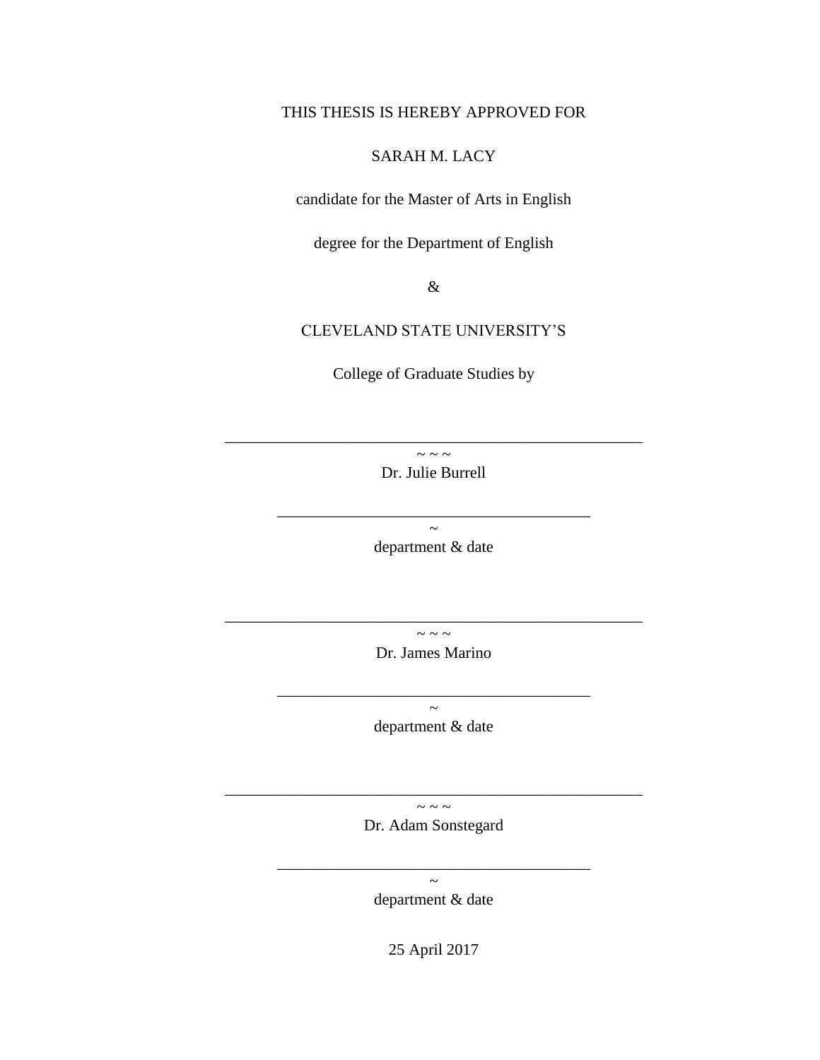THIS THESIS IS HEREBY APPROVED FOR

SARAH M. LACY

candidate for the Master of Arts in English

degree for the Department of English

&

CLEVELAND STATE UNIVERSITY'S

College of Graduate Studies by

____________________________________________________
~ ~ ~
Dr. Julie Burrell

_______________________________________
~
department & date

____________________________________________________
~ ~ ~
Dr. James Marino

_______________________________________
~
department & date

____________________________________________________
~ ~ ~
Dr. Adam Sonstegard

_______________________________________
~
department & date

25 April 2017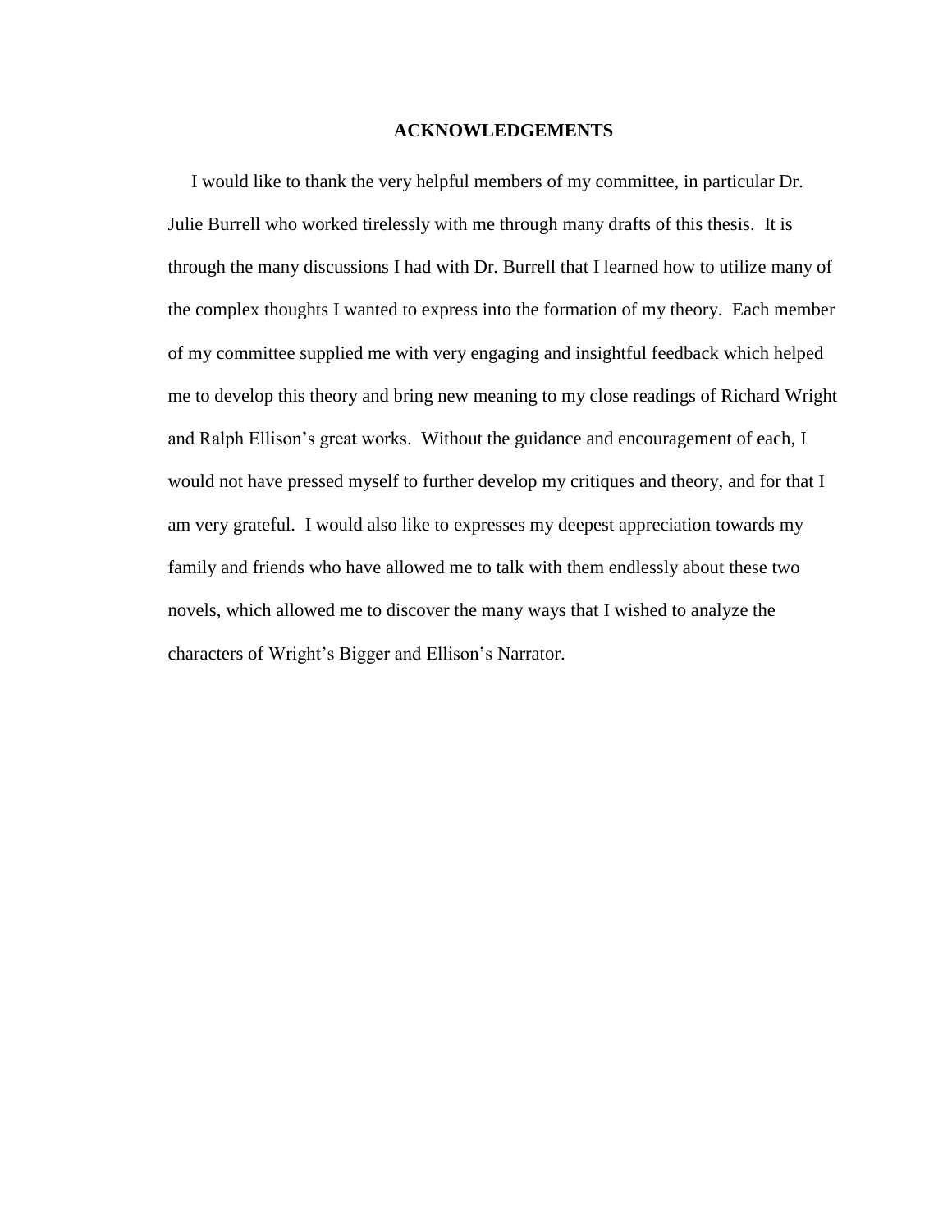# ACKNOWLEDGEMENTS

I would like to thank the very helpful members of my committee, in particular Dr. Julie Burrell who worked tirelessly with me through many drafts of this thesis. It is through the many discussions I had with Dr. Burrell that I learned how to utilize many of the complex thoughts I wanted to express into the formation of my theory. Each member of my committee supplied me with very engaging and insightful feedback which helped me to develop this theory and bring new meaning to my close readings of Richard Wright and Ralph Ellison's great works. Without the guidance and encouragement of each, I would not have pressed myself to further develop my critiques and theory, and for that I am very grateful. I would also like to expresses my deepest appreciation towards my family and friends who have allowed me to talk with them endlessly about these two novels, which allowed me to discover the many ways that I wished to analyze the characters of Wright's Bigger and Ellison's Narrator.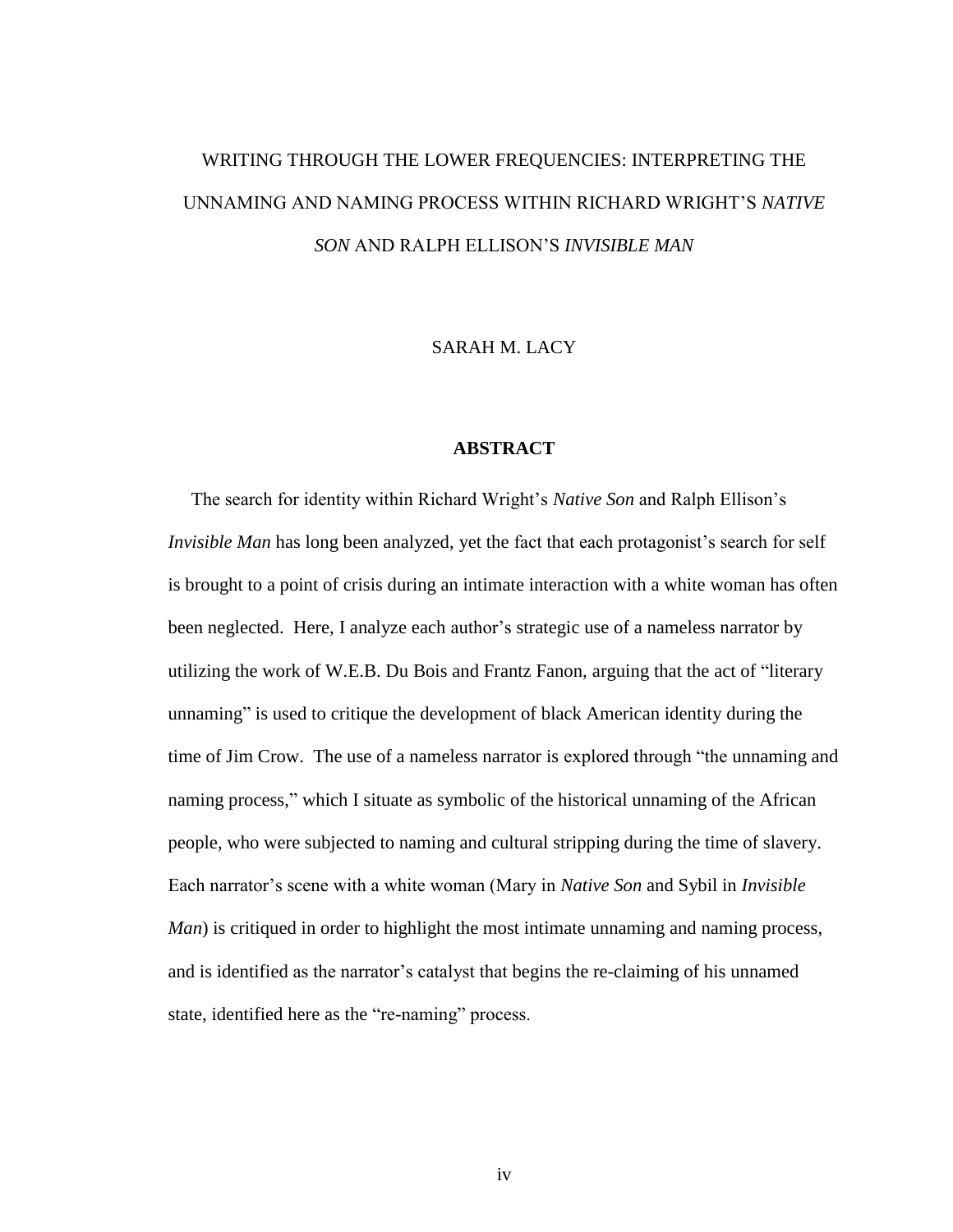# WRITING THROUGH THE LOWER FREQUENCIES: INTERPRETING THE UNNAMING AND NAMING PROCESS WITHIN RICHARD WRIGHT'S *NATIVE SON* AND RALPH ELLISON'S *INVISIBLE MAN*

SARAH M. LACY

## ABSTRACT

The search for identity within Richard Wright's *Native Son* and Ralph Ellison's *Invisible Man* has long been analyzed, yet the fact that each protagonist's search for self is brought to a point of crisis during an intimate interaction with a white woman has often been neglected. Here, I analyze each author's strategic use of a nameless narrator by utilizing the work of W.E.B. Du Bois and Frantz Fanon, arguing that the act of "literary unnaming" is used to critique the development of black American identity during the time of Jim Crow. The use of a nameless narrator is explored through "the unnaming and naming process," which I situate as symbolic of the historical unnaming of the African people, who were subjected to naming and cultural stripping during the time of slavery. Each narrator's scene with a white woman (Mary in *Native Son* and Sybil in *Invisible Man*) is critiqued in order to highlight the most intimate unnaming and naming process, and is identified as the narrator's catalyst that begins the re-claiming of his unnamed state, identified here as the "re-naming" process.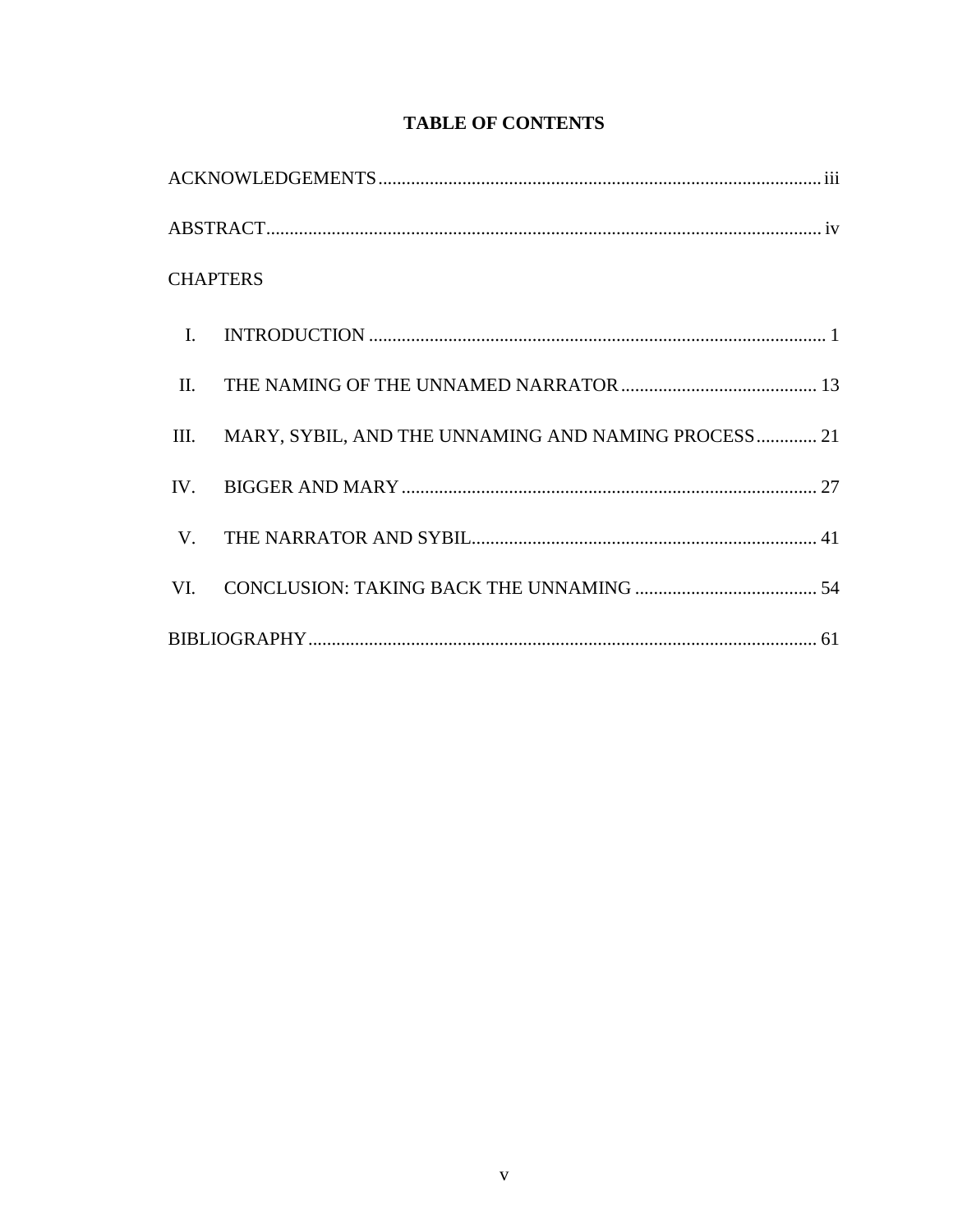# TABLE OF CONTENTS

ACKNOWLEDGEMENTS ........................................................................................ iii

ABSTRACT ........................................................................................................ iv

CHAPTERS

I. INTRODUCTION ........................................................................................ 1

II. THE NAMING OF THE UNNAMED NARRATOR ........................................ 13

III. MARY, SYBIL, AND THE UNNAMING AND NAMING PROCESS ............. 21

IV. BIGGER AND MARY ................................................................................ 27

V. THE NARRATOR AND SYBIL ................................................................... 41

VI. CONCLUSION: TAKING BACK THE UNNAMING ..................................... 54

BIBLIOGRAPHY ............................................................................................... 61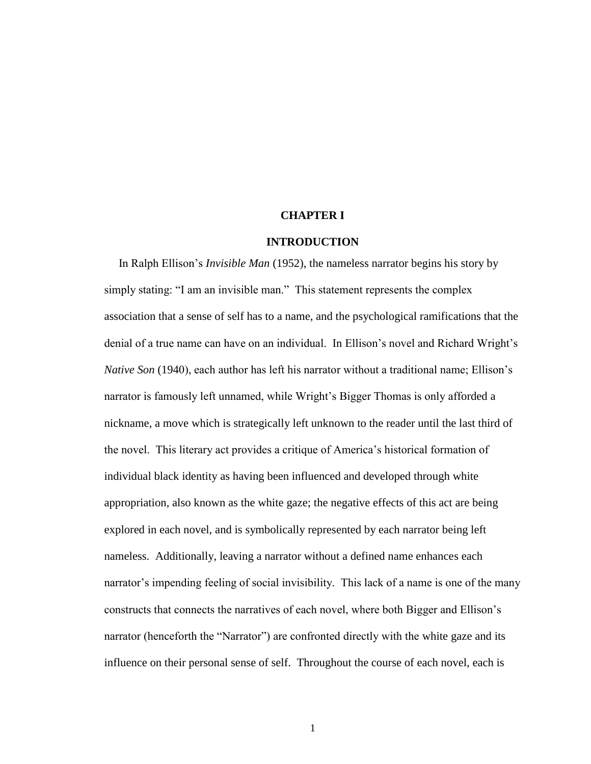# CHAPTER I

## INTRODUCTION

In Ralph Ellison's *Invisible Man* (1952), the nameless narrator begins his story by simply stating: "I am an invisible man." This statement represents the complex association that a sense of self has to a name, and the psychological ramifications that the denial of a true name can have on an individual. In Ellison's novel and Richard Wright's *Native Son* (1940), each author has left his narrator without a traditional name; Ellison's narrator is famously left unnamed, while Wright's Bigger Thomas is only afforded a nickname, a move which is strategically left unknown to the reader until the last third of the novel. This literary act provides a critique of America's historical formation of individual black identity as having been influenced and developed through white appropriation, also known as the white gaze; the negative effects of this act are being explored in each novel, and is symbolically represented by each narrator being left nameless. Additionally, leaving a narrator without a defined name enhances each narrator's impending feeling of social invisibility. This lack of a name is one of the many constructs that connects the narratives of each novel, where both Bigger and Ellison's narrator (henceforth the "Narrator") are confronted directly with the white gaze and its influence on their personal sense of self. Throughout the course of each novel, each is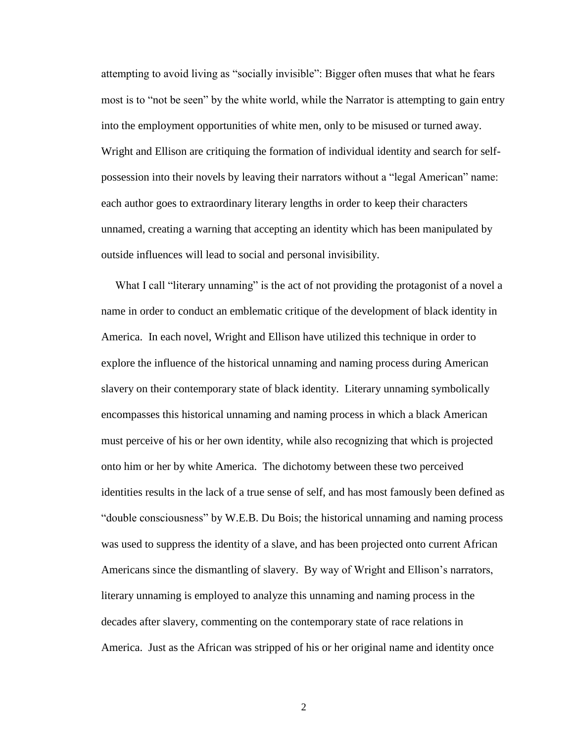attempting to avoid living as "socially invisible": Bigger often muses that what he fears most is to "not be seen" by the white world, while the Narrator is attempting to gain entry into the employment opportunities of white men, only to be misused or turned away. Wright and Ellison are critiquing the formation of individual identity and search for self-possession into their novels by leaving their narrators without a "legal American" name: each author goes to extraordinary literary lengths in order to keep their characters unnamed, creating a warning that accepting an identity which has been manipulated by outside influences will lead to social and personal invisibility.

What I call "literary unnaming" is the act of not providing the protagonist of a novel a name in order to conduct an emblematic critique of the development of black identity in America. In each novel, Wright and Ellison have utilized this technique in order to explore the influence of the historical unnaming and naming process during American slavery on their contemporary state of black identity. Literary unnaming symbolically encompasses this historical unnaming and naming process in which a black American must perceive of his or her own identity, while also recognizing that which is projected onto him or her by white America. The dichotomy between these two perceived identities results in the lack of a true sense of self, and has most famously been defined as "double consciousness" by W.E.B. Du Bois; the historical unnaming and naming process was used to suppress the identity of a slave, and has been projected onto current African Americans since the dismantling of slavery. By way of Wright and Ellison's narrators, literary unnaming is employed to analyze this unnaming and naming process in the decades after slavery, commenting on the contemporary state of race relations in America. Just as the African was stripped of his or her original name and identity once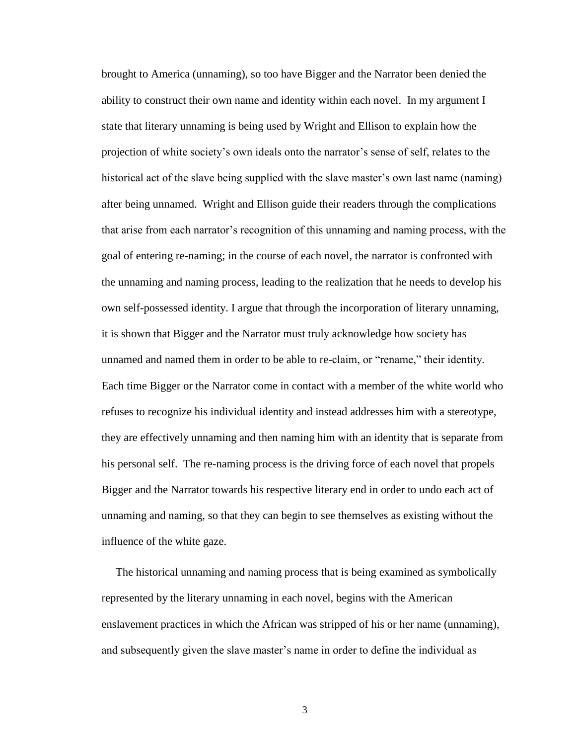brought to America (unnaming), so too have Bigger and the Narrator been denied the ability to construct their own name and identity within each novel. In my argument I state that literary unnaming is being used by Wright and Ellison to explain how the projection of white society's own ideals onto the narrator's sense of self, relates to the historical act of the slave being supplied with the slave master's own last name (naming) after being unnamed. Wright and Ellison guide their readers through the complications that arise from each narrator's recognition of this unnaming and naming process, with the goal of entering re-naming; in the course of each novel, the narrator is confronted with the unnaming and naming process, leading to the realization that he needs to develop his own self-possessed identity. I argue that through the incorporation of literary unnaming, it is shown that Bigger and the Narrator must truly acknowledge how society has unnamed and named them in order to be able to re-claim, or "rename," their identity. Each time Bigger or the Narrator come in contact with a member of the white world who refuses to recognize his individual identity and instead addresses him with a stereotype, they are effectively unnaming and then naming him with an identity that is separate from his personal self. The re-naming process is the driving force of each novel that propels Bigger and the Narrator towards his respective literary end in order to undo each act of unnaming and naming, so that they can begin to see themselves as existing without the influence of the white gaze.

The historical unnaming and naming process that is being examined as symbolically represented by the literary unnaming in each novel, begins with the American enslavement practices in which the African was stripped of his or her name (unnaming), and subsequently given the slave master's name in order to define the individual as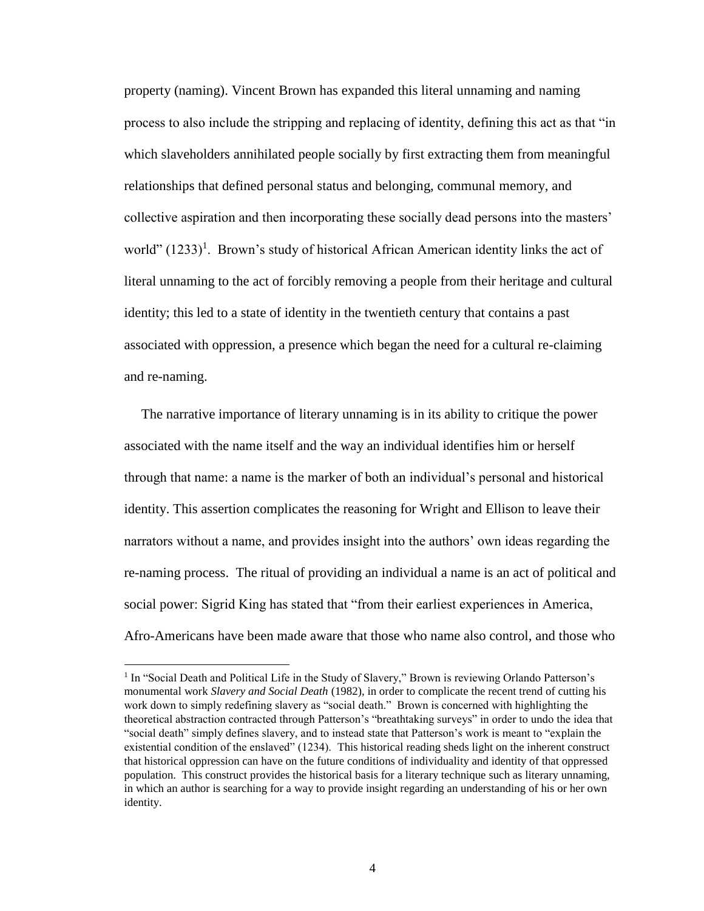property (naming). Vincent Brown has expanded this literal unnaming and naming process to also include the stripping and replacing of identity, defining this act as that "in which slaveholders annihilated people socially by first extracting them from meaningful relationships that defined personal status and belonging, communal memory, and collective aspiration and then incorporating these socially dead persons into the masters' world" (1233)[1]. Brown's study of historical African American identity links the act of literal unnaming to the act of forcibly removing a people from their heritage and cultural identity; this led to a state of identity in the twentieth century that contains a past associated with oppression, a presence which began the need for a cultural re-claiming and re-naming.

The narrative importance of literary unnaming is in its ability to critique the power associated with the name itself and the way an individual identifies him or herself through that name: a name is the marker of both an individual's personal and historical identity. This assertion complicates the reasoning for Wright and Ellison to leave their narrators without a name, and provides insight into the authors' own ideas regarding the re-naming process. The ritual of providing an individual a name is an act of political and social power: Sigrid King has stated that "from their earliest experiences in America, Afro-Americans have been made aware that those who name also control, and those who

---

[1] In "Social Death and Political Life in the Study of Slavery," Brown is reviewing Orlando Patterson's monumental work *Slavery and Social Death* (1982), in order to complicate the recent trend of cutting his work down to simply redefining slavery as "social death." Brown is concerned with highlighting the theoretical abstraction contracted through Patterson's "breathtaking surveys" in order to undo the idea that "social death" simply defines slavery, and to instead state that Patterson's work is meant to "explain the existential condition of the enslaved" (1234). This historical reading sheds light on the inherent construct that historical oppression can have on the future conditions of individuality and identity of that oppressed population. This construct provides the historical basis for a literary technique such as literary unnaming, in which an author is searching for a way to provide insight regarding an understanding of his or her own identity.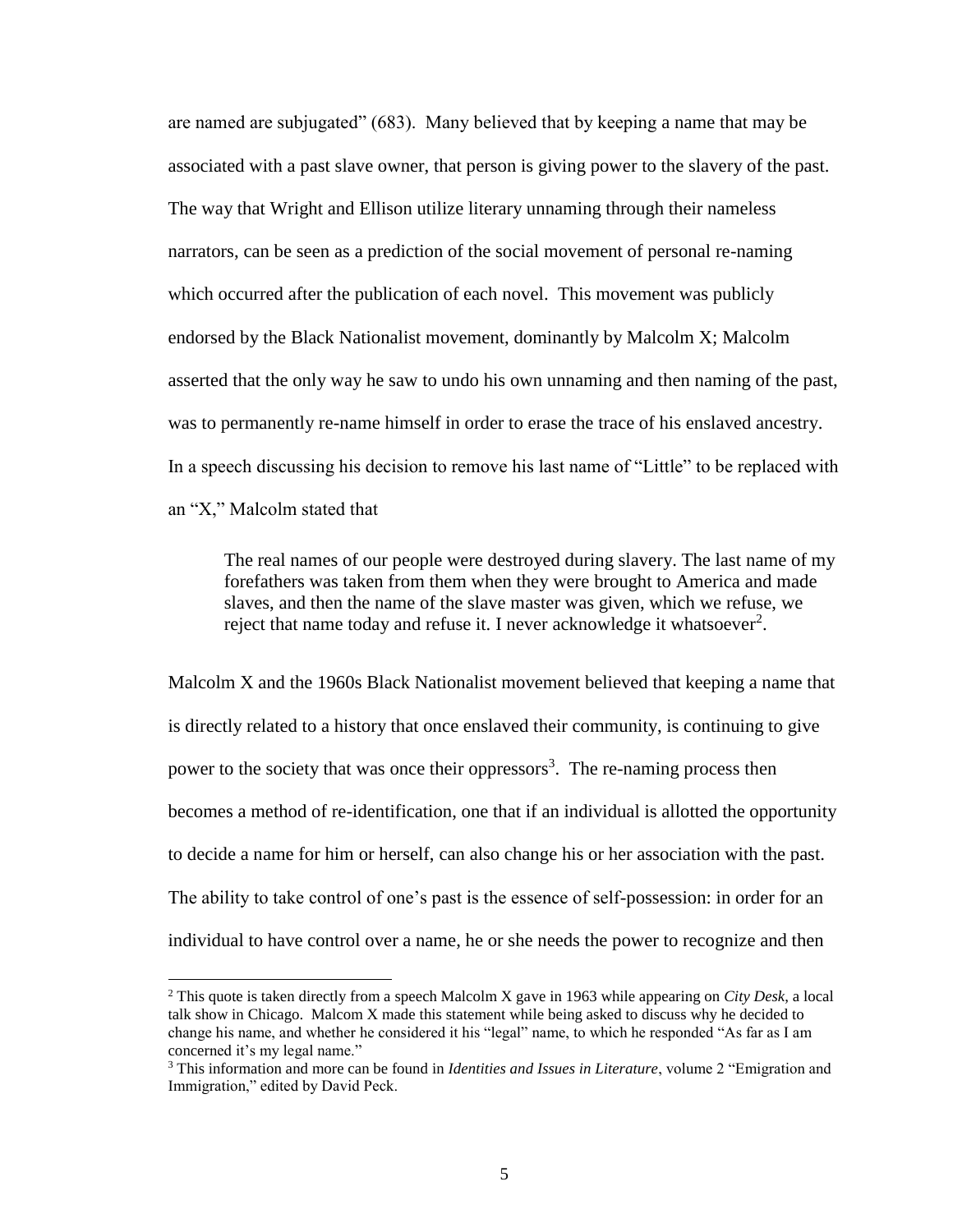are named are subjugated" (683). Many believed that by keeping a name that may be associated with a past slave owner, that person is giving power to the slavery of the past. The way that Wright and Ellison utilize literary unnaming through their nameless narrators, can be seen as a prediction of the social movement of personal re-naming which occurred after the publication of each novel. This movement was publicly endorsed by the Black Nationalist movement, dominantly by Malcolm X; Malcolm asserted that the only way he saw to undo his own unnaming and then naming of the past, was to permanently re-name himself in order to erase the trace of his enslaved ancestry. In a speech discussing his decision to remove his last name of "Little" to be replaced with an "X," Malcolm stated that

> The real names of our people were destroyed during slavery. The last name of my forefathers was taken from them when they were brought to America and made slaves, and then the name of the slave master was given, which we refuse, we reject that name today and refuse it. I never acknowledge it whatsoever[2].

Malcolm X and the 1960s Black Nationalist movement believed that keeping a name that is directly related to a history that once enslaved their community, is continuing to give power to the society that was once their oppressors[3]. The re-naming process then becomes a method of re-identification, one that if an individual is allotted the opportunity to decide a name for him or herself, can also change his or her association with the past. The ability to take control of one's past is the essence of self-possession: in order for an individual to have control over a name, he or she needs the power to recognize and then

---

[2] This quote is taken directly from a speech Malcolm X gave in 1963 while appearing on *City Desk*, a local talk show in Chicago. Malcom X made this statement while being asked to discuss why he decided to change his name, and whether he considered it his "legal" name, to which he responded "As far as I am concerned it's my legal name."

[3] This information and more can be found in *Identities and Issues in Literature*, volume 2 "Emigration and Immigration," edited by David Peck.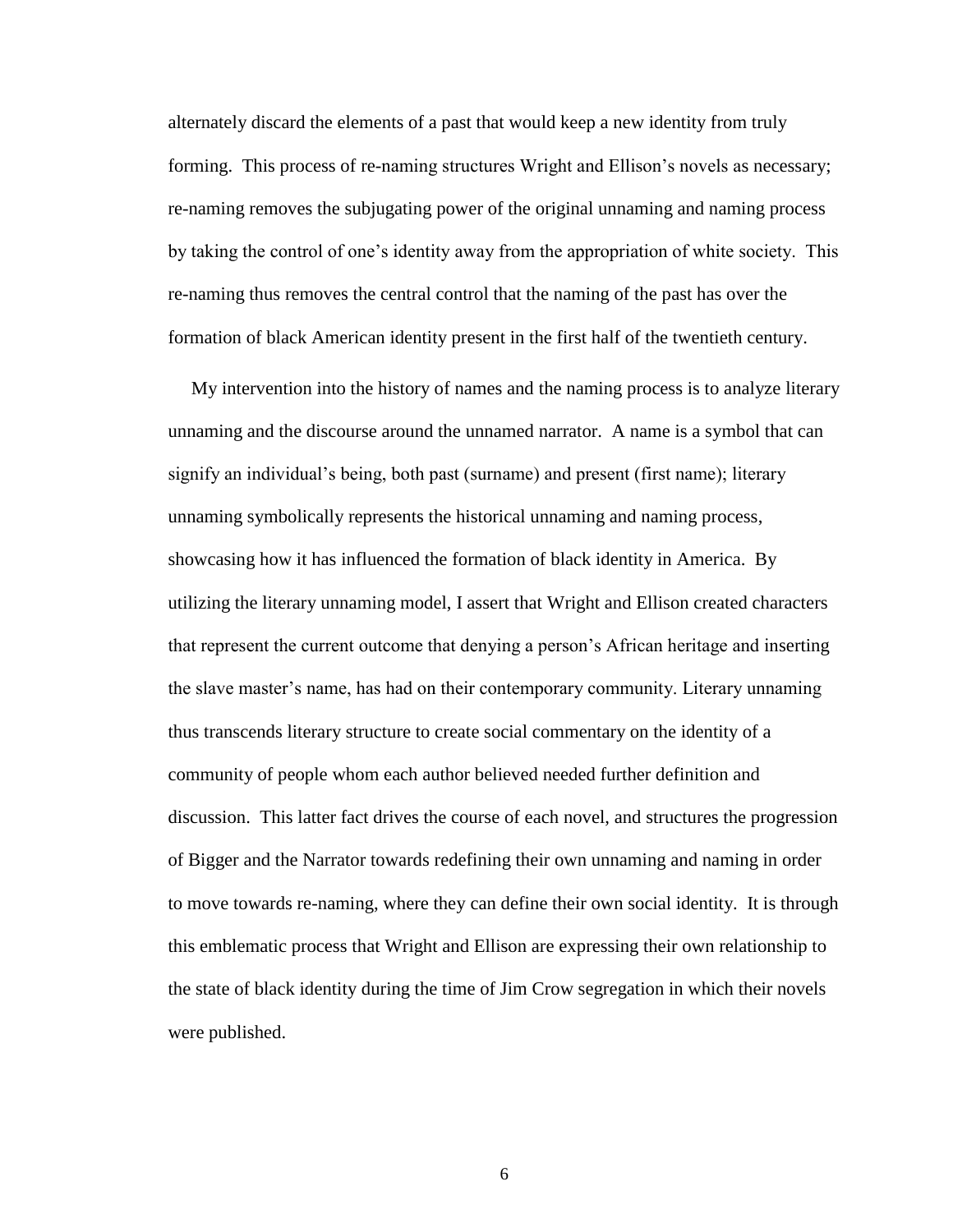alternately discard the elements of a past that would keep a new identity from truly forming. This process of re-naming structures Wright and Ellison's novels as necessary; re-naming removes the subjugating power of the original unnaming and naming process by taking the control of one's identity away from the appropriation of white society. This re-naming thus removes the central control that the naming of the past has over the formation of black American identity present in the first half of the twentieth century.

My intervention into the history of names and the naming process is to analyze literary unnaming and the discourse around the unnamed narrator. A name is a symbol that can signify an individual's being, both past (surname) and present (first name); literary unnaming symbolically represents the historical unnaming and naming process, showcasing how it has influenced the formation of black identity in America. By utilizing the literary unnaming model, I assert that Wright and Ellison created characters that represent the current outcome that denying a person's African heritage and inserting the slave master's name, has had on their contemporary community. Literary unnaming thus transcends literary structure to create social commentary on the identity of a community of people whom each author believed needed further definition and discussion. This latter fact drives the course of each novel, and structures the progression of Bigger and the Narrator towards redefining their own unnaming and naming in order to move towards re-naming, where they can define their own social identity. It is through this emblematic process that Wright and Ellison are expressing their own relationship to the state of black identity during the time of Jim Crow segregation in which their novels were published.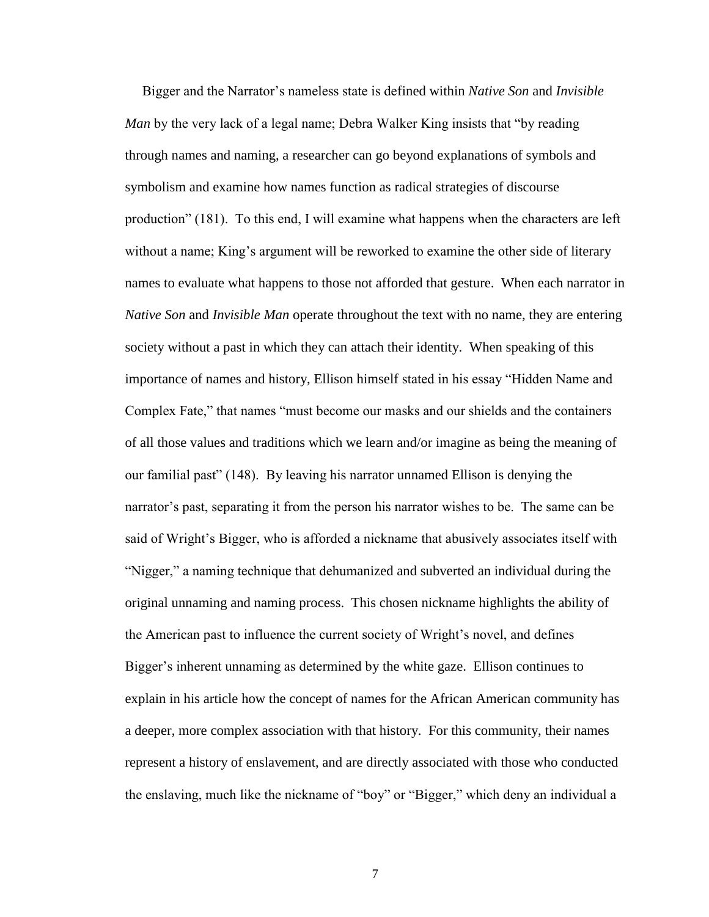Bigger and the Narrator's nameless state is defined within *Native Son* and *Invisible Man* by the very lack of a legal name; Debra Walker King insists that "by reading through names and naming, a researcher can go beyond explanations of symbols and symbolism and examine how names function as radical strategies of discourse production" (181). To this end, I will examine what happens when the characters are left without a name; King's argument will be reworked to examine the other side of literary names to evaluate what happens to those not afforded that gesture. When each narrator in *Native Son* and *Invisible Man* operate throughout the text with no name, they are entering society without a past in which they can attach their identity. When speaking of this importance of names and history, Ellison himself stated in his essay "Hidden Name and Complex Fate," that names "must become our masks and our shields and the containers of all those values and traditions which we learn and/or imagine as being the meaning of our familial past" (148). By leaving his narrator unnamed Ellison is denying the narrator's past, separating it from the person his narrator wishes to be. The same can be said of Wright's Bigger, who is afforded a nickname that abusively associates itself with "Nigger," a naming technique that dehumanized and subverted an individual during the original unnaming and naming process. This chosen nickname highlights the ability of the American past to influence the current society of Wright's novel, and defines Bigger's inherent unnaming as determined by the white gaze. Ellison continues to explain in his article how the concept of names for the African American community has a deeper, more complex association with that history. For this community, their names represent a history of enslavement, and are directly associated with those who conducted the enslaving, much like the nickname of "boy" or "Bigger," which deny an individual a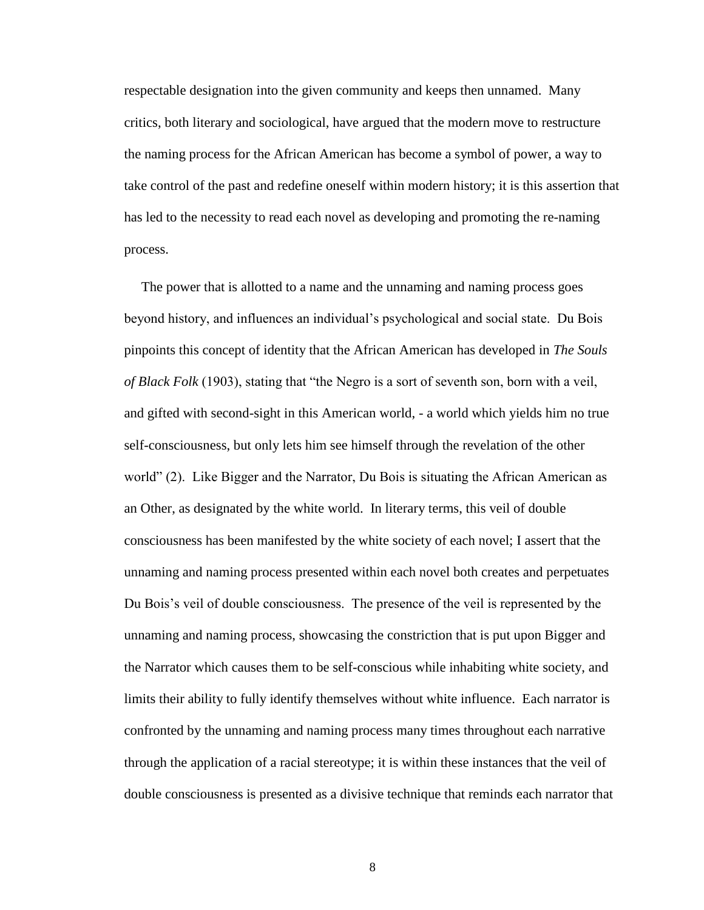respectable designation into the given community and keeps then unnamed. Many critics, both literary and sociological, have argued that the modern move to restructure the naming process for the African American has become a symbol of power, a way to take control of the past and redefine oneself within modern history; it is this assertion that has led to the necessity to read each novel as developing and promoting the re-naming process.

The power that is allotted to a name and the unnaming and naming process goes beyond history, and influences an individual's psychological and social state. Du Bois pinpoints this concept of identity that the African American has developed in *The Souls of Black Folk* (1903), stating that "the Negro is a sort of seventh son, born with a veil, and gifted with second-sight in this American world, - a world which yields him no true self-consciousness, but only lets him see himself through the revelation of the other world" (2). Like Bigger and the Narrator, Du Bois is situating the African American as an Other, as designated by the white world. In literary terms, this veil of double consciousness has been manifested by the white society of each novel; I assert that the unnaming and naming process presented within each novel both creates and perpetuates Du Bois's veil of double consciousness. The presence of the veil is represented by the unnaming and naming process, showcasing the constriction that is put upon Bigger and the Narrator which causes them to be self-conscious while inhabiting white society, and limits their ability to fully identify themselves without white influence. Each narrator is confronted by the unnaming and naming process many times throughout each narrative through the application of a racial stereotype; it is within these instances that the veil of double consciousness is presented as a divisive technique that reminds each narrator that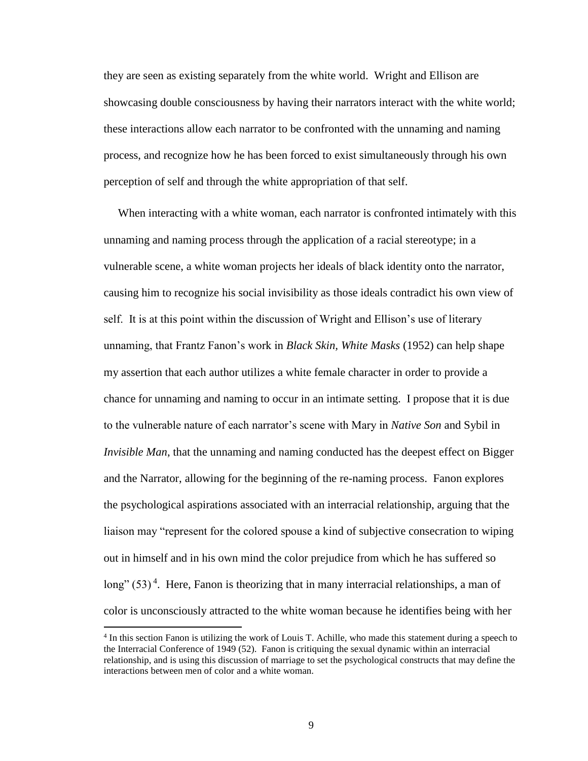they are seen as existing separately from the white world. Wright and Ellison are showcasing double consciousness by having their narrators interact with the white world; these interactions allow each narrator to be confronted with the unnaming and naming process, and recognize how he has been forced to exist simultaneously through his own perception of self and through the white appropriation of that self.

When interacting with a white woman, each narrator is confronted intimately with this unnaming and naming process through the application of a racial stereotype; in a vulnerable scene, a white woman projects her ideals of black identity onto the narrator, causing him to recognize his social invisibility as those ideals contradict his own view of self. It is at this point within the discussion of Wright and Ellison's use of literary unnaming, that Frantz Fanon's work in *Black Skin, White Masks* (1952) can help shape my assertion that each author utilizes a white female character in order to provide a chance for unnaming and naming to occur in an intimate setting. I propose that it is due to the vulnerable nature of each narrator's scene with Mary in *Native Son* and Sybil in *Invisible Man*, that the unnaming and naming conducted has the deepest effect on Bigger and the Narrator, allowing for the beginning of the re-naming process. Fanon explores the psychological aspirations associated with an interracial relationship, arguing that the liaison may "represent for the colored spouse a kind of subjective consecration to wiping out in himself and in his own mind the color prejudice from which he has suffered so long" (53) [4]. Here, Fanon is theorizing that in many interracial relationships, a man of color is unconsciously attracted to the white woman because he identifies being with her

[4] In this section Fanon is utilizing the work of Louis T. Achille, who made this statement during a speech to the Interracial Conference of 1949 (52). Fanon is critiquing the sexual dynamic within an interracial relationship, and is using this discussion of marriage to set the psychological constructs that may define the interactions between men of color and a white woman.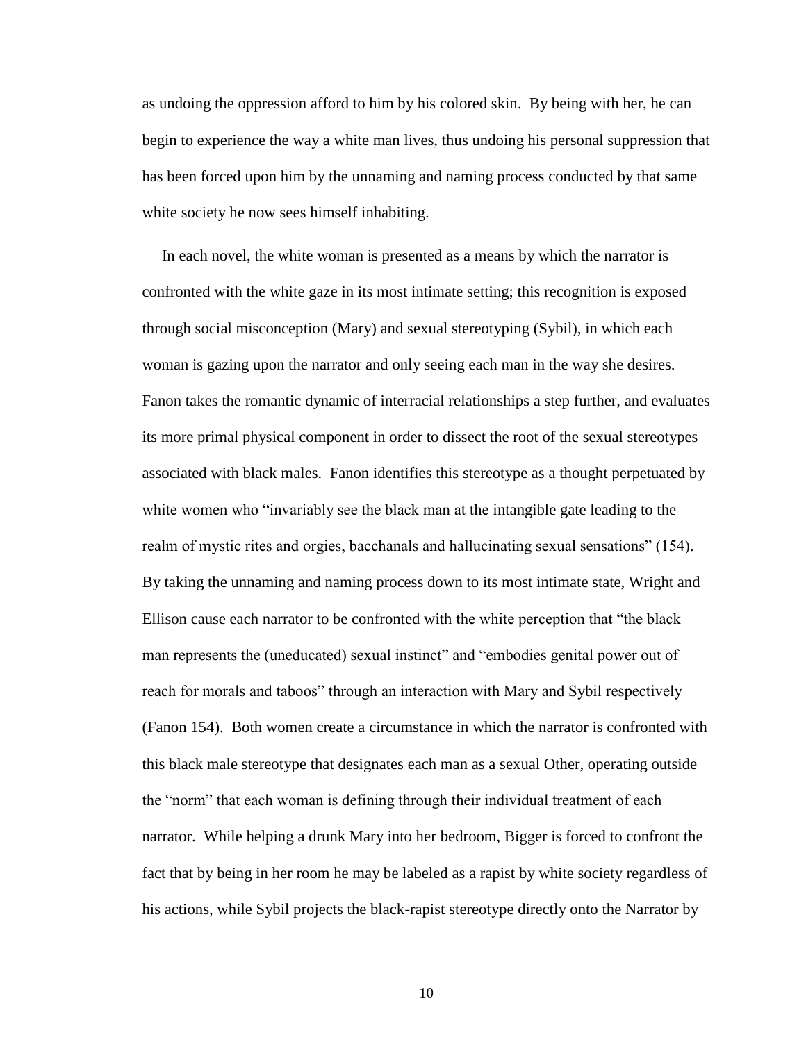as undoing the oppression afford to him by his colored skin. By being with her, he can begin to experience the way a white man lives, thus undoing his personal suppression that has been forced upon him by the unnaming and naming process conducted by that same white society he now sees himself inhabiting.

In each novel, the white woman is presented as a means by which the narrator is confronted with the white gaze in its most intimate setting; this recognition is exposed through social misconception (Mary) and sexual stereotyping (Sybil), in which each woman is gazing upon the narrator and only seeing each man in the way she desires. Fanon takes the romantic dynamic of interracial relationships a step further, and evaluates its more primal physical component in order to dissect the root of the sexual stereotypes associated with black males. Fanon identifies this stereotype as a thought perpetuated by white women who "invariably see the black man at the intangible gate leading to the realm of mystic rites and orgies, bacchanals and hallucinating sexual sensations" (154). By taking the unnaming and naming process down to its most intimate state, Wright and Ellison cause each narrator to be confronted with the white perception that "the black man represents the (uneducated) sexual instinct" and "embodies genital power out of reach for morals and taboos" through an interaction with Mary and Sybil respectively (Fanon 154). Both women create a circumstance in which the narrator is confronted with this black male stereotype that designates each man as a sexual Other, operating outside the "norm" that each woman is defining through their individual treatment of each narrator. While helping a drunk Mary into her bedroom, Bigger is forced to confront the fact that by being in her room he may be labeled as a rapist by white society regardless of his actions, while Sybil projects the black-rapist stereotype directly onto the Narrator by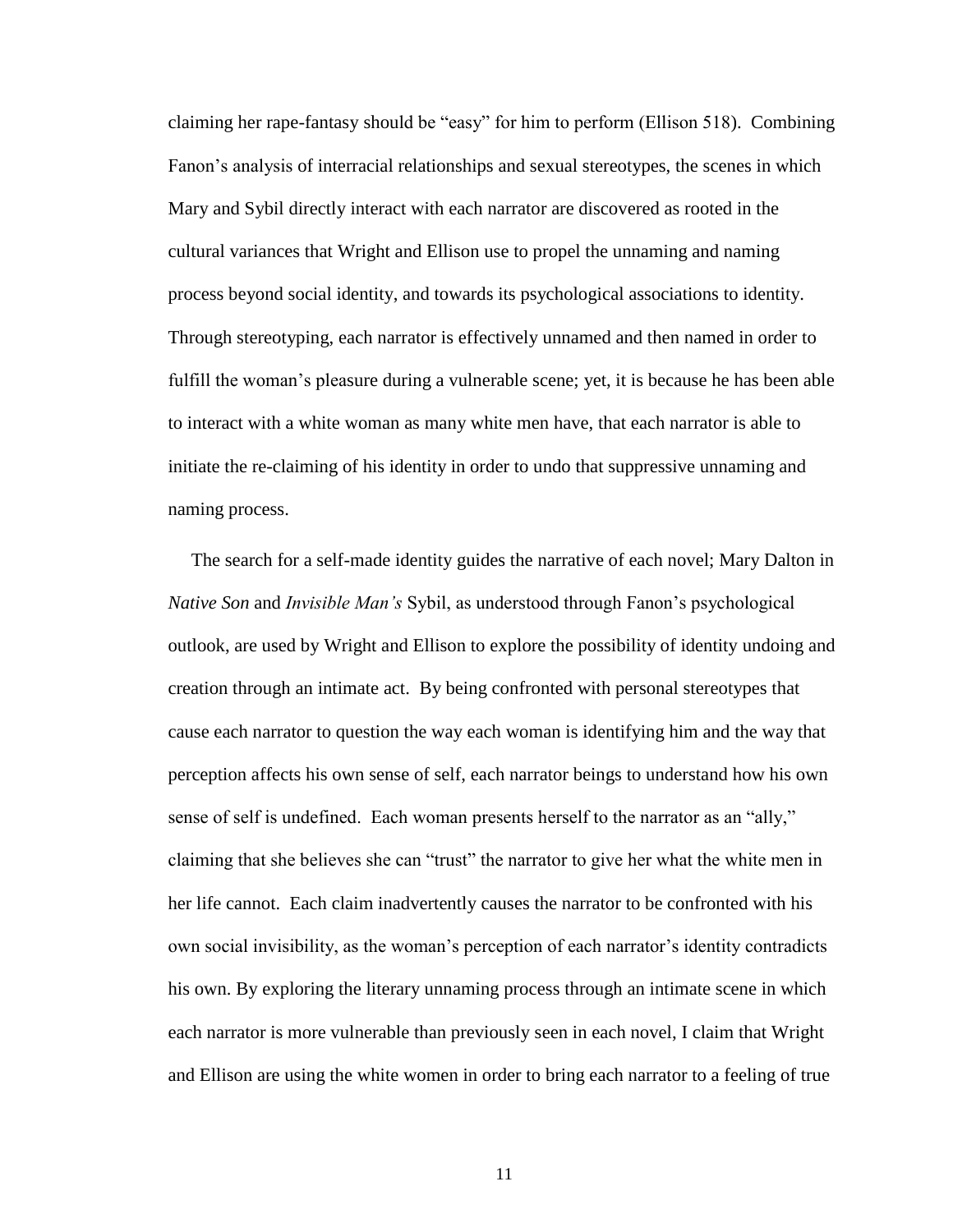claiming her rape-fantasy should be "easy" for him to perform (Ellison 518). Combining Fanon's analysis of interracial relationships and sexual stereotypes, the scenes in which Mary and Sybil directly interact with each narrator are discovered as rooted in the cultural variances that Wright and Ellison use to propel the unnaming and naming process beyond social identity, and towards its psychological associations to identity. Through stereotyping, each narrator is effectively unnamed and then named in order to fulfill the woman's pleasure during a vulnerable scene; yet, it is because he has been able to interact with a white woman as many white men have, that each narrator is able to initiate the re-claiming of his identity in order to undo that suppressive unnaming and naming process.

The search for a self-made identity guides the narrative of each novel; Mary Dalton in *Native Son* and *Invisible Man's* Sybil, as understood through Fanon's psychological outlook, are used by Wright and Ellison to explore the possibility of identity undoing and creation through an intimate act. By being confronted with personal stereotypes that cause each narrator to question the way each woman is identifying him and the way that perception affects his own sense of self, each narrator beings to understand how his own sense of self is undefined. Each woman presents herself to the narrator as an "ally," claiming that she believes she can "trust" the narrator to give her what the white men in her life cannot. Each claim inadvertently causes the narrator to be confronted with his own social invisibility, as the woman's perception of each narrator's identity contradicts his own. By exploring the literary unnaming process through an intimate scene in which each narrator is more vulnerable than previously seen in each novel, I claim that Wright and Ellison are using the white women in order to bring each narrator to a feeling of true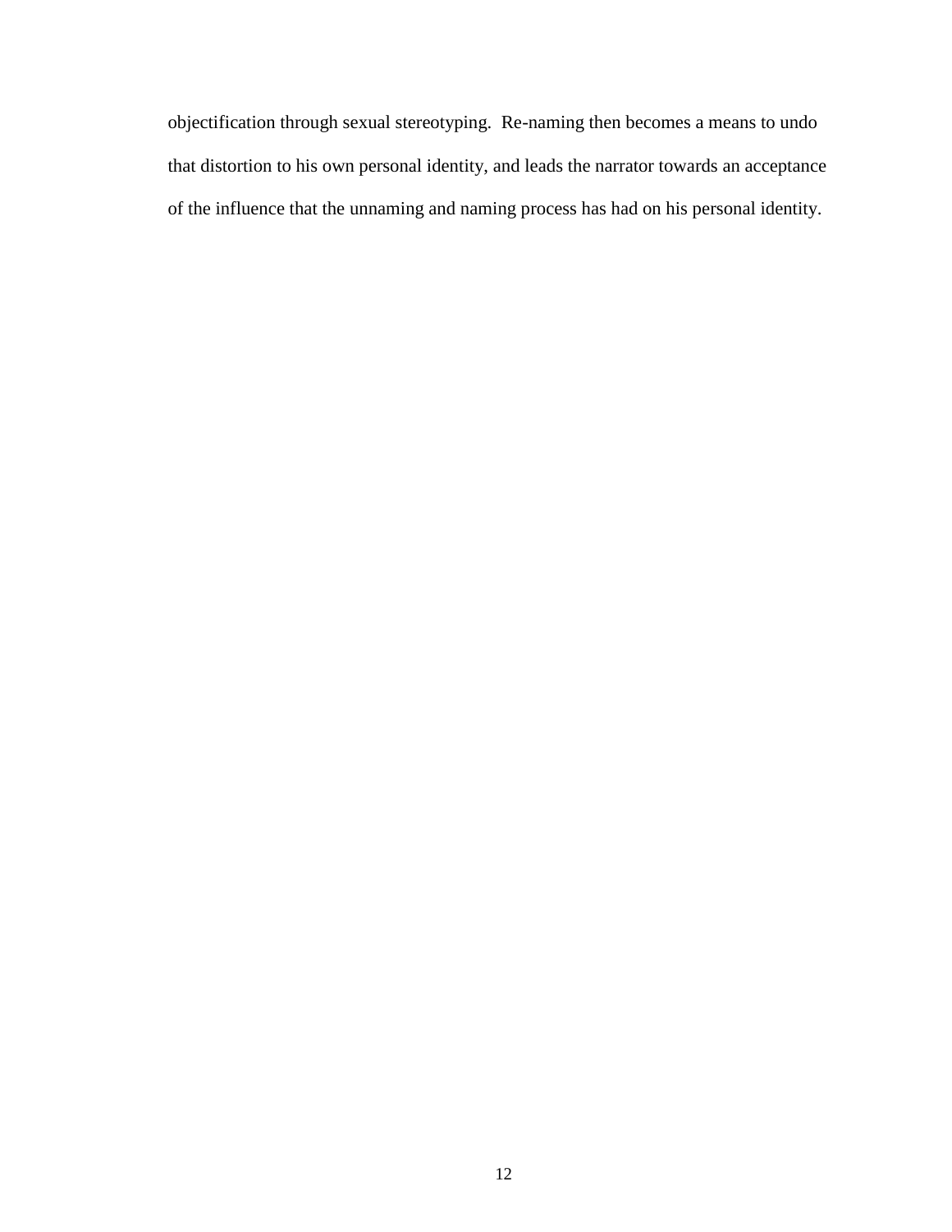objectification through sexual stereotyping. Re-naming then becomes a means to undo that distortion to his own personal identity, and leads the narrator towards an acceptance of the influence that the unnaming and naming process has had on his personal identity.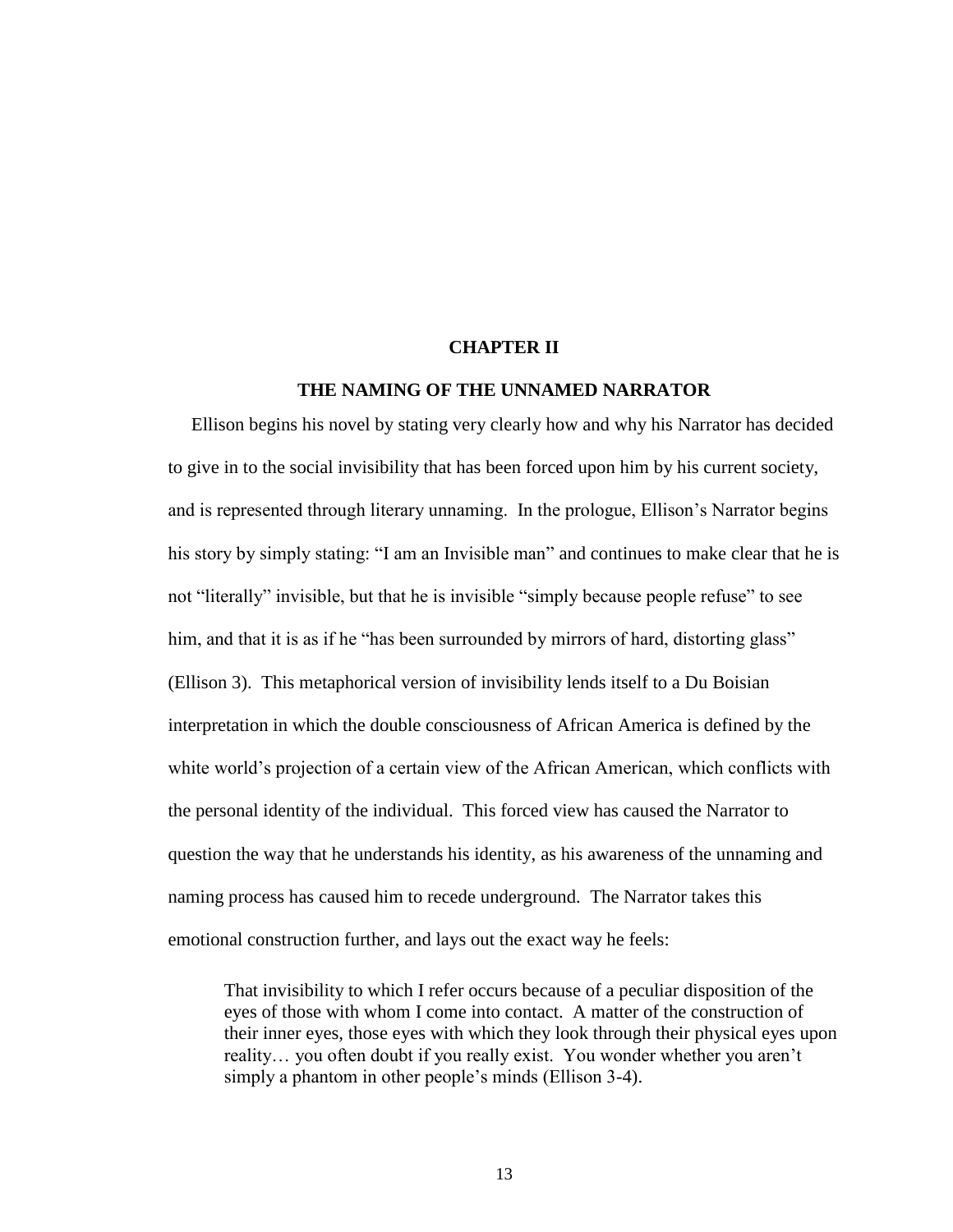# CHAPTER II

## THE NAMING OF THE UNNAMED NARRATOR

Ellison begins his novel by stating very clearly how and why his Narrator has decided to give in to the social invisibility that has been forced upon him by his current society, and is represented through literary unnaming. In the prologue, Ellison's Narrator begins his story by simply stating: "I am an Invisible man" and continues to make clear that he is not "literally" invisible, but that he is invisible "simply because people refuse" to see him, and that it is as if he "has been surrounded by mirrors of hard, distorting glass" (Ellison 3). This metaphorical version of invisibility lends itself to a Du Boisian interpretation in which the double consciousness of African America is defined by the white world's projection of a certain view of the African American, which conflicts with the personal identity of the individual. This forced view has caused the Narrator to question the way that he understands his identity, as his awareness of the unnaming and naming process has caused him to recede underground. The Narrator takes this emotional construction further, and lays out the exact way he feels:

> That invisibility to which I refer occurs because of a peculiar disposition of the eyes of those with whom I come into contact. A matter of the construction of their inner eyes, those eyes with which they look through their physical eyes upon reality… you often doubt if you really exist. You wonder whether you aren't simply a phantom in other people's minds (Ellison 3-4).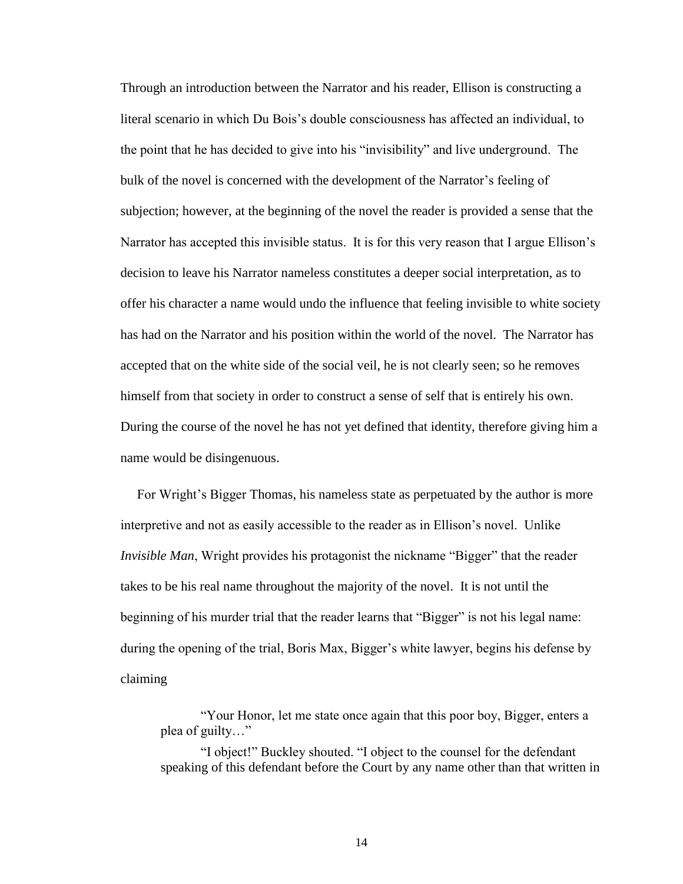Through an introduction between the Narrator and his reader, Ellison is constructing a literal scenario in which Du Bois's double consciousness has affected an individual, to the point that he has decided to give into his "invisibility" and live underground. The bulk of the novel is concerned with the development of the Narrator's feeling of subjection; however, at the beginning of the novel the reader is provided a sense that the Narrator has accepted this invisible status. It is for this very reason that I argue Ellison's decision to leave his Narrator nameless constitutes a deeper social interpretation, as to offer his character a name would undo the influence that feeling invisible to white society has had on the Narrator and his position within the world of the novel. The Narrator has accepted that on the white side of the social veil, he is not clearly seen; so he removes himself from that society in order to construct a sense of self that is entirely his own. During the course of the novel he has not yet defined that identity, therefore giving him a name would be disingenuous.

For Wright's Bigger Thomas, his nameless state as perpetuated by the author is more interpretive and not as easily accessible to the reader as in Ellison's novel. Unlike *Invisible Man*, Wright provides his protagonist the nickname "Bigger" that the reader takes to be his real name throughout the majority of the novel. It is not until the beginning of his murder trial that the reader learns that "Bigger" is not his legal name: during the opening of the trial, Boris Max, Bigger's white lawyer, begins his defense by claiming

> "Your Honor, let me state once again that this poor boy, Bigger, enters a plea of guilty…"
>
> "I object!" Buckley shouted. "I object to the counsel for the defendant speaking of this defendant before the Court by any name other than that written in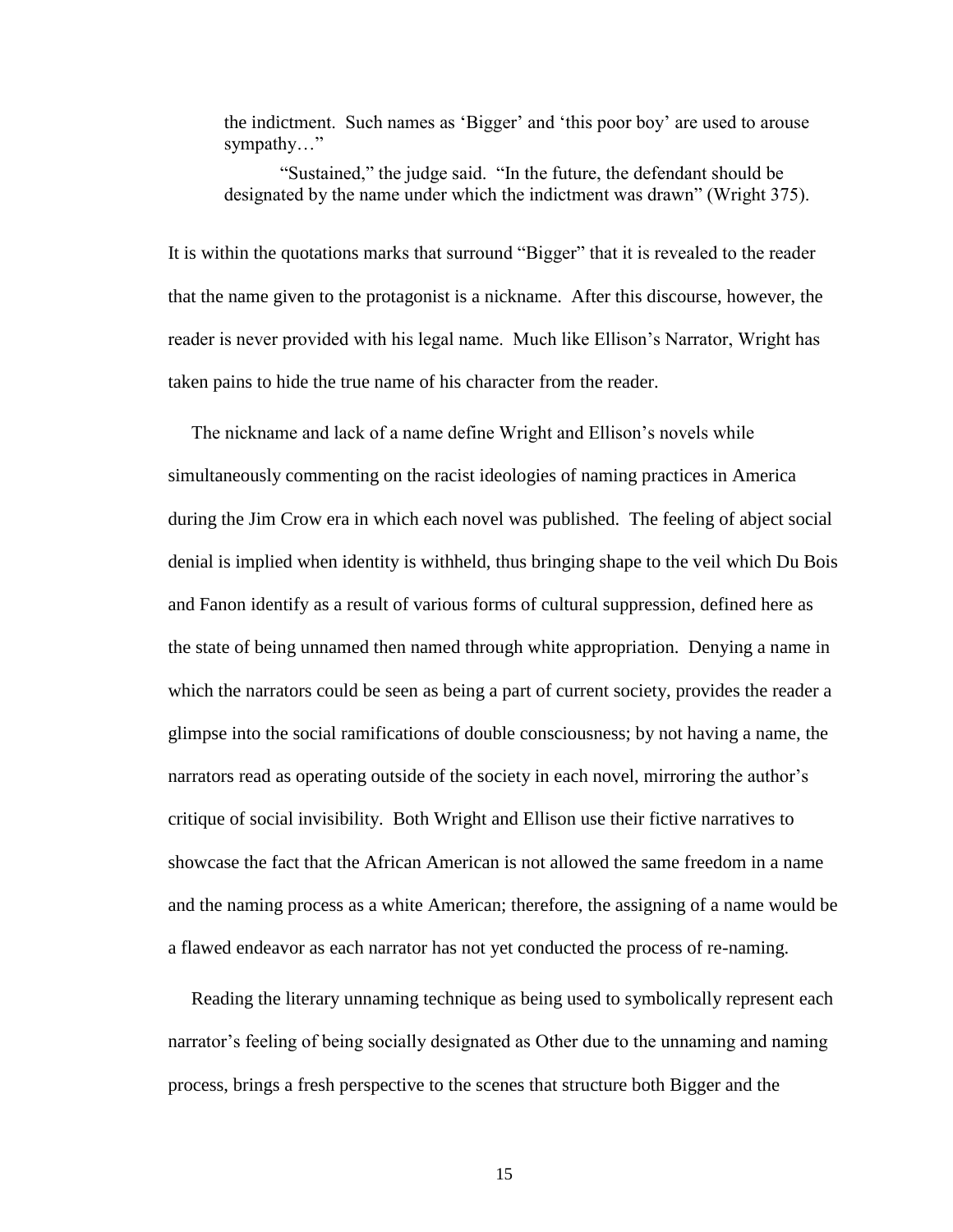> the indictment. Such names as 'Bigger' and 'this poor boy' are used to arouse sympathy…"
>
> "Sustained," the judge said. "In the future, the defendant should be designated by the name under which the indictment was drawn" (Wright 375).

It is within the quotations marks that surround "Bigger" that it is revealed to the reader that the name given to the protagonist is a nickname. After this discourse, however, the reader is never provided with his legal name. Much like Ellison's Narrator, Wright has taken pains to hide the true name of his character from the reader.

The nickname and lack of a name define Wright and Ellison's novels while simultaneously commenting on the racist ideologies of naming practices in America during the Jim Crow era in which each novel was published. The feeling of abject social denial is implied when identity is withheld, thus bringing shape to the veil which Du Bois and Fanon identify as a result of various forms of cultural suppression, defined here as the state of being unnamed then named through white appropriation. Denying a name in which the narrators could be seen as being a part of current society, provides the reader a glimpse into the social ramifications of double consciousness; by not having a name, the narrators read as operating outside of the society in each novel, mirroring the author's critique of social invisibility. Both Wright and Ellison use their fictive narratives to showcase the fact that the African American is not allowed the same freedom in a name and the naming process as a white American; therefore, the assigning of a name would be a flawed endeavor as each narrator has not yet conducted the process of re-naming.

Reading the literary unnaming technique as being used to symbolically represent each narrator's feeling of being socially designated as Other due to the unnaming and naming process, brings a fresh perspective to the scenes that structure both Bigger and the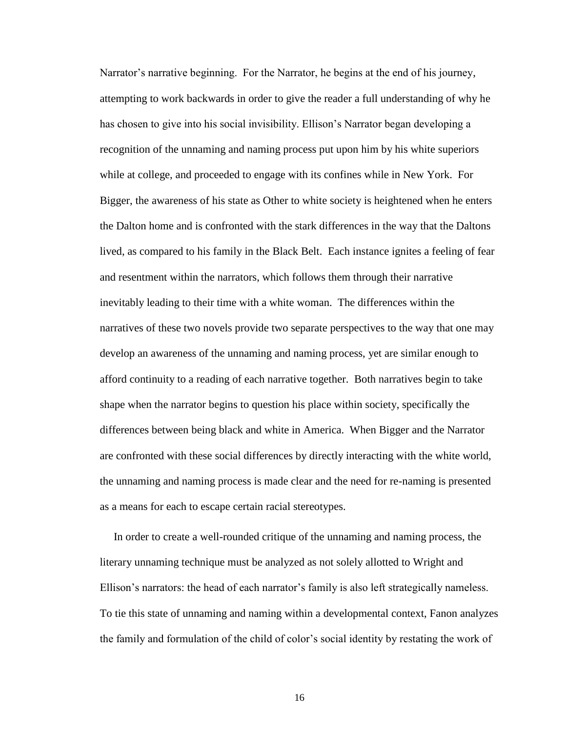Narrator's narrative beginning. For the Narrator, he begins at the end of his journey, attempting to work backwards in order to give the reader a full understanding of why he has chosen to give into his social invisibility. Ellison's Narrator began developing a recognition of the unnaming and naming process put upon him by his white superiors while at college, and proceeded to engage with its confines while in New York. For Bigger, the awareness of his state as Other to white society is heightened when he enters the Dalton home and is confronted with the stark differences in the way that the Daltons lived, as compared to his family in the Black Belt. Each instance ignites a feeling of fear and resentment within the narrators, which follows them through their narrative inevitably leading to their time with a white woman. The differences within the narratives of these two novels provide two separate perspectives to the way that one may develop an awareness of the unnaming and naming process, yet are similar enough to afford continuity to a reading of each narrative together. Both narratives begin to take shape when the narrator begins to question his place within society, specifically the differences between being black and white in America. When Bigger and the Narrator are confronted with these social differences by directly interacting with the white world, the unnaming and naming process is made clear and the need for re-naming is presented as a means for each to escape certain racial stereotypes.

In order to create a well-rounded critique of the unnaming and naming process, the literary unnaming technique must be analyzed as not solely allotted to Wright and Ellison's narrators: the head of each narrator's family is also left strategically nameless. To tie this state of unnaming and naming within a developmental context, Fanon analyzes the family and formulation of the child of color's social identity by restating the work of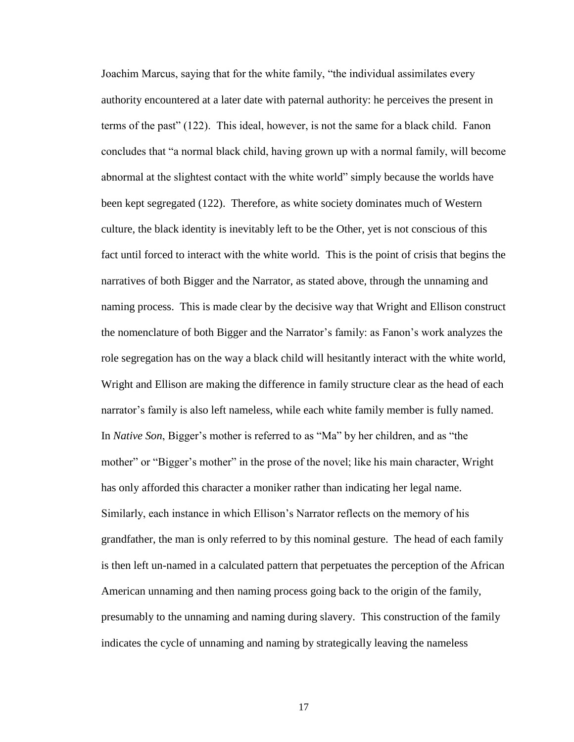Joachim Marcus, saying that for the white family, "the individual assimilates every authority encountered at a later date with paternal authority: he perceives the present in terms of the past" (122). This ideal, however, is not the same for a black child. Fanon concludes that "a normal black child, having grown up with a normal family, will become abnormal at the slightest contact with the white world" simply because the worlds have been kept segregated (122). Therefore, as white society dominates much of Western culture, the black identity is inevitably left to be the Other, yet is not conscious of this fact until forced to interact with the white world. This is the point of crisis that begins the narratives of both Bigger and the Narrator, as stated above, through the unnaming and naming process. This is made clear by the decisive way that Wright and Ellison construct the nomenclature of both Bigger and the Narrator's family: as Fanon's work analyzes the role segregation has on the way a black child will hesitantly interact with the white world, Wright and Ellison are making the difference in family structure clear as the head of each narrator's family is also left nameless, while each white family member is fully named. In *Native Son*, Bigger's mother is referred to as "Ma" by her children, and as "the mother" or "Bigger's mother" in the prose of the novel; like his main character, Wright has only afforded this character a moniker rather than indicating her legal name. Similarly, each instance in which Ellison's Narrator reflects on the memory of his grandfather, the man is only referred to by this nominal gesture. The head of each family is then left un-named in a calculated pattern that perpetuates the perception of the African American unnaming and then naming process going back to the origin of the family, presumably to the unnaming and naming during slavery. This construction of the family indicates the cycle of unnaming and naming by strategically leaving the nameless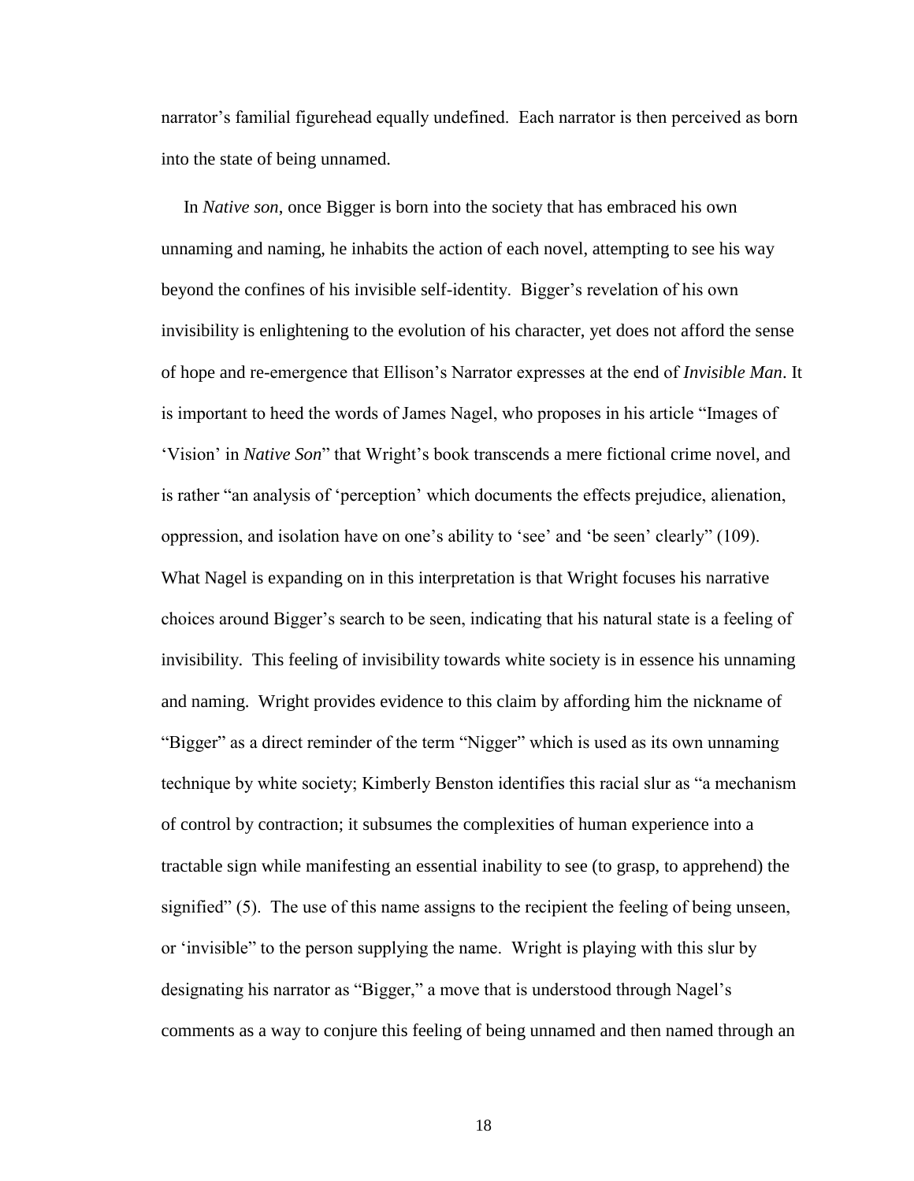narrator's familial figurehead equally undefined. Each narrator is then perceived as born into the state of being unnamed.

In *Native son*, once Bigger is born into the society that has embraced his own unnaming and naming, he inhabits the action of each novel, attempting to see his way beyond the confines of his invisible self-identity. Bigger's revelation of his own invisibility is enlightening to the evolution of his character, yet does not afford the sense of hope and re-emergence that Ellison's Narrator expresses at the end of *Invisible Man*. It is important to heed the words of James Nagel, who proposes in his article "Images of 'Vision' in *Native Son*" that Wright's book transcends a mere fictional crime novel, and is rather "an analysis of 'perception' which documents the effects prejudice, alienation, oppression, and isolation have on one's ability to 'see' and 'be seen' clearly" (109). What Nagel is expanding on in this interpretation is that Wright focuses his narrative choices around Bigger's search to be seen, indicating that his natural state is a feeling of invisibility. This feeling of invisibility towards white society is in essence his unnaming and naming. Wright provides evidence to this claim by affording him the nickname of "Bigger" as a direct reminder of the term "Nigger" which is used as its own unnaming technique by white society; Kimberly Benston identifies this racial slur as "a mechanism of control by contraction; it subsumes the complexities of human experience into a tractable sign while manifesting an essential inability to see (to grasp, to apprehend) the signified" (5). The use of this name assigns to the recipient the feeling of being unseen, or 'invisible" to the person supplying the name. Wright is playing with this slur by designating his narrator as "Bigger," a move that is understood through Nagel's comments as a way to conjure this feeling of being unnamed and then named through an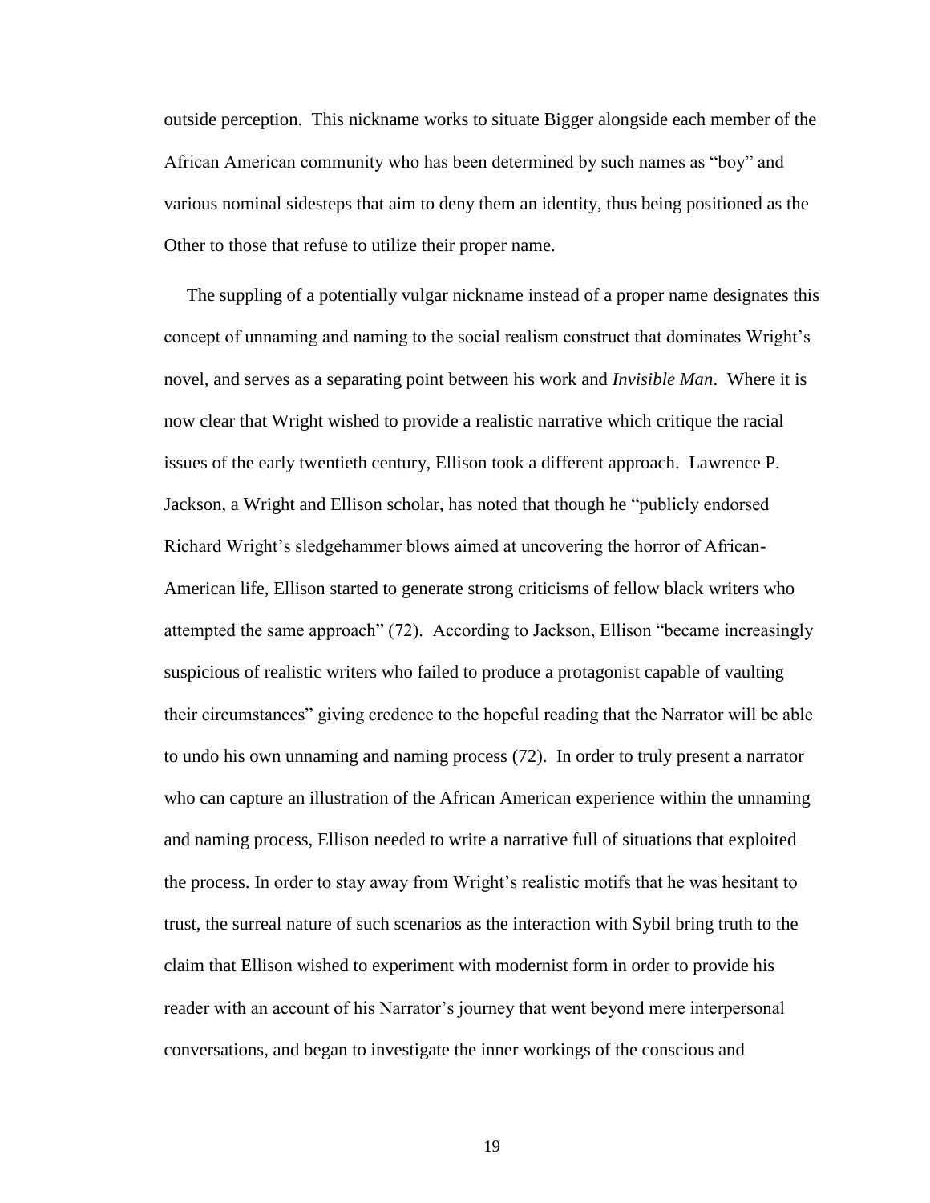outside perception. This nickname works to situate Bigger alongside each member of the African American community who has been determined by such names as "boy" and various nominal sidesteps that aim to deny them an identity, thus being positioned as the Other to those that refuse to utilize their proper name.

The suppling of a potentially vulgar nickname instead of a proper name designates this concept of unnaming and naming to the social realism construct that dominates Wright's novel, and serves as a separating point between his work and *Invisible Man*. Where it is now clear that Wright wished to provide a realistic narrative which critique the racial issues of the early twentieth century, Ellison took a different approach. Lawrence P. Jackson, a Wright and Ellison scholar, has noted that though he "publicly endorsed Richard Wright's sledgehammer blows aimed at uncovering the horror of African-American life, Ellison started to generate strong criticisms of fellow black writers who attempted the same approach" (72). According to Jackson, Ellison "became increasingly suspicious of realistic writers who failed to produce a protagonist capable of vaulting their circumstances" giving credence to the hopeful reading that the Narrator will be able to undo his own unnaming and naming process (72). In order to truly present a narrator who can capture an illustration of the African American experience within the unnaming and naming process, Ellison needed to write a narrative full of situations that exploited the process. In order to stay away from Wright's realistic motifs that he was hesitant to trust, the surreal nature of such scenarios as the interaction with Sybil bring truth to the claim that Ellison wished to experiment with modernist form in order to provide his reader with an account of his Narrator's journey that went beyond mere interpersonal conversations, and began to investigate the inner workings of the conscious and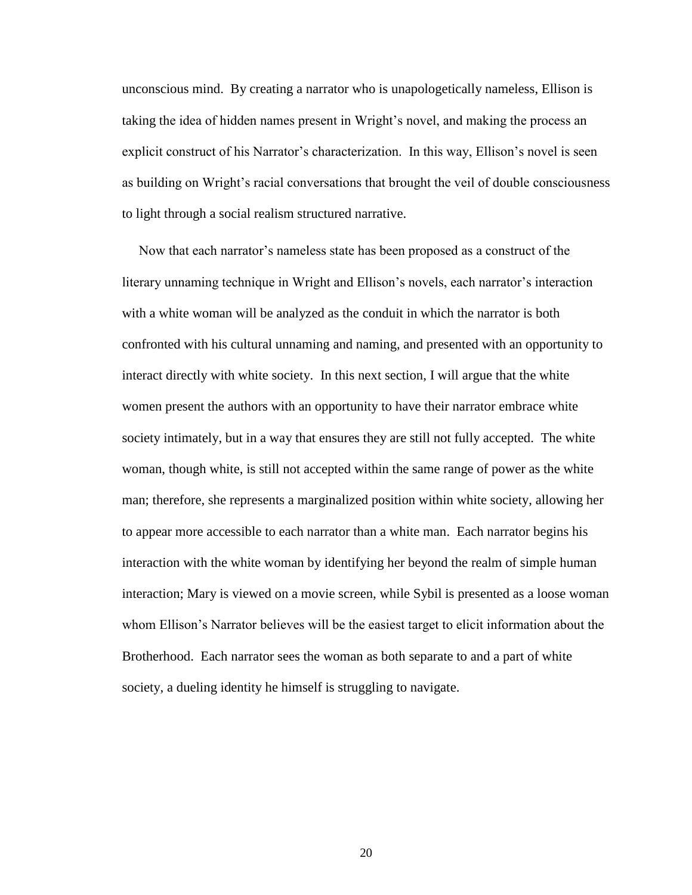unconscious mind. By creating a narrator who is unapologetically nameless, Ellison is taking the idea of hidden names present in Wright's novel, and making the process an explicit construct of his Narrator's characterization. In this way, Ellison's novel is seen as building on Wright's racial conversations that brought the veil of double consciousness to light through a social realism structured narrative.

Now that each narrator's nameless state has been proposed as a construct of the literary unnaming technique in Wright and Ellison's novels, each narrator's interaction with a white woman will be analyzed as the conduit in which the narrator is both confronted with his cultural unnaming and naming, and presented with an opportunity to interact directly with white society. In this next section, I will argue that the white women present the authors with an opportunity to have their narrator embrace white society intimately, but in a way that ensures they are still not fully accepted. The white woman, though white, is still not accepted within the same range of power as the white man; therefore, she represents a marginalized position within white society, allowing her to appear more accessible to each narrator than a white man. Each narrator begins his interaction with the white woman by identifying her beyond the realm of simple human interaction; Mary is viewed on a movie screen, while Sybil is presented as a loose woman whom Ellison's Narrator believes will be the easiest target to elicit information about the Brotherhood. Each narrator sees the woman as both separate to and a part of white society, a dueling identity he himself is struggling to navigate.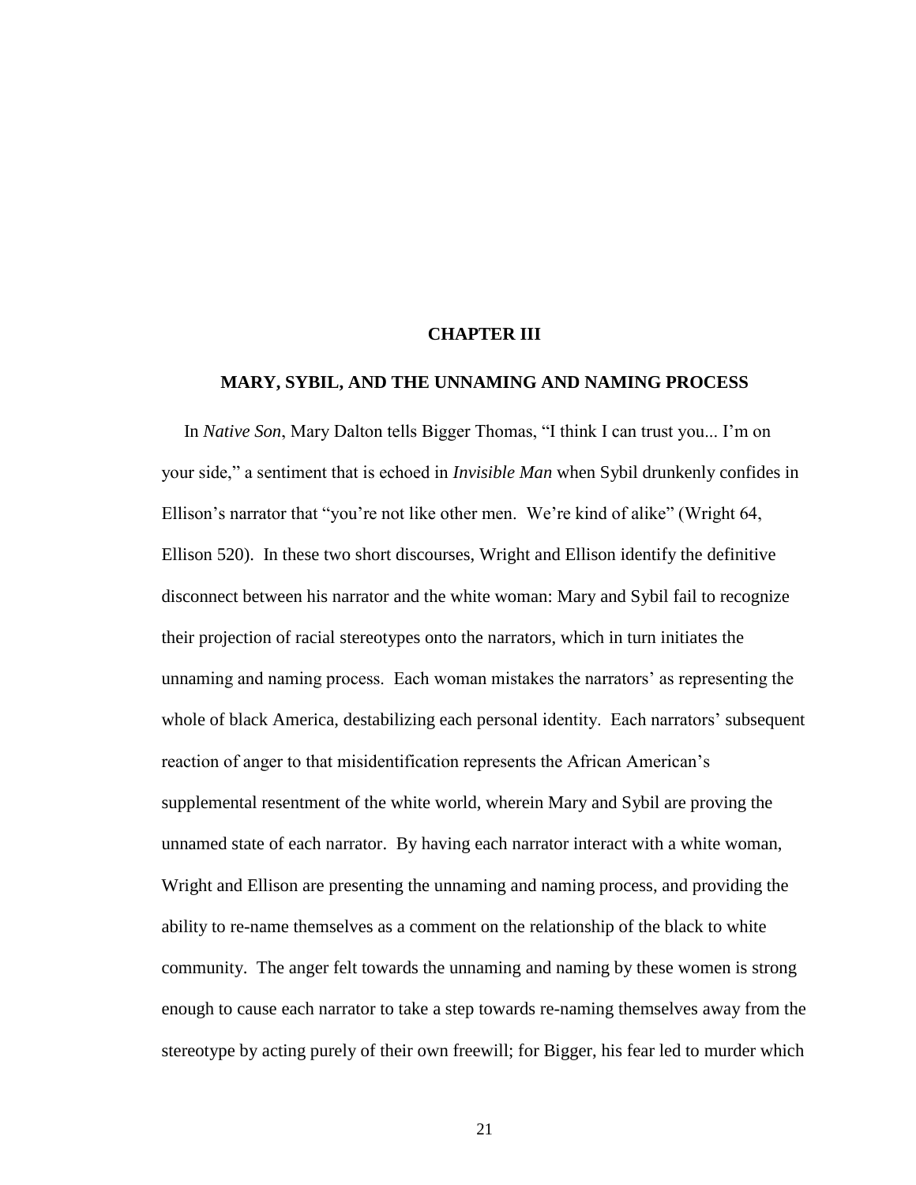# CHAPTER III

## MARY, SYBIL, AND THE UNNAMING AND NAMING PROCESS

In *Native Son*, Mary Dalton tells Bigger Thomas, "I think I can trust you... I'm on your side," a sentiment that is echoed in *Invisible Man* when Sybil drunkenly confides in Ellison's narrator that "you're not like other men. We're kind of alike" (Wright 64, Ellison 520). In these two short discourses, Wright and Ellison identify the definitive disconnect between his narrator and the white woman: Mary and Sybil fail to recognize their projection of racial stereotypes onto the narrators, which in turn initiates the unnaming and naming process. Each woman mistakes the narrators' as representing the whole of black America, destabilizing each personal identity. Each narrators' subsequent reaction of anger to that misidentification represents the African American's supplemental resentment of the white world, wherein Mary and Sybil are proving the unnamed state of each narrator. By having each narrator interact with a white woman, Wright and Ellison are presenting the unnaming and naming process, and providing the ability to re-name themselves as a comment on the relationship of the black to white community. The anger felt towards the unnaming and naming by these women is strong enough to cause each narrator to take a step towards re-naming themselves away from the stereotype by acting purely of their own freewill; for Bigger, his fear led to murder which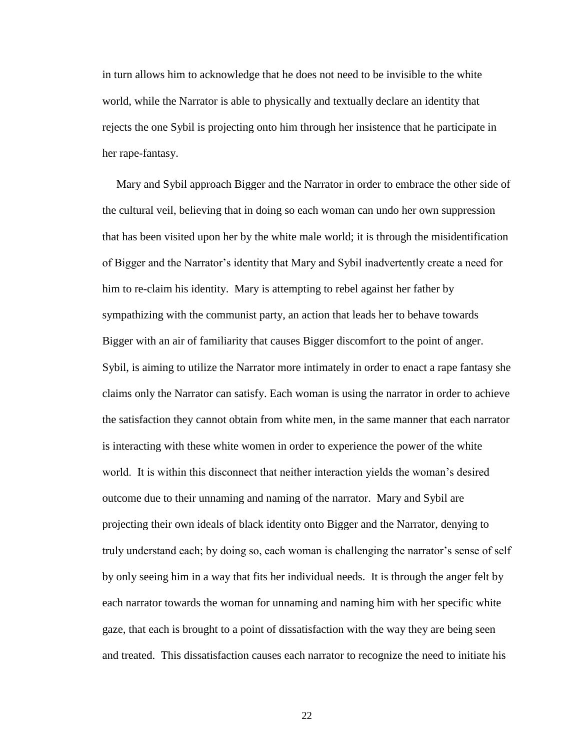in turn allows him to acknowledge that he does not need to be invisible to the white world, while the Narrator is able to physically and textually declare an identity that rejects the one Sybil is projecting onto him through her insistence that he participate in her rape-fantasy.

Mary and Sybil approach Bigger and the Narrator in order to embrace the other side of the cultural veil, believing that in doing so each woman can undo her own suppression that has been visited upon her by the white male world; it is through the misidentification of Bigger and the Narrator's identity that Mary and Sybil inadvertently create a need for him to re-claim his identity. Mary is attempting to rebel against her father by sympathizing with the communist party, an action that leads her to behave towards Bigger with an air of familiarity that causes Bigger discomfort to the point of anger. Sybil, is aiming to utilize the Narrator more intimately in order to enact a rape fantasy she claims only the Narrator can satisfy. Each woman is using the narrator in order to achieve the satisfaction they cannot obtain from white men, in the same manner that each narrator is interacting with these white women in order to experience the power of the white world. It is within this disconnect that neither interaction yields the woman's desired outcome due to their unnaming and naming of the narrator. Mary and Sybil are projecting their own ideals of black identity onto Bigger and the Narrator, denying to truly understand each; by doing so, each woman is challenging the narrator's sense of self by only seeing him in a way that fits her individual needs. It is through the anger felt by each narrator towards the woman for unnaming and naming him with her specific white gaze, that each is brought to a point of dissatisfaction with the way they are being seen and treated. This dissatisfaction causes each narrator to recognize the need to initiate his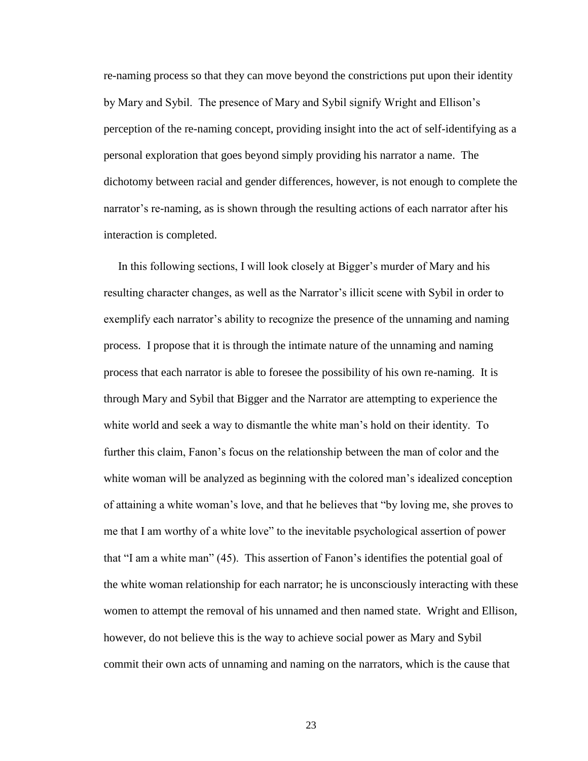re-naming process so that they can move beyond the constrictions put upon their identity by Mary and Sybil. The presence of Mary and Sybil signify Wright and Ellison's perception of the re-naming concept, providing insight into the act of self-identifying as a personal exploration that goes beyond simply providing his narrator a name. The dichotomy between racial and gender differences, however, is not enough to complete the narrator's re-naming, as is shown through the resulting actions of each narrator after his interaction is completed.

In this following sections, I will look closely at Bigger's murder of Mary and his resulting character changes, as well as the Narrator's illicit scene with Sybil in order to exemplify each narrator's ability to recognize the presence of the unnaming and naming process. I propose that it is through the intimate nature of the unnaming and naming process that each narrator is able to foresee the possibility of his own re-naming. It is through Mary and Sybil that Bigger and the Narrator are attempting to experience the white world and seek a way to dismantle the white man's hold on their identity. To further this claim, Fanon's focus on the relationship between the man of color and the white woman will be analyzed as beginning with the colored man's idealized conception of attaining a white woman's love, and that he believes that "by loving me, she proves to me that I am worthy of a white love" to the inevitable psychological assertion of power that "I am a white man" (45). This assertion of Fanon's identifies the potential goal of the white woman relationship for each narrator; he is unconsciously interacting with these women to attempt the removal of his unnamed and then named state. Wright and Ellison, however, do not believe this is the way to achieve social power as Mary and Sybil commit their own acts of unnaming and naming on the narrators, which is the cause that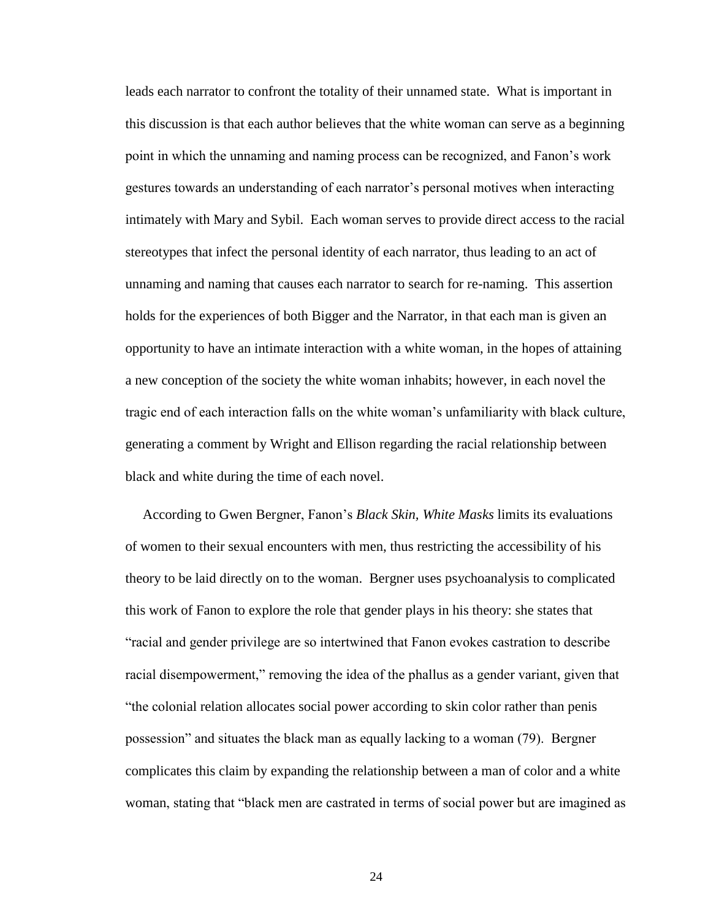leads each narrator to confront the totality of their unnamed state. What is important in this discussion is that each author believes that the white woman can serve as a beginning point in which the unnaming and naming process can be recognized, and Fanon's work gestures towards an understanding of each narrator's personal motives when interacting intimately with Mary and Sybil. Each woman serves to provide direct access to the racial stereotypes that infect the personal identity of each narrator, thus leading to an act of unnaming and naming that causes each narrator to search for re-naming. This assertion holds for the experiences of both Bigger and the Narrator, in that each man is given an opportunity to have an intimate interaction with a white woman, in the hopes of attaining a new conception of the society the white woman inhabits; however, in each novel the tragic end of each interaction falls on the white woman's unfamiliarity with black culture, generating a comment by Wright and Ellison regarding the racial relationship between black and white during the time of each novel.

According to Gwen Bergner, Fanon's *Black Skin, White Masks* limits its evaluations of women to their sexual encounters with men, thus restricting the accessibility of his theory to be laid directly on to the woman. Bergner uses psychoanalysis to complicated this work of Fanon to explore the role that gender plays in his theory: she states that "racial and gender privilege are so intertwined that Fanon evokes castration to describe racial disempowerment," removing the idea of the phallus as a gender variant, given that "the colonial relation allocates social power according to skin color rather than penis possession" and situates the black man as equally lacking to a woman (79). Bergner complicates this claim by expanding the relationship between a man of color and a white woman, stating that "black men are castrated in terms of social power but are imagined as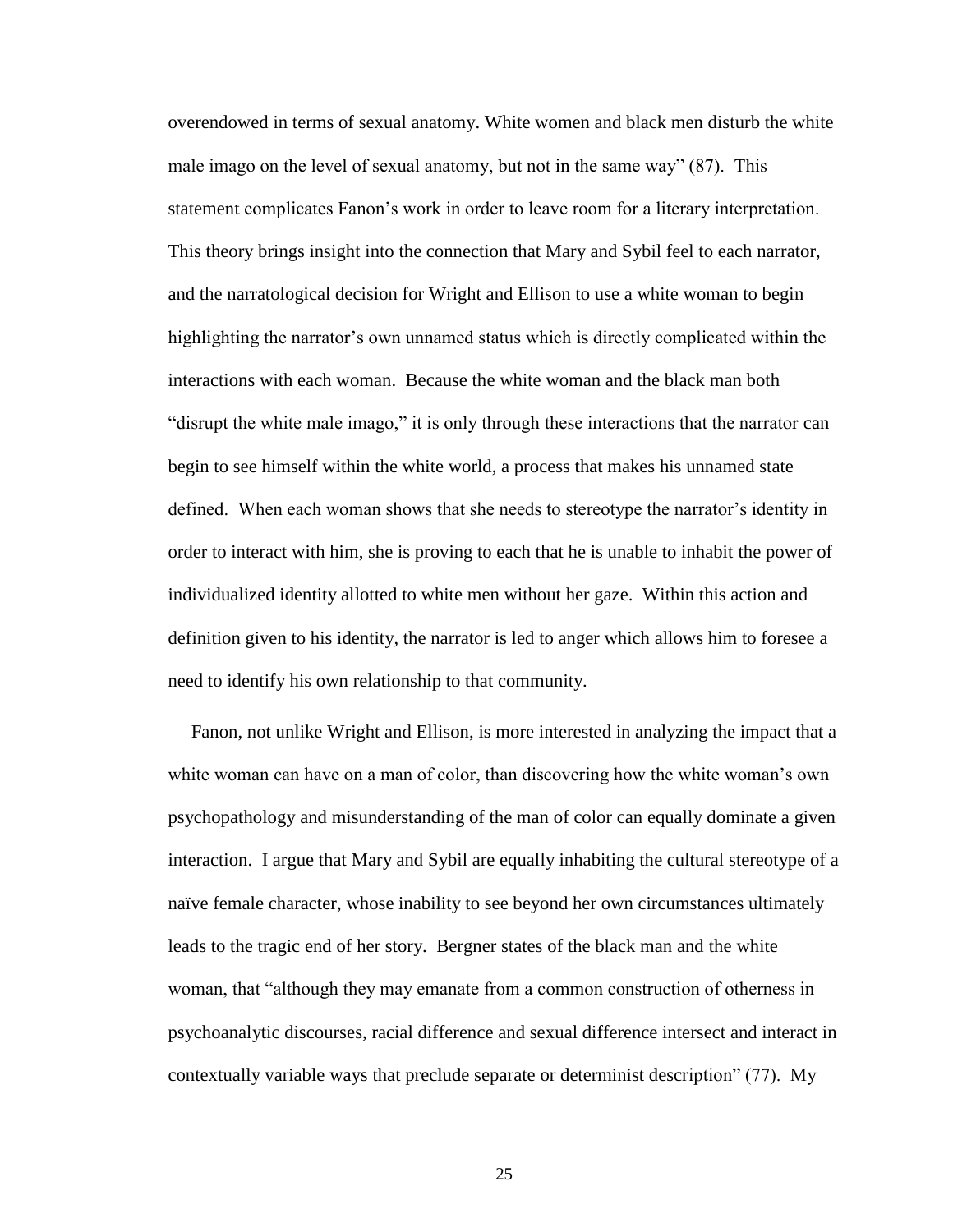overendowed in terms of sexual anatomy. White women and black men disturb the white male imago on the level of sexual anatomy, but not in the same way" (87). This statement complicates Fanon's work in order to leave room for a literary interpretation. This theory brings insight into the connection that Mary and Sybil feel to each narrator, and the narratological decision for Wright and Ellison to use a white woman to begin highlighting the narrator's own unnamed status which is directly complicated within the interactions with each woman. Because the white woman and the black man both "disrupt the white male imago," it is only through these interactions that the narrator can begin to see himself within the white world, a process that makes his unnamed state defined. When each woman shows that she needs to stereotype the narrator's identity in order to interact with him, she is proving to each that he is unable to inhabit the power of individualized identity allotted to white men without her gaze. Within this action and definition given to his identity, the narrator is led to anger which allows him to foresee a need to identify his own relationship to that community.

Fanon, not unlike Wright and Ellison, is more interested in analyzing the impact that a white woman can have on a man of color, than discovering how the white woman's own psychopathology and misunderstanding of the man of color can equally dominate a given interaction. I argue that Mary and Sybil are equally inhabiting the cultural stereotype of a naïve female character, whose inability to see beyond her own circumstances ultimately leads to the tragic end of her story. Bergner states of the black man and the white woman, that "although they may emanate from a common construction of otherness in psychoanalytic discourses, racial difference and sexual difference intersect and interact in contextually variable ways that preclude separate or determinist description" (77). My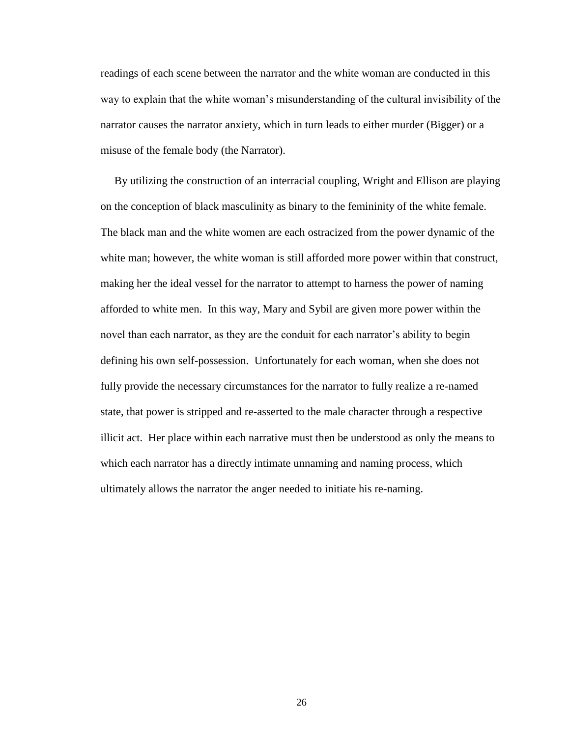readings of each scene between the narrator and the white woman are conducted in this way to explain that the white woman's misunderstanding of the cultural invisibility of the narrator causes the narrator anxiety, which in turn leads to either murder (Bigger) or a misuse of the female body (the Narrator).

By utilizing the construction of an interracial coupling, Wright and Ellison are playing on the conception of black masculinity as binary to the femininity of the white female. The black man and the white women are each ostracized from the power dynamic of the white man; however, the white woman is still afforded more power within that construct, making her the ideal vessel for the narrator to attempt to harness the power of naming afforded to white men. In this way, Mary and Sybil are given more power within the novel than each narrator, as they are the conduit for each narrator's ability to begin defining his own self-possession. Unfortunately for each woman, when she does not fully provide the necessary circumstances for the narrator to fully realize a re-named state, that power is stripped and re-asserted to the male character through a respective illicit act. Her place within each narrative must then be understood as only the means to which each narrator has a directly intimate unnaming and naming process, which ultimately allows the narrator the anger needed to initiate his re-naming.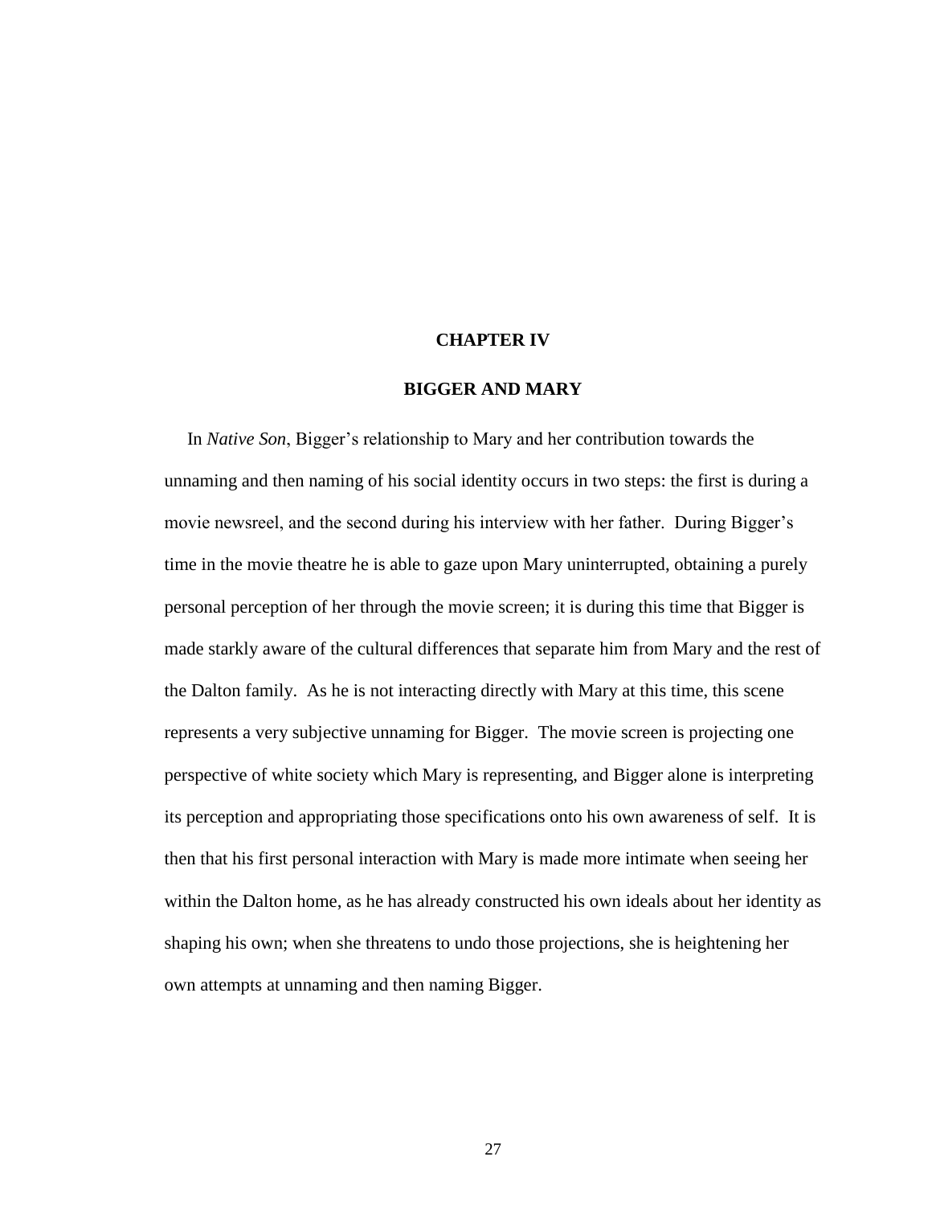# CHAPTER IV

## BIGGER AND MARY

In *Native Son*, Bigger's relationship to Mary and her contribution towards the unnaming and then naming of his social identity occurs in two steps: the first is during a movie newsreel, and the second during his interview with her father. During Bigger's time in the movie theatre he is able to gaze upon Mary uninterrupted, obtaining a purely personal perception of her through the movie screen; it is during this time that Bigger is made starkly aware of the cultural differences that separate him from Mary and the rest of the Dalton family. As he is not interacting directly with Mary at this time, this scene represents a very subjective unnaming for Bigger. The movie screen is projecting one perspective of white society which Mary is representing, and Bigger alone is interpreting its perception and appropriating those specifications onto his own awareness of self. It is then that his first personal interaction with Mary is made more intimate when seeing her within the Dalton home, as he has already constructed his own ideals about her identity as shaping his own; when she threatens to undo those projections, she is heightening her own attempts at unnaming and then naming Bigger.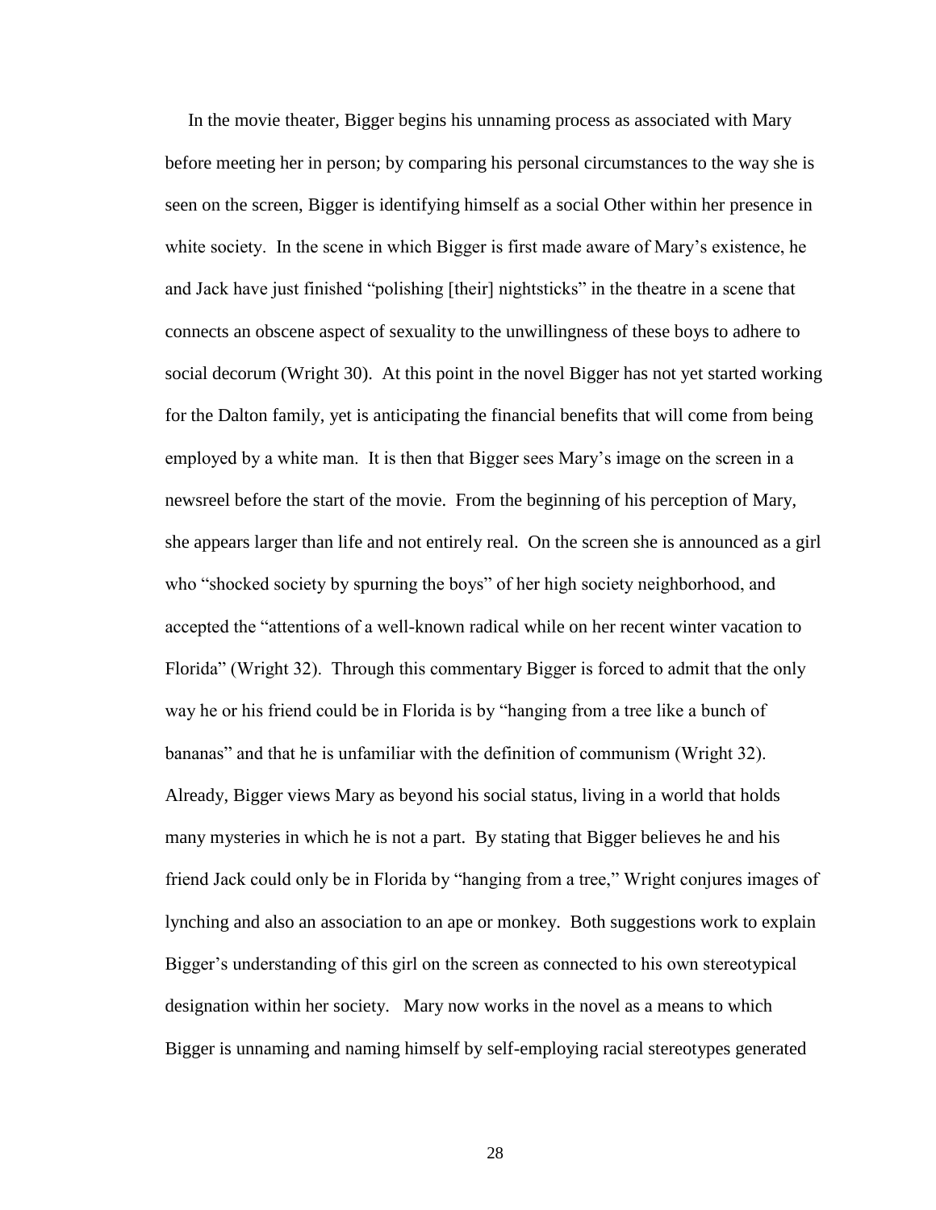In the movie theater, Bigger begins his unnaming process as associated with Mary before meeting her in person; by comparing his personal circumstances to the way she is seen on the screen, Bigger is identifying himself as a social Other within her presence in white society. In the scene in which Bigger is first made aware of Mary's existence, he and Jack have just finished "polishing [their] nightsticks" in the theatre in a scene that connects an obscene aspect of sexuality to the unwillingness of these boys to adhere to social decorum (Wright 30). At this point in the novel Bigger has not yet started working for the Dalton family, yet is anticipating the financial benefits that will come from being employed by a white man. It is then that Bigger sees Mary's image on the screen in a newsreel before the start of the movie. From the beginning of his perception of Mary, she appears larger than life and not entirely real. On the screen she is announced as a girl who "shocked society by spurning the boys" of her high society neighborhood, and accepted the "attentions of a well-known radical while on her recent winter vacation to Florida" (Wright 32). Through this commentary Bigger is forced to admit that the only way he or his friend could be in Florida is by "hanging from a tree like a bunch of bananas" and that he is unfamiliar with the definition of communism (Wright 32). Already, Bigger views Mary as beyond his social status, living in a world that holds many mysteries in which he is not a part. By stating that Bigger believes he and his friend Jack could only be in Florida by "hanging from a tree," Wright conjures images of lynching and also an association to an ape or monkey. Both suggestions work to explain Bigger's understanding of this girl on the screen as connected to his own stereotypical designation within her society. Mary now works in the novel as a means to which Bigger is unnaming and naming himself by self-employing racial stereotypes generated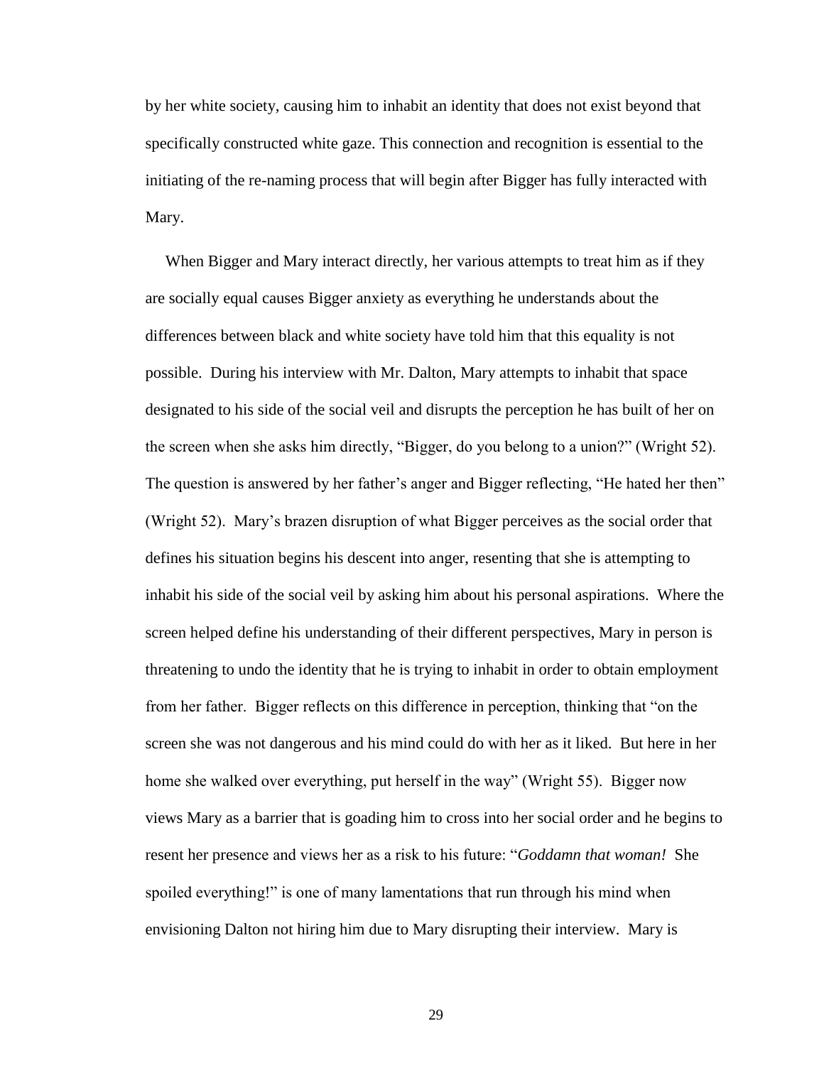by her white society, causing him to inhabit an identity that does not exist beyond that specifically constructed white gaze. This connection and recognition is essential to the initiating of the re-naming process that will begin after Bigger has fully interacted with Mary.

When Bigger and Mary interact directly, her various attempts to treat him as if they are socially equal causes Bigger anxiety as everything he understands about the differences between black and white society have told him that this equality is not possible. During his interview with Mr. Dalton, Mary attempts to inhabit that space designated to his side of the social veil and disrupts the perception he has built of her on the screen when she asks him directly, "Bigger, do you belong to a union?" (Wright 52). The question is answered by her father's anger and Bigger reflecting, "He hated her then" (Wright 52). Mary's brazen disruption of what Bigger perceives as the social order that defines his situation begins his descent into anger, resenting that she is attempting to inhabit his side of the social veil by asking him about his personal aspirations. Where the screen helped define his understanding of their different perspectives, Mary in person is threatening to undo the identity that he is trying to inhabit in order to obtain employment from her father. Bigger reflects on this difference in perception, thinking that "on the screen she was not dangerous and his mind could do with her as it liked. But here in her home she walked over everything, put herself in the way" (Wright 55). Bigger now views Mary as a barrier that is goading him to cross into her social order and he begins to resent her presence and views her as a risk to his future: "*Goddamn that woman!* She spoiled everything!" is one of many lamentations that run through his mind when envisioning Dalton not hiring him due to Mary disrupting their interview. Mary is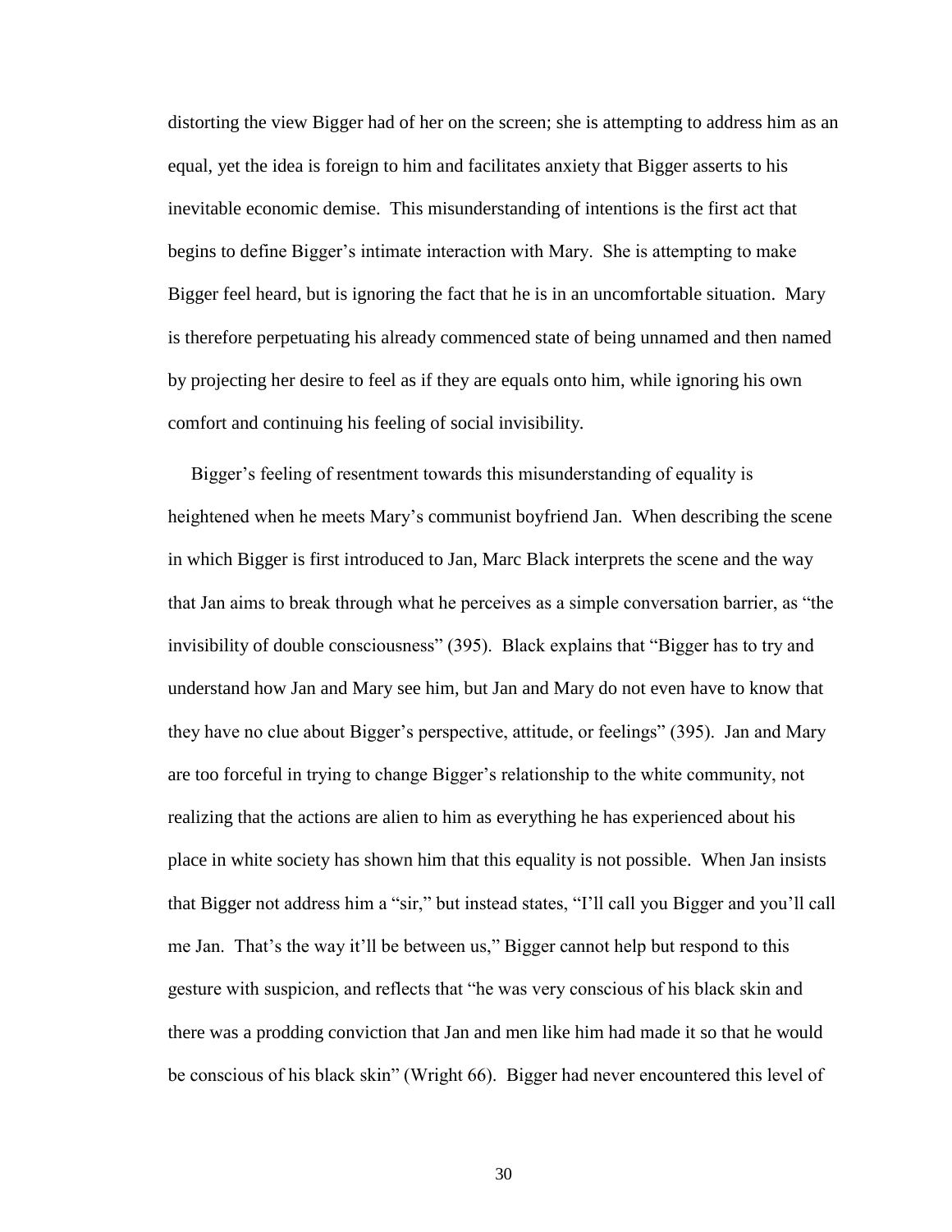distorting the view Bigger had of her on the screen; she is attempting to address him as an equal, yet the idea is foreign to him and facilitates anxiety that Bigger asserts to his inevitable economic demise. This misunderstanding of intentions is the first act that begins to define Bigger's intimate interaction with Mary. She is attempting to make Bigger feel heard, but is ignoring the fact that he is in an uncomfortable situation. Mary is therefore perpetuating his already commenced state of being unnamed and then named by projecting her desire to feel as if they are equals onto him, while ignoring his own comfort and continuing his feeling of social invisibility.

Bigger's feeling of resentment towards this misunderstanding of equality is heightened when he meets Mary's communist boyfriend Jan. When describing the scene in which Bigger is first introduced to Jan, Marc Black interprets the scene and the way that Jan aims to break through what he perceives as a simple conversation barrier, as "the invisibility of double consciousness" (395). Black explains that "Bigger has to try and understand how Jan and Mary see him, but Jan and Mary do not even have to know that they have no clue about Bigger's perspective, attitude, or feelings" (395). Jan and Mary are too forceful in trying to change Bigger's relationship to the white community, not realizing that the actions are alien to him as everything he has experienced about his place in white society has shown him that this equality is not possible. When Jan insists that Bigger not address him a "sir," but instead states, "I'll call you Bigger and you'll call me Jan. That's the way it'll be between us," Bigger cannot help but respond to this gesture with suspicion, and reflects that "he was very conscious of his black skin and there was a prodding conviction that Jan and men like him had made it so that he would be conscious of his black skin" (Wright 66). Bigger had never encountered this level of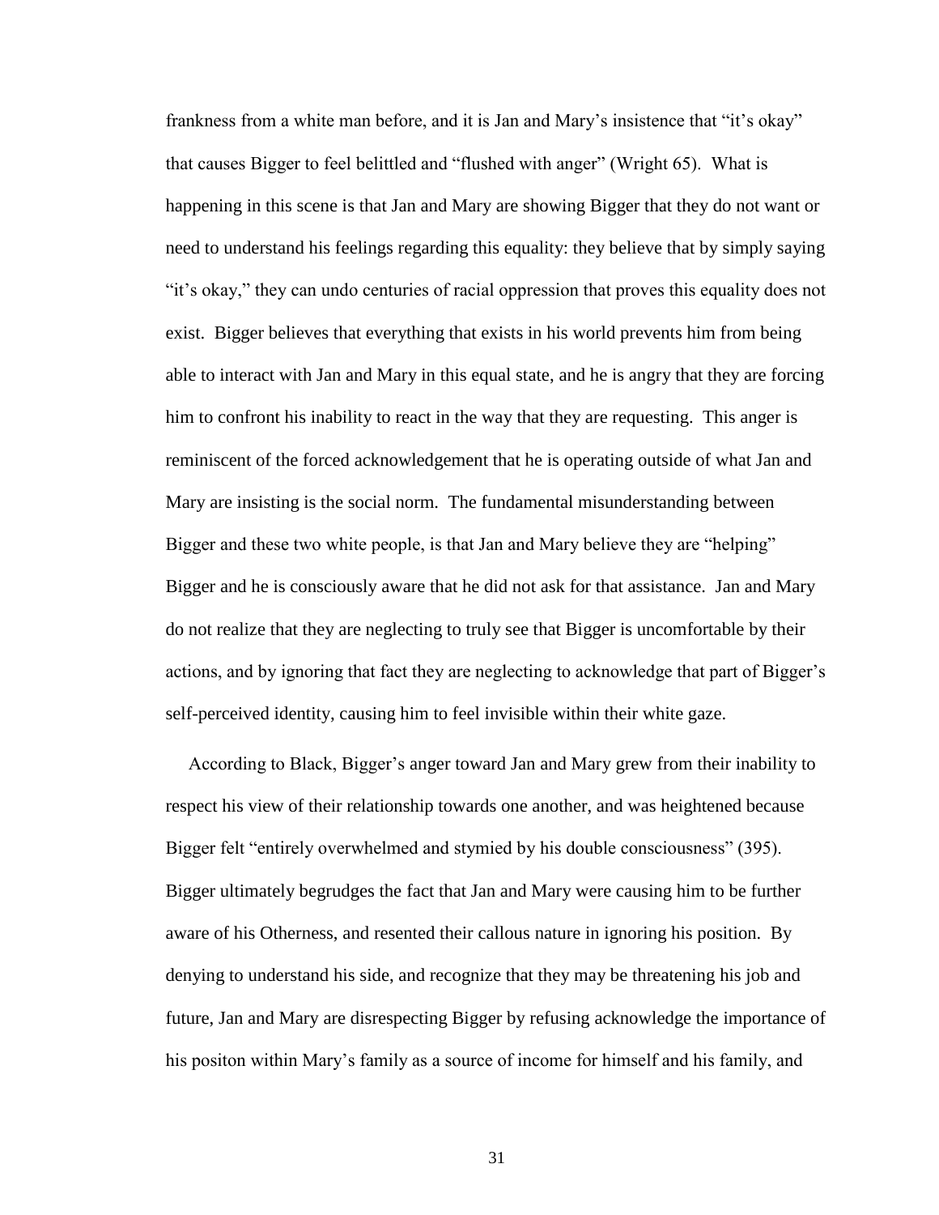frankness from a white man before, and it is Jan and Mary's insistence that "it's okay" that causes Bigger to feel belittled and "flushed with anger" (Wright 65). What is happening in this scene is that Jan and Mary are showing Bigger that they do not want or need to understand his feelings regarding this equality: they believe that by simply saying "it's okay," they can undo centuries of racial oppression that proves this equality does not exist. Bigger believes that everything that exists in his world prevents him from being able to interact with Jan and Mary in this equal state, and he is angry that they are forcing him to confront his inability to react in the way that they are requesting. This anger is reminiscent of the forced acknowledgement that he is operating outside of what Jan and Mary are insisting is the social norm. The fundamental misunderstanding between Bigger and these two white people, is that Jan and Mary believe they are "helping" Bigger and he is consciously aware that he did not ask for that assistance. Jan and Mary do not realize that they are neglecting to truly see that Bigger is uncomfortable by their actions, and by ignoring that fact they are neglecting to acknowledge that part of Bigger's self-perceived identity, causing him to feel invisible within their white gaze.

According to Black, Bigger's anger toward Jan and Mary grew from their inability to respect his view of their relationship towards one another, and was heightened because Bigger felt "entirely overwhelmed and stymied by his double consciousness" (395). Bigger ultimately begrudges the fact that Jan and Mary were causing him to be further aware of his Otherness, and resented their callous nature in ignoring his position. By denying to understand his side, and recognize that they may be threatening his job and future, Jan and Mary are disrespecting Bigger by refusing acknowledge the importance of his positon within Mary's family as a source of income for himself and his family, and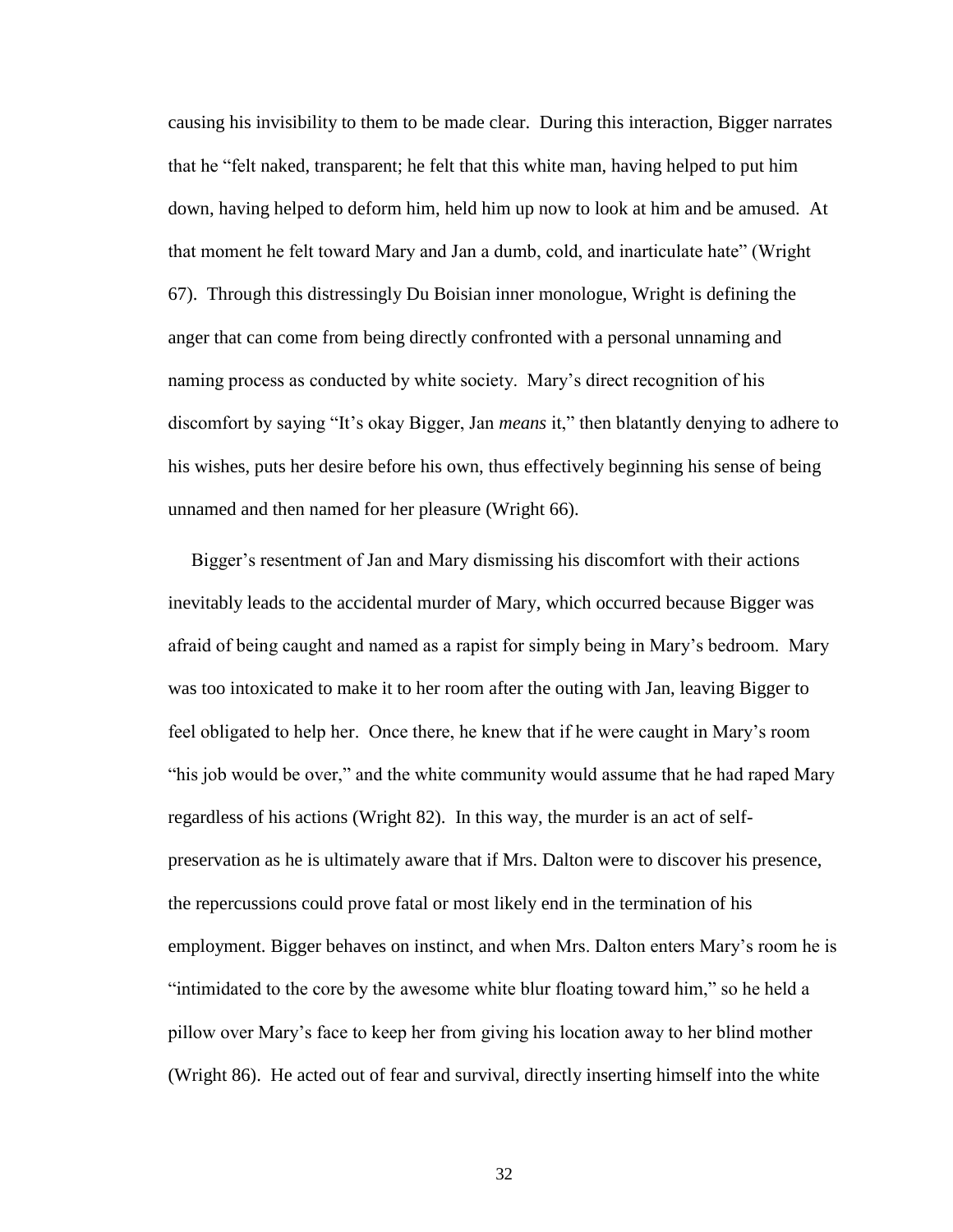causing his invisibility to them to be made clear. During this interaction, Bigger narrates that he "felt naked, transparent; he felt that this white man, having helped to put him down, having helped to deform him, held him up now to look at him and be amused. At that moment he felt toward Mary and Jan a dumb, cold, and inarticulate hate" (Wright 67). Through this distressingly Du Boisian inner monologue, Wright is defining the anger that can come from being directly confronted with a personal unnaming and naming process as conducted by white society. Mary's direct recognition of his discomfort by saying "It's okay Bigger, Jan *means* it," then blatantly denying to adhere to his wishes, puts her desire before his own, thus effectively beginning his sense of being unnamed and then named for her pleasure (Wright 66).

Bigger's resentment of Jan and Mary dismissing his discomfort with their actions inevitably leads to the accidental murder of Mary, which occurred because Bigger was afraid of being caught and named as a rapist for simply being in Mary's bedroom. Mary was too intoxicated to make it to her room after the outing with Jan, leaving Bigger to feel obligated to help her. Once there, he knew that if he were caught in Mary's room "his job would be over," and the white community would assume that he had raped Mary regardless of his actions (Wright 82). In this way, the murder is an act of self-preservation as he is ultimately aware that if Mrs. Dalton were to discover his presence, the repercussions could prove fatal or most likely end in the termination of his employment. Bigger behaves on instinct, and when Mrs. Dalton enters Mary's room he is "intimidated to the core by the awesome white blur floating toward him," so he held a pillow over Mary's face to keep her from giving his location away to her blind mother (Wright 86). He acted out of fear and survival, directly inserting himself into the white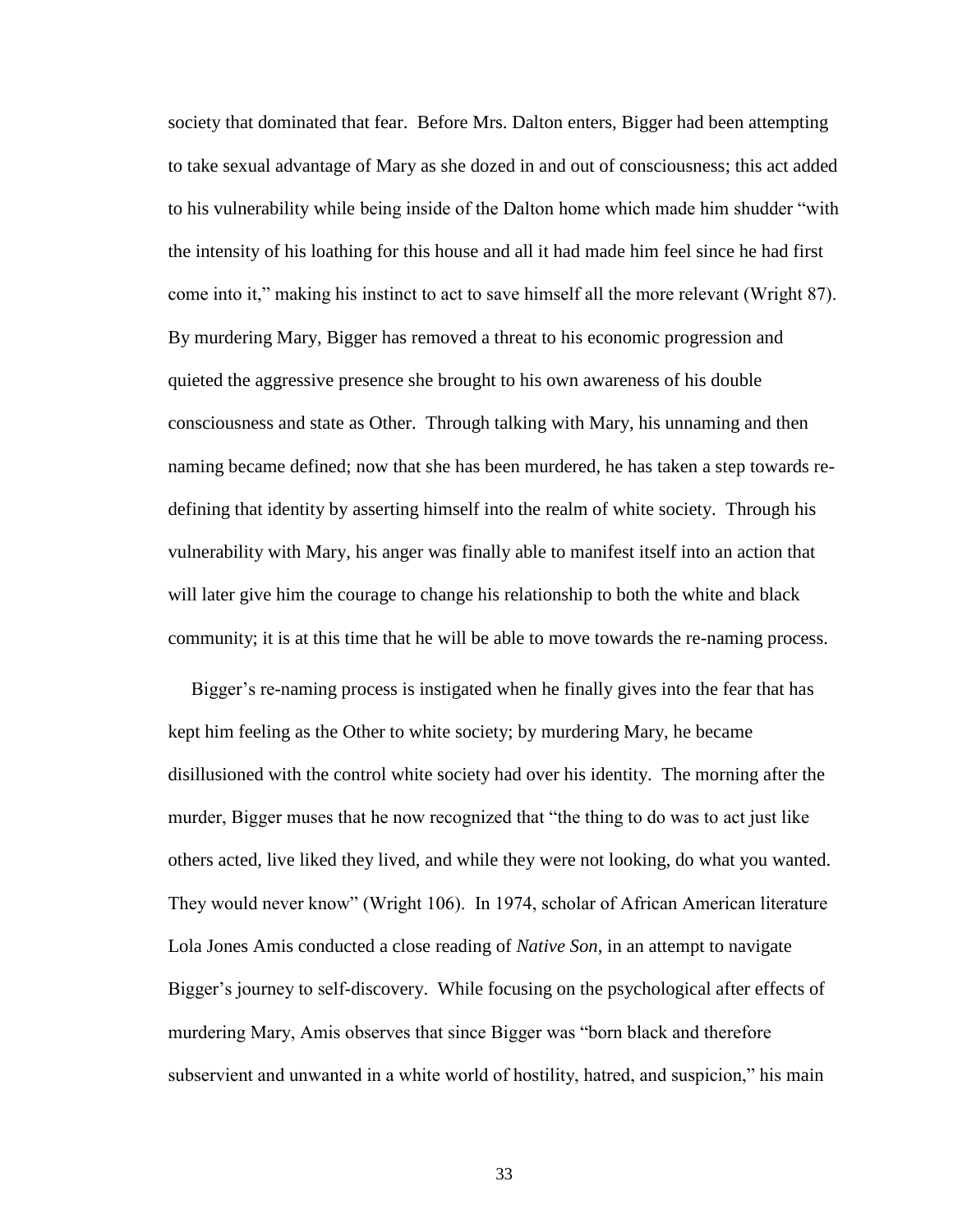society that dominated that fear. Before Mrs. Dalton enters, Bigger had been attempting to take sexual advantage of Mary as she dozed in and out of consciousness; this act added to his vulnerability while being inside of the Dalton home which made him shudder "with the intensity of his loathing for this house and all it had made him feel since he had first come into it," making his instinct to act to save himself all the more relevant (Wright 87). By murdering Mary, Bigger has removed a threat to his economic progression and quieted the aggressive presence she brought to his own awareness of his double consciousness and state as Other. Through talking with Mary, his unnaming and then naming became defined; now that she has been murdered, he has taken a step towards re-defining that identity by asserting himself into the realm of white society. Through his vulnerability with Mary, his anger was finally able to manifest itself into an action that will later give him the courage to change his relationship to both the white and black community; it is at this time that he will be able to move towards the re-naming process.

Bigger's re-naming process is instigated when he finally gives into the fear that has kept him feeling as the Other to white society; by murdering Mary, he became disillusioned with the control white society had over his identity. The morning after the murder, Bigger muses that he now recognized that "the thing to do was to act just like others acted, live liked they lived, and while they were not looking, do what you wanted. They would never know" (Wright 106). In 1974, scholar of African American literature Lola Jones Amis conducted a close reading of *Native Son*, in an attempt to navigate Bigger's journey to self-discovery. While focusing on the psychological after effects of murdering Mary, Amis observes that since Bigger was "born black and therefore subservient and unwanted in a white world of hostility, hatred, and suspicion," his main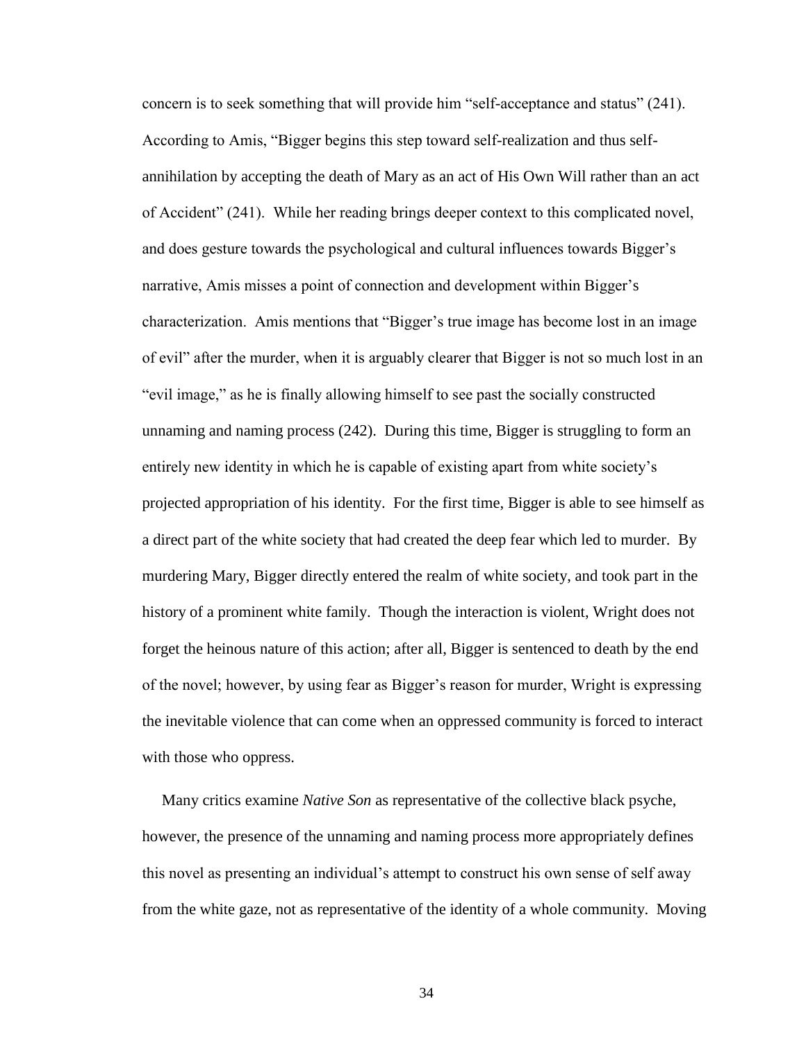concern is to seek something that will provide him "self-acceptance and status" (241). According to Amis, "Bigger begins this step toward self-realization and thus self-annihilation by accepting the death of Mary as an act of His Own Will rather than an act of Accident" (241). While her reading brings deeper context to this complicated novel, and does gesture towards the psychological and cultural influences towards Bigger's narrative, Amis misses a point of connection and development within Bigger's characterization. Amis mentions that "Bigger's true image has become lost in an image of evil" after the murder, when it is arguably clearer that Bigger is not so much lost in an "evil image," as he is finally allowing himself to see past the socially constructed unnaming and naming process (242). During this time, Bigger is struggling to form an entirely new identity in which he is capable of existing apart from white society's projected appropriation of his identity. For the first time, Bigger is able to see himself as a direct part of the white society that had created the deep fear which led to murder. By murdering Mary, Bigger directly entered the realm of white society, and took part in the history of a prominent white family. Though the interaction is violent, Wright does not forget the heinous nature of this action; after all, Bigger is sentenced to death by the end of the novel; however, by using fear as Bigger's reason for murder, Wright is expressing the inevitable violence that can come when an oppressed community is forced to interact with those who oppress.

Many critics examine *Native Son* as representative of the collective black psyche, however, the presence of the unnaming and naming process more appropriately defines this novel as presenting an individual's attempt to construct his own sense of self away from the white gaze, not as representative of the identity of a whole community. Moving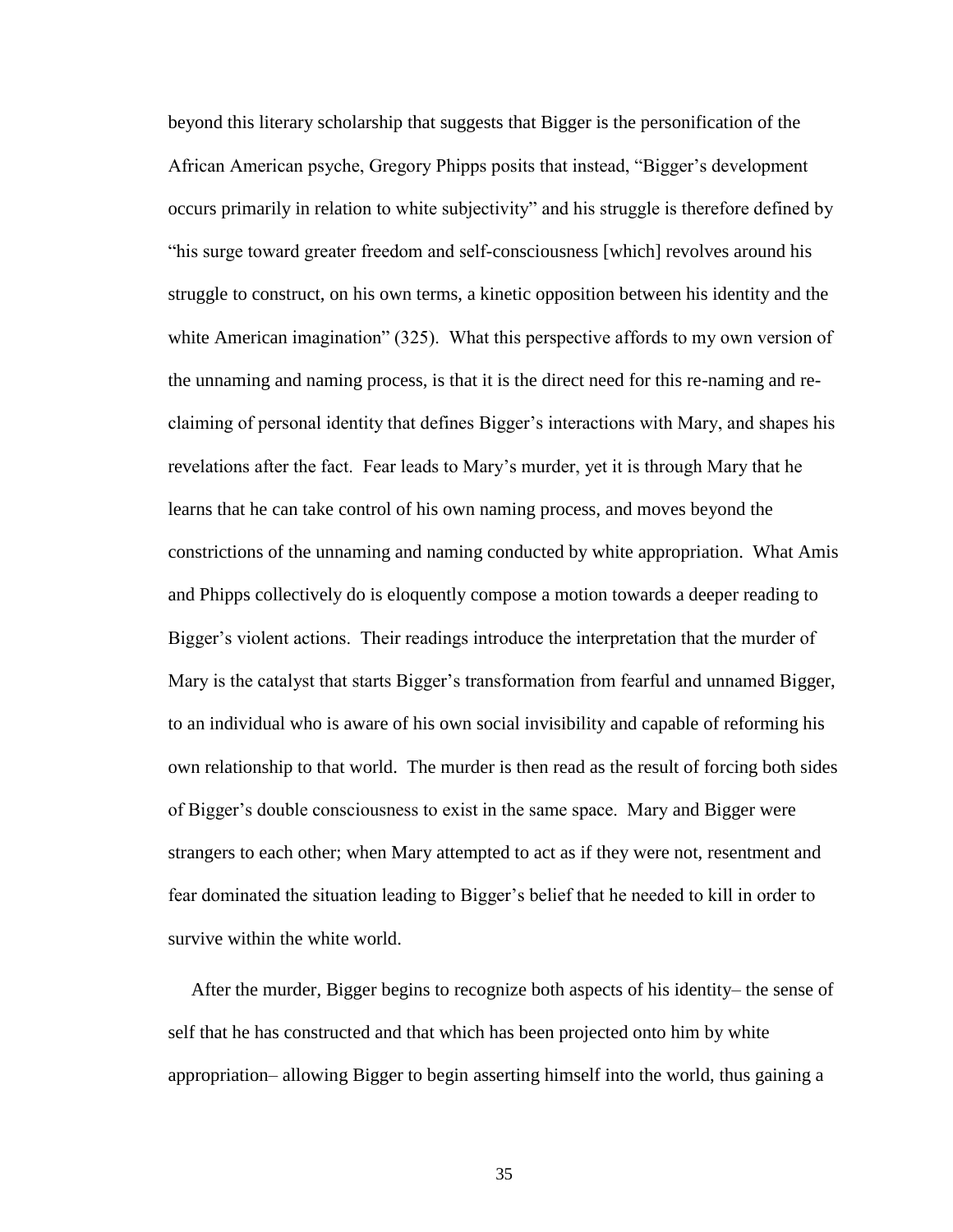beyond this literary scholarship that suggests that Bigger is the personification of the African American psyche, Gregory Phipps posits that instead, "Bigger's development occurs primarily in relation to white subjectivity" and his struggle is therefore defined by "his surge toward greater freedom and self-consciousness [which] revolves around his struggle to construct, on his own terms, a kinetic opposition between his identity and the white American imagination" (325). What this perspective affords to my own version of the unnaming and naming process, is that it is the direct need for this re-naming and re-claiming of personal identity that defines Bigger's interactions with Mary, and shapes his revelations after the fact. Fear leads to Mary's murder, yet it is through Mary that he learns that he can take control of his own naming process, and moves beyond the constrictions of the unnaming and naming conducted by white appropriation. What Amis and Phipps collectively do is eloquently compose a motion towards a deeper reading to Bigger's violent actions. Their readings introduce the interpretation that the murder of Mary is the catalyst that starts Bigger's transformation from fearful and unnamed Bigger, to an individual who is aware of his own social invisibility and capable of reforming his own relationship to that world. The murder is then read as the result of forcing both sides of Bigger's double consciousness to exist in the same space. Mary and Bigger were strangers to each other; when Mary attempted to act as if they were not, resentment and fear dominated the situation leading to Bigger's belief that he needed to kill in order to survive within the white world.

After the murder, Bigger begins to recognize both aspects of his identity– the sense of self that he has constructed and that which has been projected onto him by white appropriation– allowing Bigger to begin asserting himself into the world, thus gaining a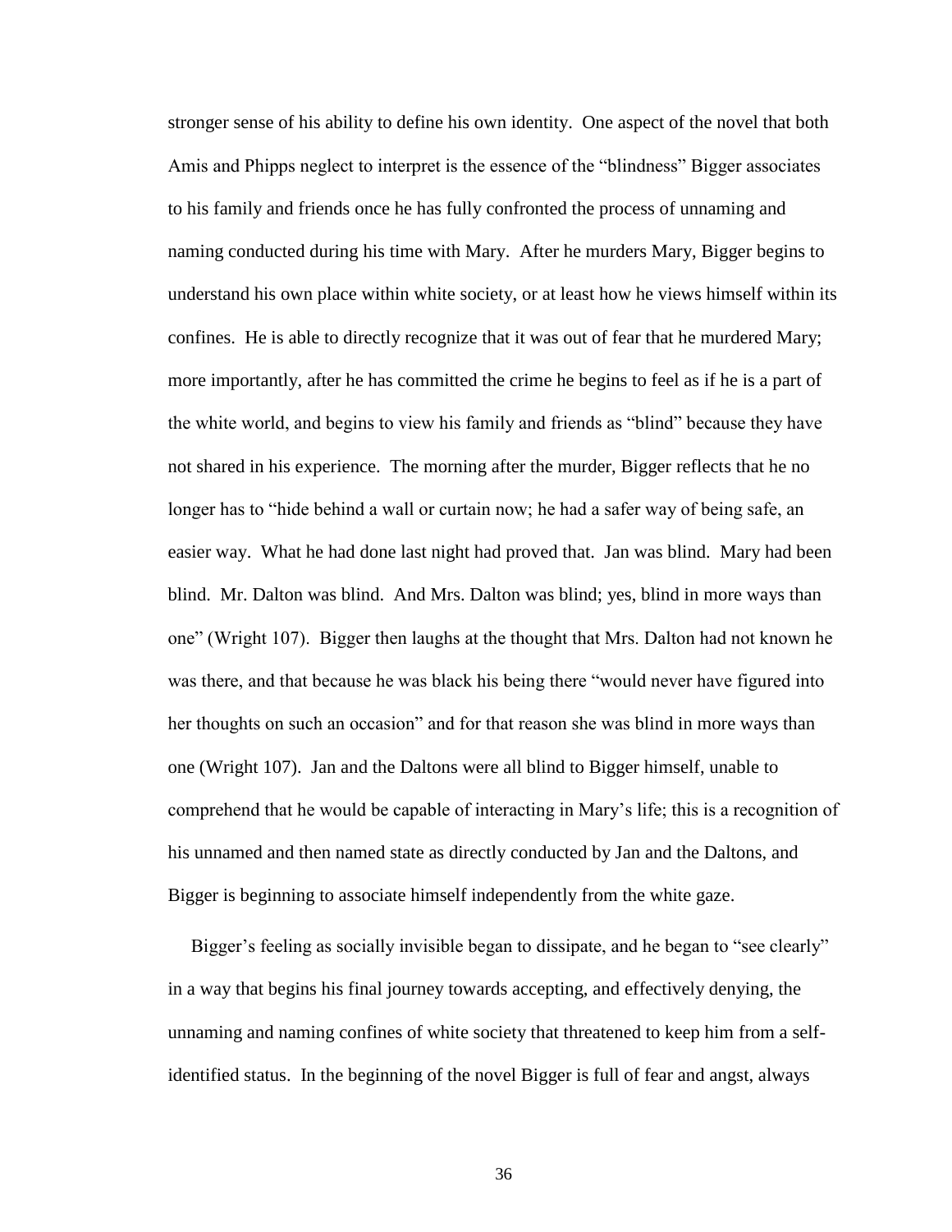stronger sense of his ability to define his own identity. One aspect of the novel that both Amis and Phipps neglect to interpret is the essence of the "blindness" Bigger associates to his family and friends once he has fully confronted the process of unnaming and naming conducted during his time with Mary. After he murders Mary, Bigger begins to understand his own place within white society, or at least how he views himself within its confines. He is able to directly recognize that it was out of fear that he murdered Mary; more importantly, after he has committed the crime he begins to feel as if he is a part of the white world, and begins to view his family and friends as "blind" because they have not shared in his experience. The morning after the murder, Bigger reflects that he no longer has to "hide behind a wall or curtain now; he had a safer way of being safe, an easier way. What he had done last night had proved that. Jan was blind. Mary had been blind. Mr. Dalton was blind. And Mrs. Dalton was blind; yes, blind in more ways than one" (Wright 107). Bigger then laughs at the thought that Mrs. Dalton had not known he was there, and that because he was black his being there "would never have figured into her thoughts on such an occasion" and for that reason she was blind in more ways than one (Wright 107). Jan and the Daltons were all blind to Bigger himself, unable to comprehend that he would be capable of interacting in Mary's life; this is a recognition of his unnamed and then named state as directly conducted by Jan and the Daltons, and Bigger is beginning to associate himself independently from the white gaze.

Bigger's feeling as socially invisible began to dissipate, and he began to "see clearly" in a way that begins his final journey towards accepting, and effectively denying, the unnaming and naming confines of white society that threatened to keep him from a self-identified status. In the beginning of the novel Bigger is full of fear and angst, always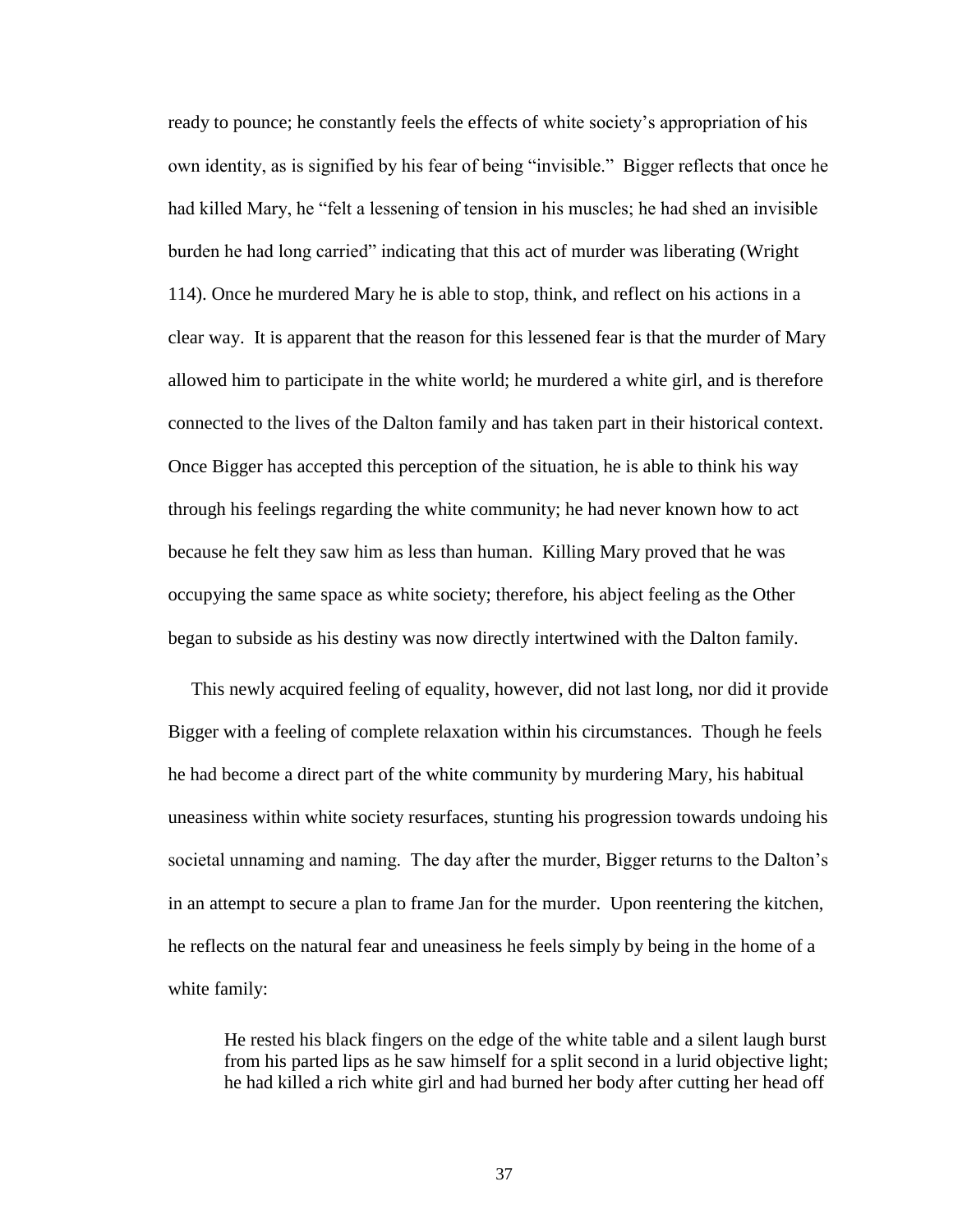ready to pounce; he constantly feels the effects of white society's appropriation of his own identity, as is signified by his fear of being "invisible." Bigger reflects that once he had killed Mary, he "felt a lessening of tension in his muscles; he had shed an invisible burden he had long carried" indicating that this act of murder was liberating (Wright 114). Once he murdered Mary he is able to stop, think, and reflect on his actions in a clear way. It is apparent that the reason for this lessened fear is that the murder of Mary allowed him to participate in the white world; he murdered a white girl, and is therefore connected to the lives of the Dalton family and has taken part in their historical context. Once Bigger has accepted this perception of the situation, he is able to think his way through his feelings regarding the white community; he had never known how to act because he felt they saw him as less than human. Killing Mary proved that he was occupying the same space as white society; therefore, his abject feeling as the Other began to subside as his destiny was now directly intertwined with the Dalton family.

This newly acquired feeling of equality, however, did not last long, nor did it provide Bigger with a feeling of complete relaxation within his circumstances. Though he feels he had become a direct part of the white community by murdering Mary, his habitual uneasiness within white society resurfaces, stunting his progression towards undoing his societal unnaming and naming. The day after the murder, Bigger returns to the Dalton's in an attempt to secure a plan to frame Jan for the murder. Upon reentering the kitchen, he reflects on the natural fear and uneasiness he feels simply by being in the home of a white family:

> He rested his black fingers on the edge of the white table and a silent laugh burst from his parted lips as he saw himself for a split second in a lurid objective light; he had killed a rich white girl and had burned her body after cutting her head off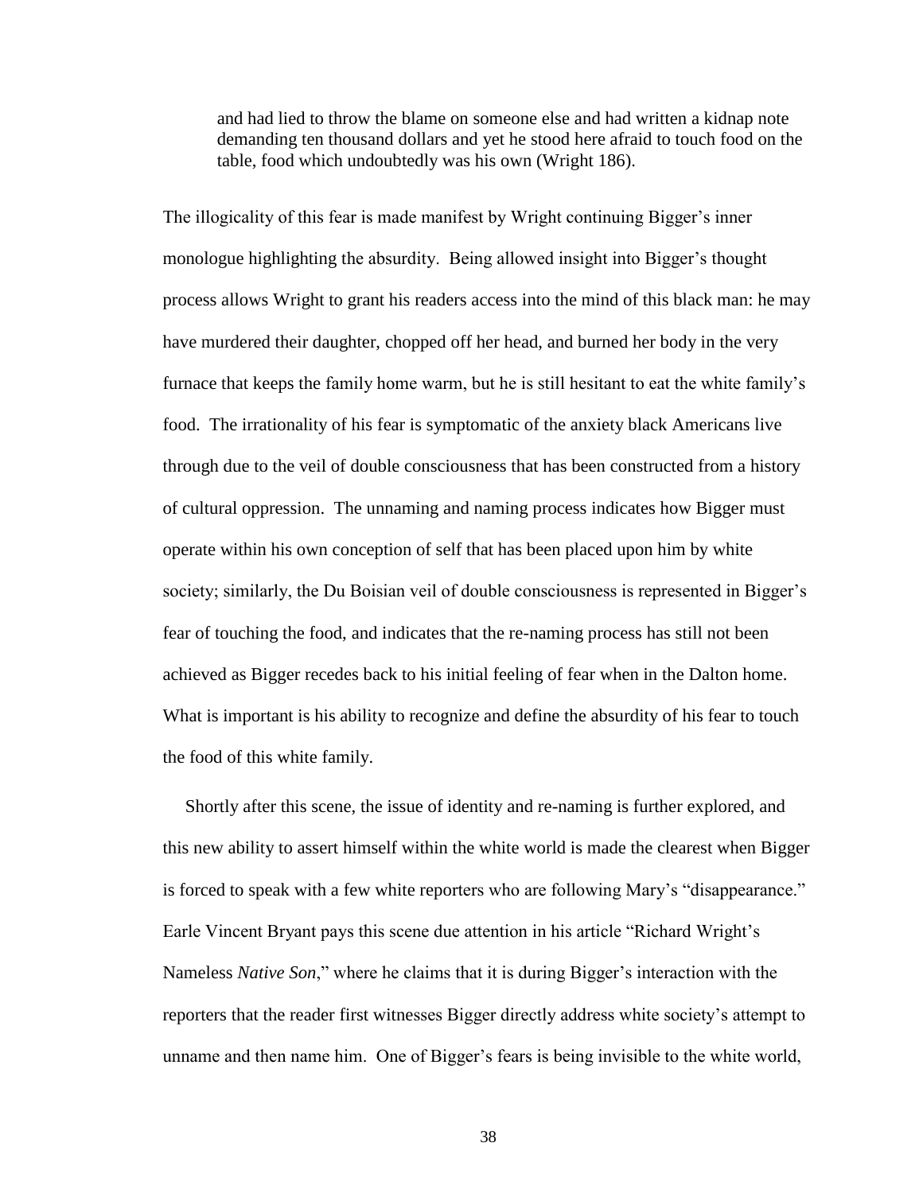> and had lied to throw the blame on someone else and had written a kidnap note demanding ten thousand dollars and yet he stood here afraid to touch food on the table, food which undoubtedly was his own (Wright 186).

The illogicality of this fear is made manifest by Wright continuing Bigger's inner monologue highlighting the absurdity. Being allowed insight into Bigger's thought process allows Wright to grant his readers access into the mind of this black man: he may have murdered their daughter, chopped off her head, and burned her body in the very furnace that keeps the family home warm, but he is still hesitant to eat the white family's food. The irrationality of his fear is symptomatic of the anxiety black Americans live through due to the veil of double consciousness that has been constructed from a history of cultural oppression. The unnaming and naming process indicates how Bigger must operate within his own conception of self that has been placed upon him by white society; similarly, the Du Boisian veil of double consciousness is represented in Bigger's fear of touching the food, and indicates that the re-naming process has still not been achieved as Bigger recedes back to his initial feeling of fear when in the Dalton home. What is important is his ability to recognize and define the absurdity of his fear to touch the food of this white family.

Shortly after this scene, the issue of identity and re-naming is further explored, and this new ability to assert himself within the white world is made the clearest when Bigger is forced to speak with a few white reporters who are following Mary's "disappearance." Earle Vincent Bryant pays this scene due attention in his article "Richard Wright's Nameless *Native Son*," where he claims that it is during Bigger's interaction with the reporters that the reader first witnesses Bigger directly address white society's attempt to unname and then name him. One of Bigger's fears is being invisible to the white world,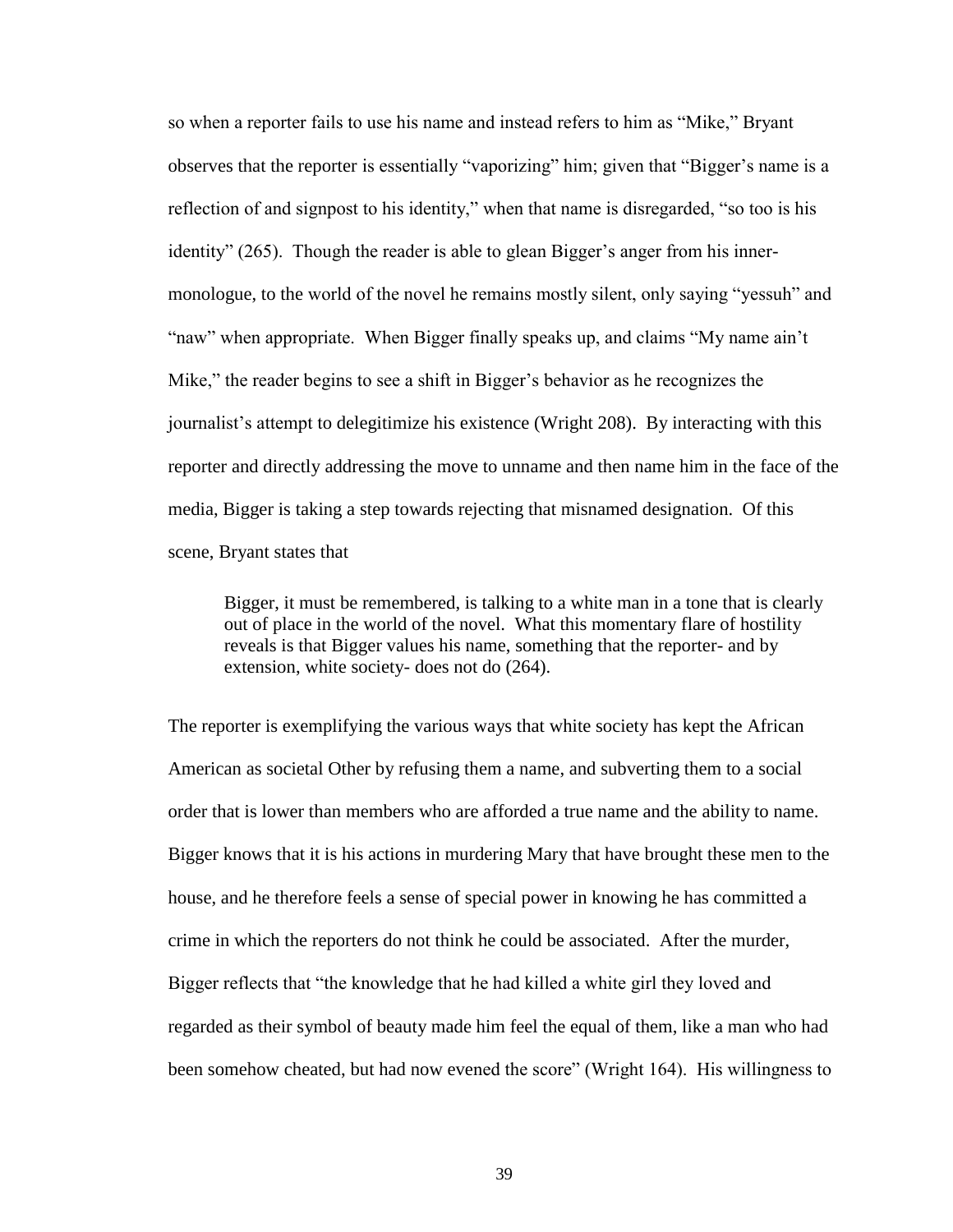so when a reporter fails to use his name and instead refers to him as "Mike," Bryant observes that the reporter is essentially "vaporizing" him; given that "Bigger's name is a reflection of and signpost to his identity," when that name is disregarded, "so too is his identity" (265). Though the reader is able to glean Bigger's anger from his inner-monologue, to the world of the novel he remains mostly silent, only saying "yessuh" and "naw" when appropriate. When Bigger finally speaks up, and claims "My name ain't Mike," the reader begins to see a shift in Bigger's behavior as he recognizes the journalist's attempt to delegitimize his existence (Wright 208). By interacting with this reporter and directly addressing the move to unname and then name him in the face of the media, Bigger is taking a step towards rejecting that misnamed designation. Of this scene, Bryant states that

> Bigger, it must be remembered, is talking to a white man in a tone that is clearly out of place in the world of the novel. What this momentary flare of hostility reveals is that Bigger values his name, something that the reporter- and by extension, white society- does not do (264).

The reporter is exemplifying the various ways that white society has kept the African American as societal Other by refusing them a name, and subverting them to a social order that is lower than members who are afforded a true name and the ability to name. Bigger knows that it is his actions in murdering Mary that have brought these men to the house, and he therefore feels a sense of special power in knowing he has committed a crime in which the reporters do not think he could be associated. After the murder, Bigger reflects that "the knowledge that he had killed a white girl they loved and regarded as their symbol of beauty made him feel the equal of them, like a man who had been somehow cheated, but had now evened the score" (Wright 164). His willingness to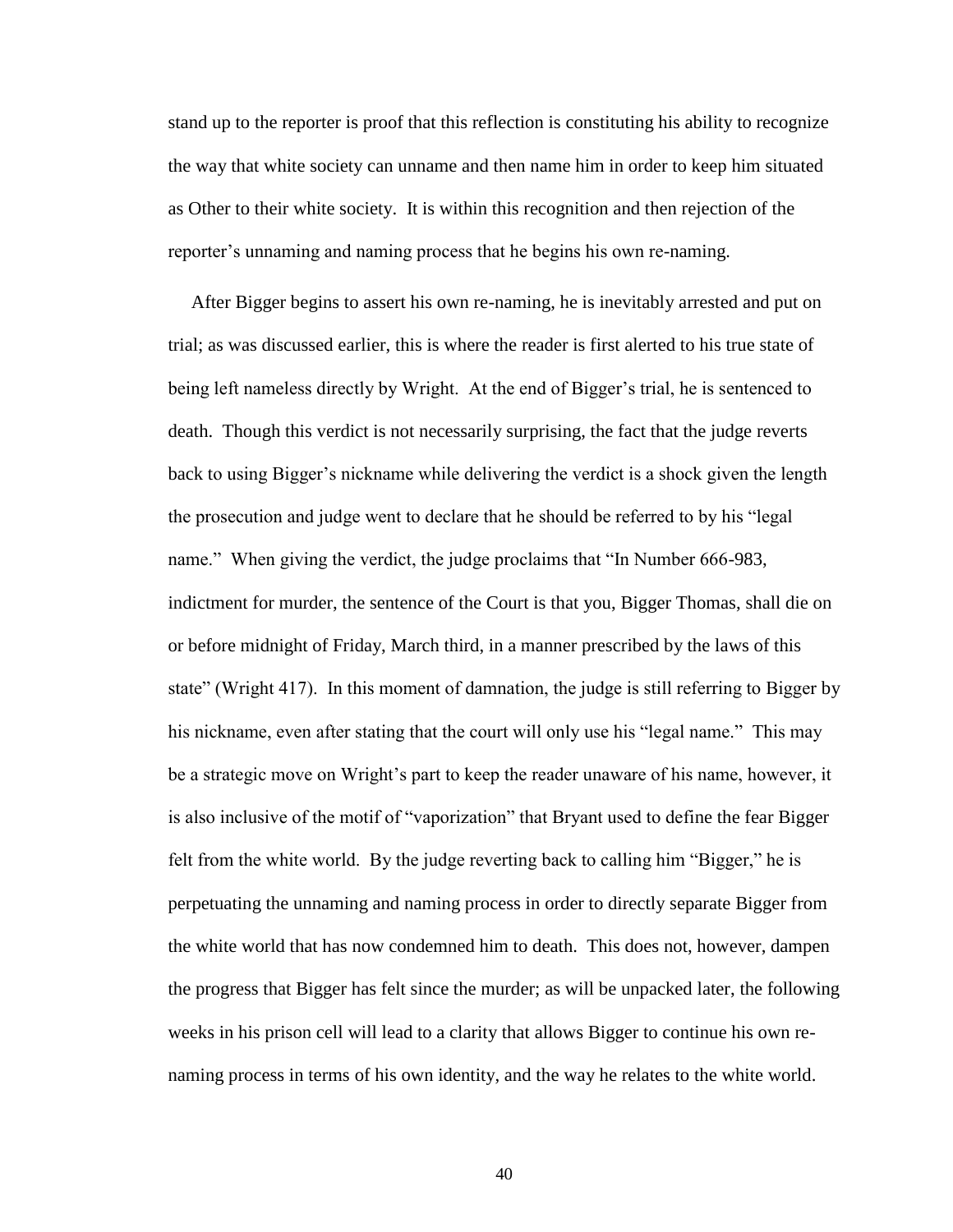stand up to the reporter is proof that this reflection is constituting his ability to recognize the way that white society can unname and then name him in order to keep him situated as Other to their white society. It is within this recognition and then rejection of the reporter's unnaming and naming process that he begins his own re-naming.

After Bigger begins to assert his own re-naming, he is inevitably arrested and put on trial; as was discussed earlier, this is where the reader is first alerted to his true state of being left nameless directly by Wright. At the end of Bigger's trial, he is sentenced to death. Though this verdict is not necessarily surprising, the fact that the judge reverts back to using Bigger's nickname while delivering the verdict is a shock given the length the prosecution and judge went to declare that he should be referred to by his "legal name." When giving the verdict, the judge proclaims that "In Number 666-983, indictment for murder, the sentence of the Court is that you, Bigger Thomas, shall die on or before midnight of Friday, March third, in a manner prescribed by the laws of this state" (Wright 417). In this moment of damnation, the judge is still referring to Bigger by his nickname, even after stating that the court will only use his "legal name." This may be a strategic move on Wright's part to keep the reader unaware of his name, however, it is also inclusive of the motif of "vaporization" that Bryant used to define the fear Bigger felt from the white world. By the judge reverting back to calling him "Bigger," he is perpetuating the unnaming and naming process in order to directly separate Bigger from the white world that has now condemned him to death. This does not, however, dampen the progress that Bigger has felt since the murder; as will be unpacked later, the following weeks in his prison cell will lead to a clarity that allows Bigger to continue his own re-naming process in terms of his own identity, and the way he relates to the white world.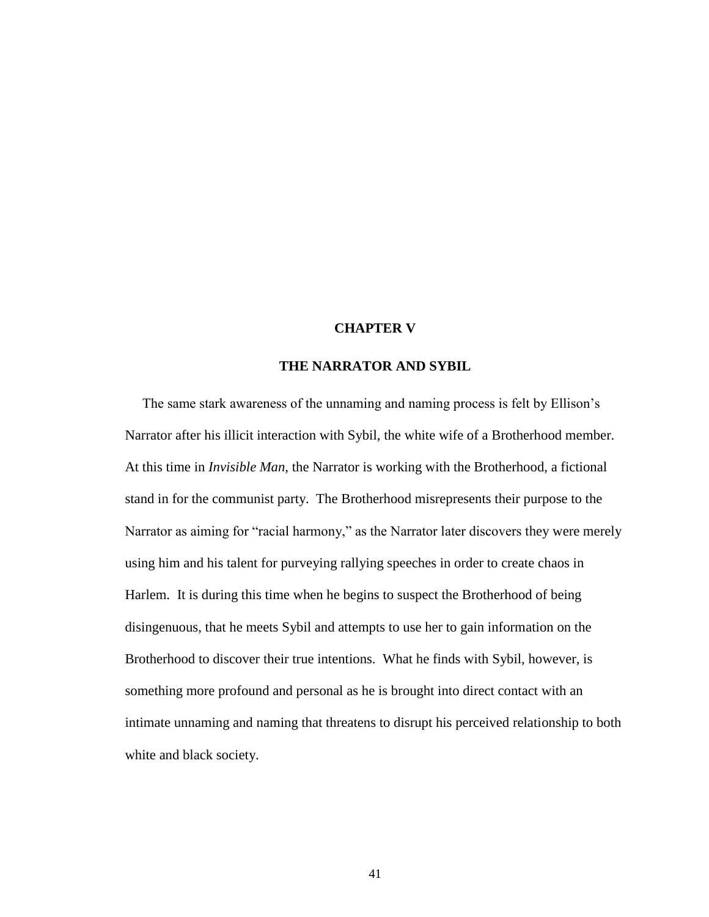# CHAPTER V

## THE NARRATOR AND SYBIL

The same stark awareness of the unnaming and naming process is felt by Ellison's Narrator after his illicit interaction with Sybil, the white wife of a Brotherhood member. At this time in *Invisible Man*, the Narrator is working with the Brotherhood, a fictional stand in for the communist party. The Brotherhood misrepresents their purpose to the Narrator as aiming for "racial harmony," as the Narrator later discovers they were merely using him and his talent for purveying rallying speeches in order to create chaos in Harlem. It is during this time when he begins to suspect the Brotherhood of being disingenuous, that he meets Sybil and attempts to use her to gain information on the Brotherhood to discover their true intentions. What he finds with Sybil, however, is something more profound and personal as he is brought into direct contact with an intimate unnaming and naming that threatens to disrupt his perceived relationship to both white and black society.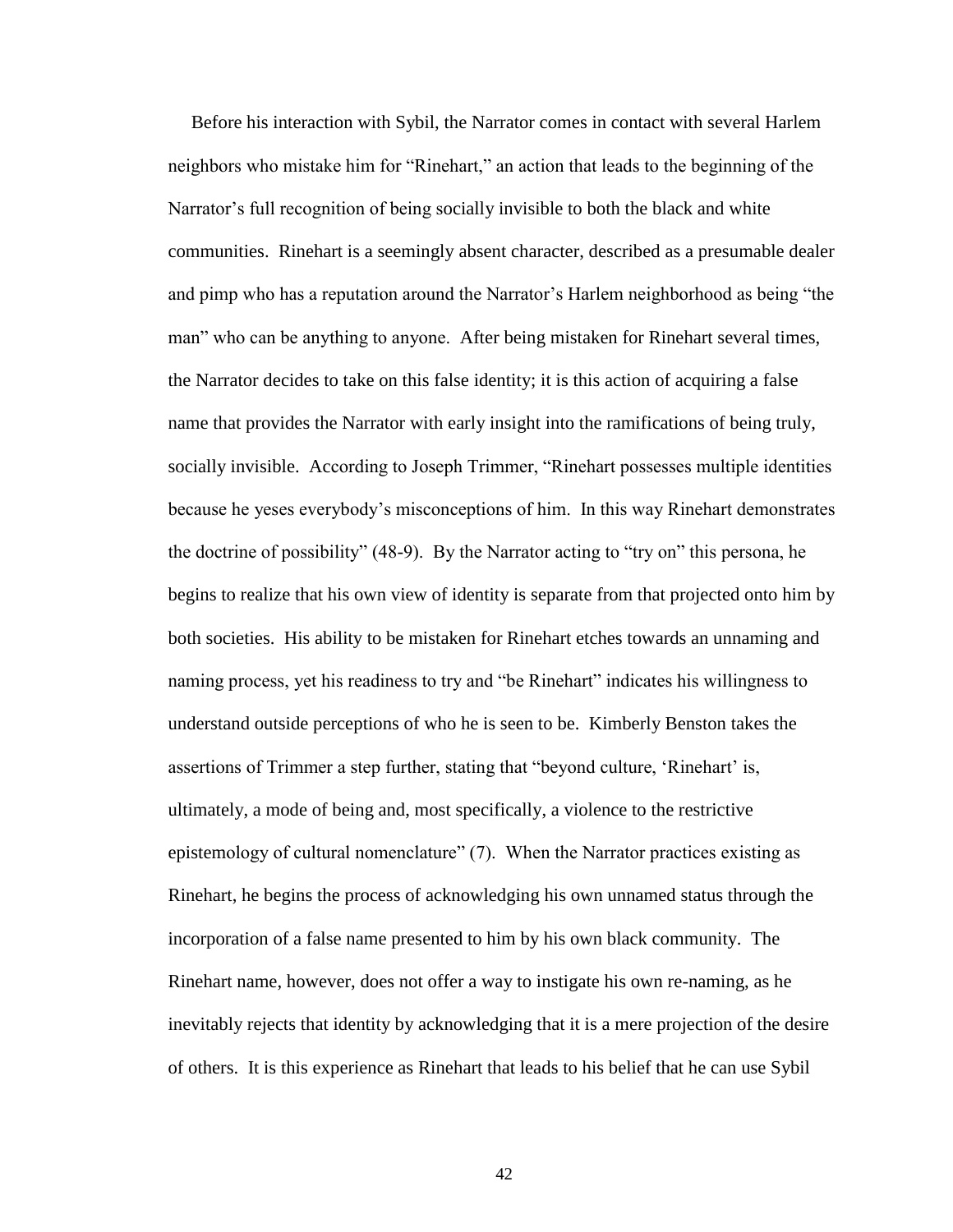Before his interaction with Sybil, the Narrator comes in contact with several Harlem neighbors who mistake him for "Rinehart," an action that leads to the beginning of the Narrator's full recognition of being socially invisible to both the black and white communities. Rinehart is a seemingly absent character, described as a presumable dealer and pimp who has a reputation around the Narrator's Harlem neighborhood as being "the man" who can be anything to anyone. After being mistaken for Rinehart several times, the Narrator decides to take on this false identity; it is this action of acquiring a false name that provides the Narrator with early insight into the ramifications of being truly, socially invisible. According to Joseph Trimmer, "Rinehart possesses multiple identities because he yeses everybody's misconceptions of him. In this way Rinehart demonstrates the doctrine of possibility" (48-9). By the Narrator acting to "try on" this persona, he begins to realize that his own view of identity is separate from that projected onto him by both societies. His ability to be mistaken for Rinehart etches towards an unnaming and naming process, yet his readiness to try and "be Rinehart" indicates his willingness to understand outside perceptions of who he is seen to be. Kimberly Benston takes the assertions of Trimmer a step further, stating that "beyond culture, 'Rinehart' is, ultimately, a mode of being and, most specifically, a violence to the restrictive epistemology of cultural nomenclature" (7). When the Narrator practices existing as Rinehart, he begins the process of acknowledging his own unnamed status through the incorporation of a false name presented to him by his own black community. The Rinehart name, however, does not offer a way to instigate his own re-naming, as he inevitably rejects that identity by acknowledging that it is a mere projection of the desire of others. It is this experience as Rinehart that leads to his belief that he can use Sybil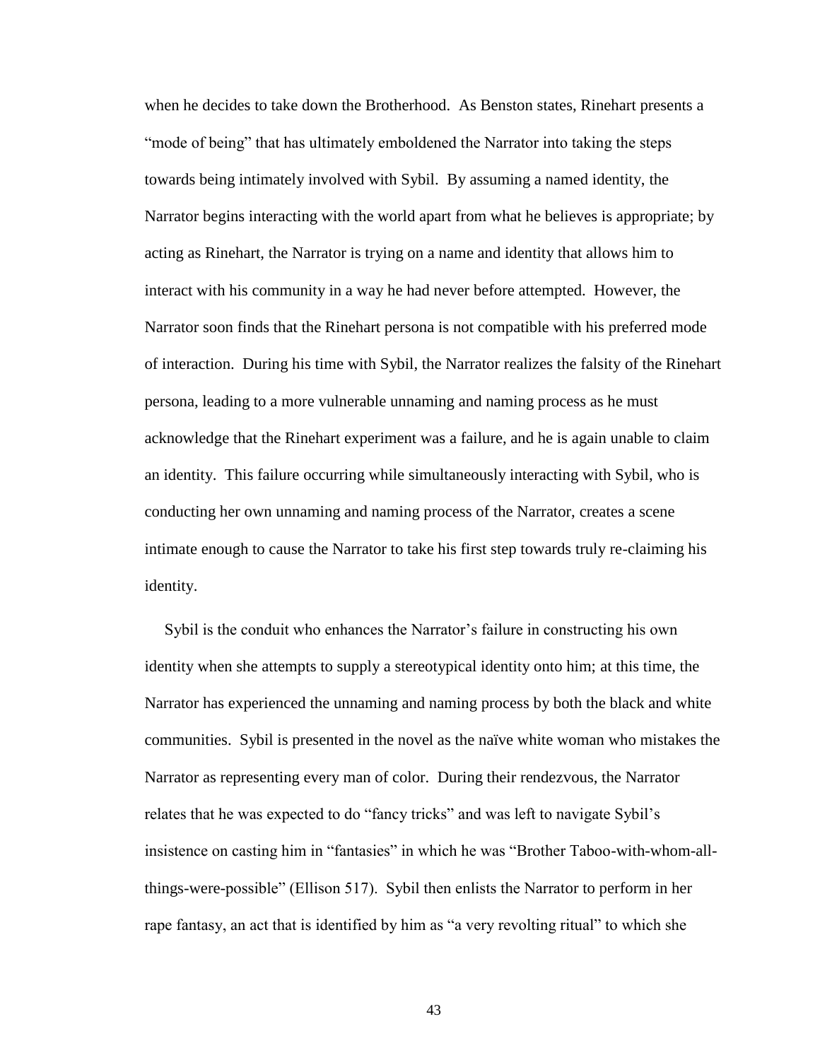when he decides to take down the Brotherhood. As Benston states, Rinehart presents a "mode of being" that has ultimately emboldened the Narrator into taking the steps towards being intimately involved with Sybil. By assuming a named identity, the Narrator begins interacting with the world apart from what he believes is appropriate; by acting as Rinehart, the Narrator is trying on a name and identity that allows him to interact with his community in a way he had never before attempted. However, the Narrator soon finds that the Rinehart persona is not compatible with his preferred mode of interaction. During his time with Sybil, the Narrator realizes the falsity of the Rinehart persona, leading to a more vulnerable unnaming and naming process as he must acknowledge that the Rinehart experiment was a failure, and he is again unable to claim an identity. This failure occurring while simultaneously interacting with Sybil, who is conducting her own unnaming and naming process of the Narrator, creates a scene intimate enough to cause the Narrator to take his first step towards truly re-claiming his identity.

Sybil is the conduit who enhances the Narrator's failure in constructing his own identity when she attempts to supply a stereotypical identity onto him; at this time, the Narrator has experienced the unnaming and naming process by both the black and white communities. Sybil is presented in the novel as the naïve white woman who mistakes the Narrator as representing every man of color. During their rendezvous, the Narrator relates that he was expected to do "fancy tricks" and was left to navigate Sybil's insistence on casting him in "fantasies" in which he was "Brother Taboo-with-whom-all-things-were-possible" (Ellison 517). Sybil then enlists the Narrator to perform in her rape fantasy, an act that is identified by him as "a very revolting ritual" to which she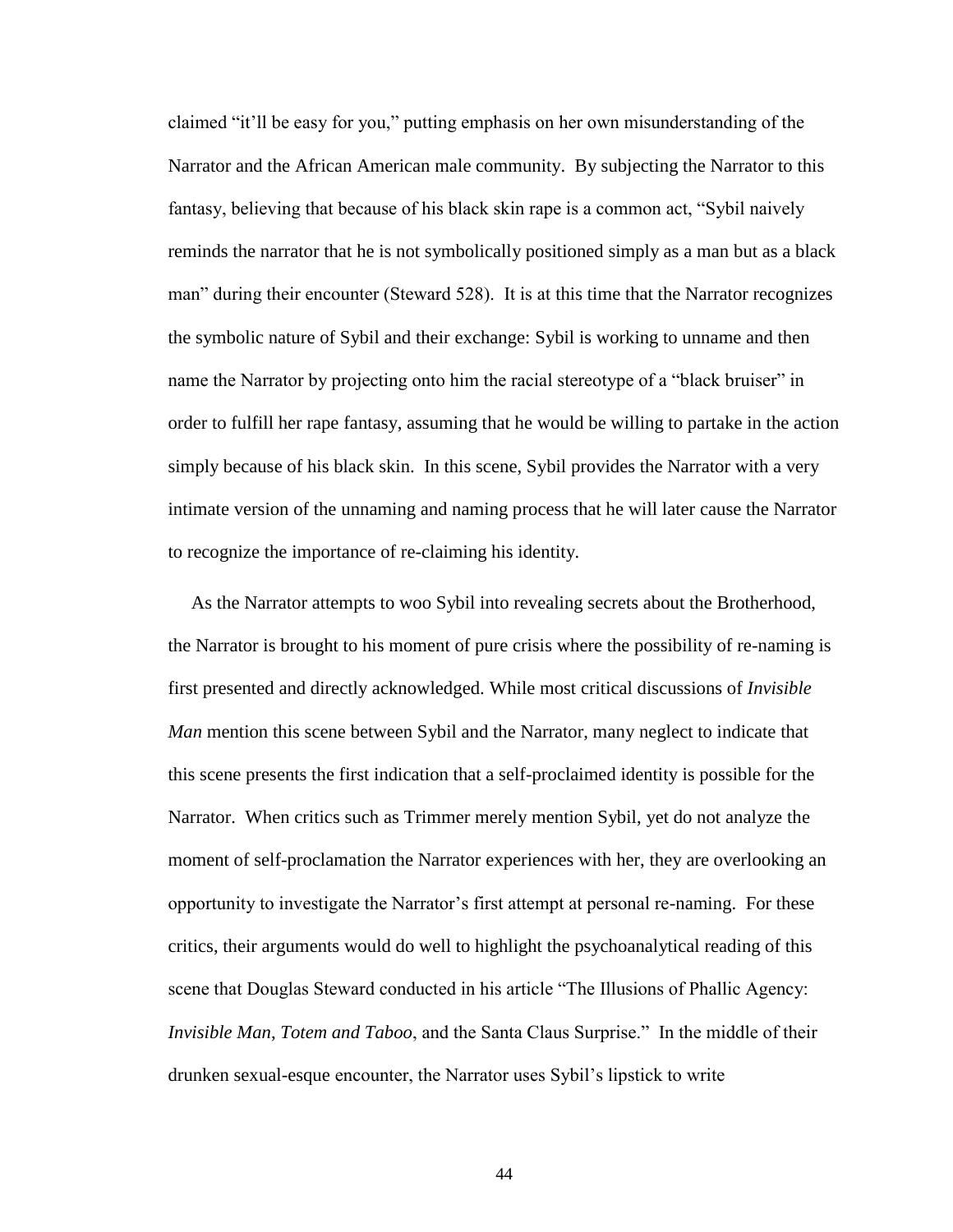claimed "it'll be easy for you," putting emphasis on her own misunderstanding of the Narrator and the African American male community. By subjecting the Narrator to this fantasy, believing that because of his black skin rape is a common act, "Sybil naively reminds the narrator that he is not symbolically positioned simply as a man but as a black man" during their encounter (Steward 528). It is at this time that the Narrator recognizes the symbolic nature of Sybil and their exchange: Sybil is working to unname and then name the Narrator by projecting onto him the racial stereotype of a "black bruiser" in order to fulfill her rape fantasy, assuming that he would be willing to partake in the action simply because of his black skin. In this scene, Sybil provides the Narrator with a very intimate version of the unnaming and naming process that he will later cause the Narrator to recognize the importance of re-claiming his identity.

As the Narrator attempts to woo Sybil into revealing secrets about the Brotherhood, the Narrator is brought to his moment of pure crisis where the possibility of re-naming is first presented and directly acknowledged. While most critical discussions of *Invisible Man* mention this scene between Sybil and the Narrator, many neglect to indicate that this scene presents the first indication that a self-proclaimed identity is possible for the Narrator. When critics such as Trimmer merely mention Sybil, yet do not analyze the moment of self-proclamation the Narrator experiences with her, they are overlooking an opportunity to investigate the Narrator's first attempt at personal re-naming. For these critics, their arguments would do well to highlight the psychoanalytical reading of this scene that Douglas Steward conducted in his article "The Illusions of Phallic Agency: *Invisible Man*, *Totem and Taboo*, and the Santa Claus Surprise." In the middle of their drunken sexual-esque encounter, the Narrator uses Sybil's lipstick to write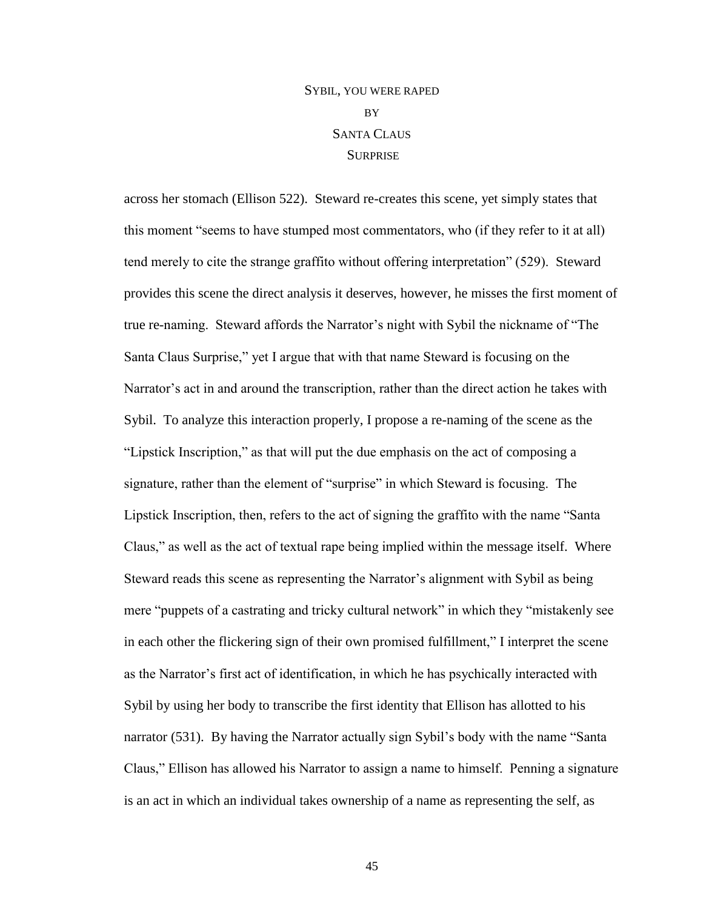SYBIL, YOU WERE RAPED
BY
SANTA CLAUS
SURPRISE

across her stomach (Ellison 522). Steward re-creates this scene, yet simply states that this moment "seems to have stumped most commentators, who (if they refer to it at all) tend merely to cite the strange graffito without offering interpretation" (529). Steward provides this scene the direct analysis it deserves, however, he misses the first moment of true re-naming. Steward affords the Narrator's night with Sybil the nickname of "The Santa Claus Surprise," yet I argue that with that name Steward is focusing on the Narrator's act in and around the transcription, rather than the direct action he takes with Sybil. To analyze this interaction properly, I propose a re-naming of the scene as the "Lipstick Inscription," as that will put the due emphasis on the act of composing a signature, rather than the element of "surprise" in which Steward is focusing. The Lipstick Inscription, then, refers to the act of signing the graffito with the name "Santa Claus," as well as the act of textual rape being implied within the message itself. Where Steward reads this scene as representing the Narrator's alignment with Sybil as being mere "puppets of a castrating and tricky cultural network" in which they "mistakenly see in each other the flickering sign of their own promised fulfillment," I interpret the scene as the Narrator's first act of identification, in which he has psychically interacted with Sybil by using her body to transcribe the first identity that Ellison has allotted to his narrator (531). By having the Narrator actually sign Sybil's body with the name "Santa Claus," Ellison has allowed his Narrator to assign a name to himself. Penning a signature is an act in which an individual takes ownership of a name as representing the self, as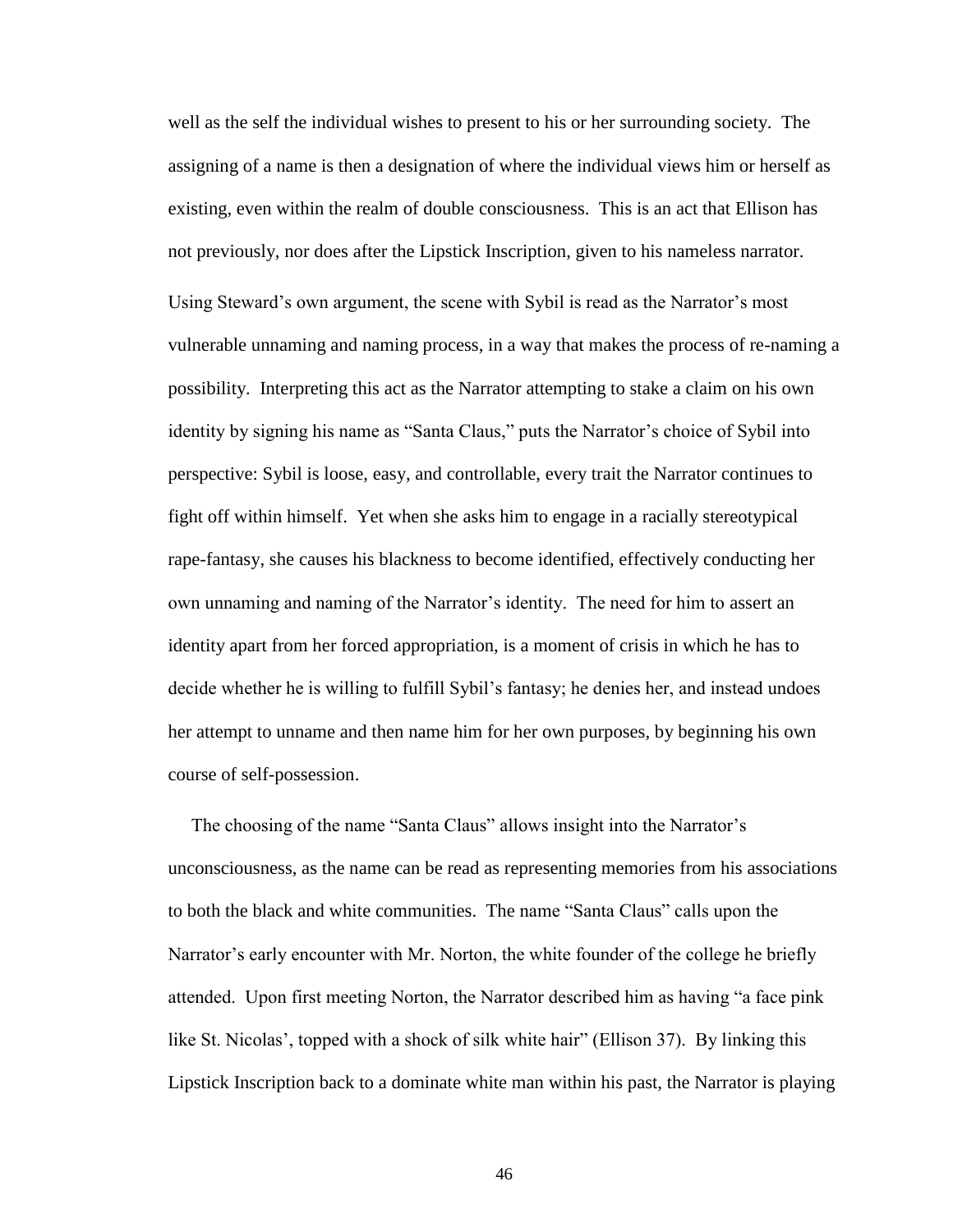well as the self the individual wishes to present to his or her surrounding society. The assigning of a name is then a designation of where the individual views him or herself as existing, even within the realm of double consciousness. This is an act that Ellison has not previously, nor does after the Lipstick Inscription, given to his nameless narrator. Using Steward's own argument, the scene with Sybil is read as the Narrator's most vulnerable unnaming and naming process, in a way that makes the process of re-naming a possibility. Interpreting this act as the Narrator attempting to stake a claim on his own identity by signing his name as "Santa Claus," puts the Narrator's choice of Sybil into perspective: Sybil is loose, easy, and controllable, every trait the Narrator continues to fight off within himself. Yet when she asks him to engage in a racially stereotypical rape-fantasy, she causes his blackness to become identified, effectively conducting her own unnaming and naming of the Narrator's identity. The need for him to assert an identity apart from her forced appropriation, is a moment of crisis in which he has to decide whether he is willing to fulfill Sybil's fantasy; he denies her, and instead undoes her attempt to unname and then name him for her own purposes, by beginning his own course of self-possession.

The choosing of the name "Santa Claus" allows insight into the Narrator's unconsciousness, as the name can be read as representing memories from his associations to both the black and white communities. The name "Santa Claus" calls upon the Narrator's early encounter with Mr. Norton, the white founder of the college he briefly attended. Upon first meeting Norton, the Narrator described him as having "a face pink like St. Nicolas', topped with a shock of silk white hair" (Ellison 37). By linking this Lipstick Inscription back to a dominate white man within his past, the Narrator is playing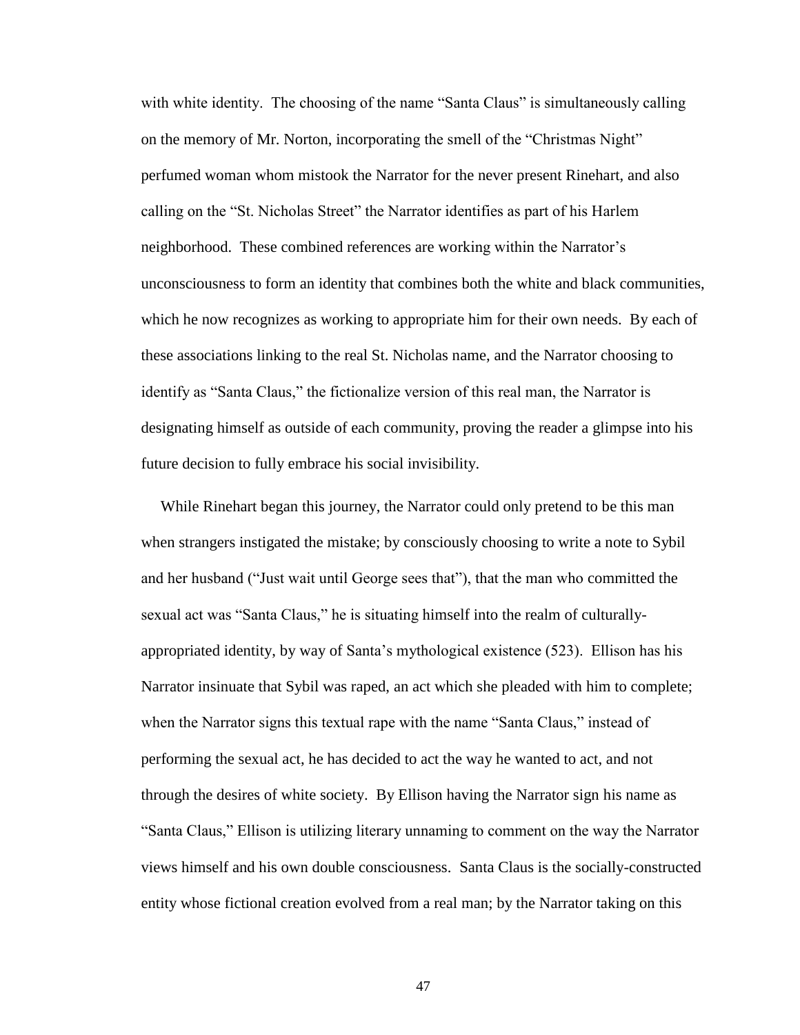with white identity. The choosing of the name "Santa Claus" is simultaneously calling on the memory of Mr. Norton, incorporating the smell of the "Christmas Night" perfumed woman whom mistook the Narrator for the never present Rinehart, and also calling on the "St. Nicholas Street" the Narrator identifies as part of his Harlem neighborhood. These combined references are working within the Narrator's unconsciousness to form an identity that combines both the white and black communities, which he now recognizes as working to appropriate him for their own needs. By each of these associations linking to the real St. Nicholas name, and the Narrator choosing to identify as "Santa Claus," the fictionalize version of this real man, the Narrator is designating himself as outside of each community, proving the reader a glimpse into his future decision to fully embrace his social invisibility.

While Rinehart began this journey, the Narrator could only pretend to be this man when strangers instigated the mistake; by consciously choosing to write a note to Sybil and her husband ("Just wait until George sees that"), that the man who committed the sexual act was "Santa Claus," he is situating himself into the realm of culturally-appropriated identity, by way of Santa's mythological existence (523). Ellison has his Narrator insinuate that Sybil was raped, an act which she pleaded with him to complete; when the Narrator signs this textual rape with the name "Santa Claus," instead of performing the sexual act, he has decided to act the way he wanted to act, and not through the desires of white society. By Ellison having the Narrator sign his name as "Santa Claus," Ellison is utilizing literary unnaming to comment on the way the Narrator views himself and his own double consciousness. Santa Claus is the socially-constructed entity whose fictional creation evolved from a real man; by the Narrator taking on this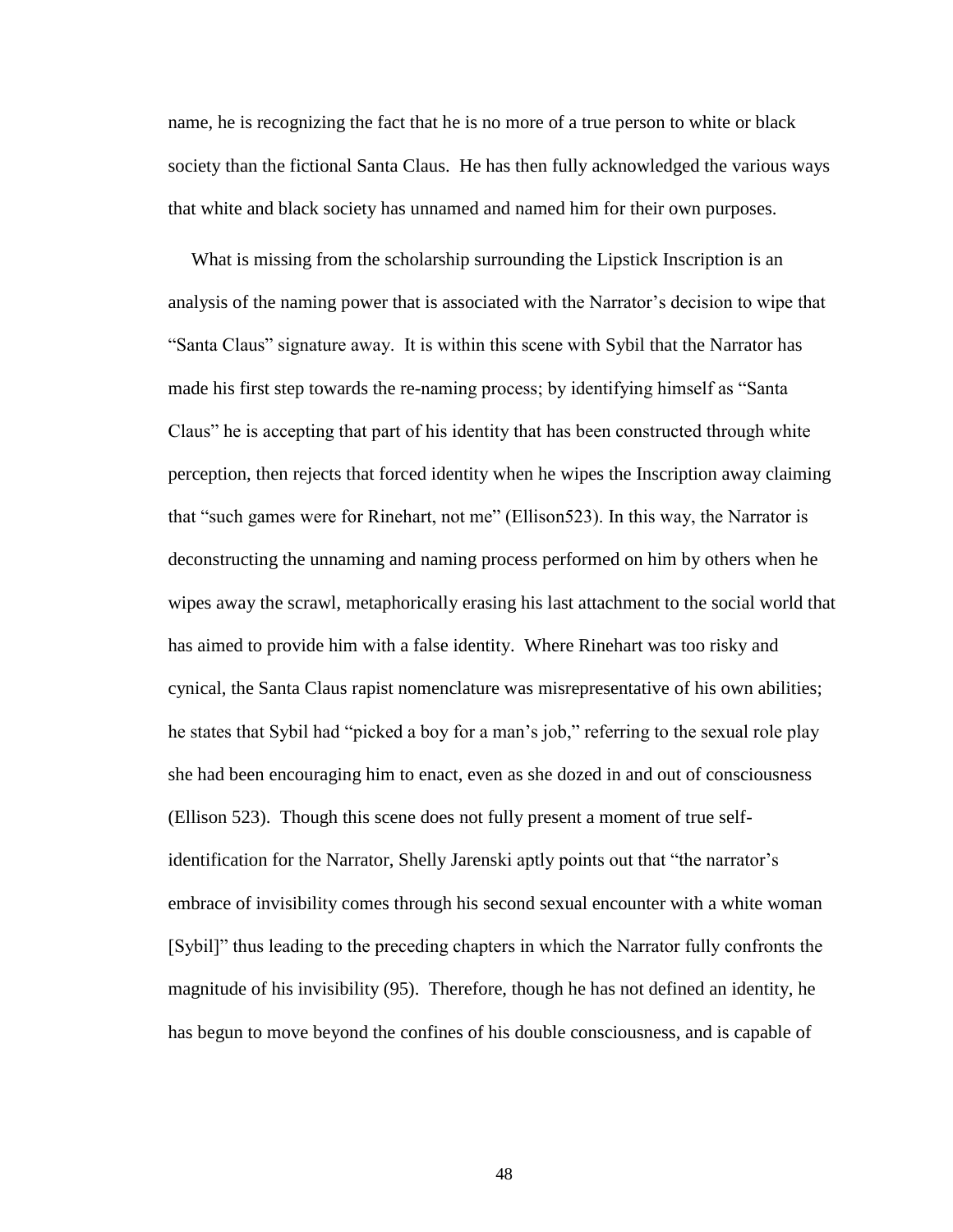name, he is recognizing the fact that he is no more of a true person to white or black society than the fictional Santa Claus. He has then fully acknowledged the various ways that white and black society has unnamed and named him for their own purposes.

What is missing from the scholarship surrounding the Lipstick Inscription is an analysis of the naming power that is associated with the Narrator's decision to wipe that "Santa Claus" signature away. It is within this scene with Sybil that the Narrator has made his first step towards the re-naming process; by identifying himself as "Santa Claus" he is accepting that part of his identity that has been constructed through white perception, then rejects that forced identity when he wipes the Inscription away claiming that "such games were for Rinehart, not me" (Ellison523). In this way, the Narrator is deconstructing the unnaming and naming process performed on him by others when he wipes away the scrawl, metaphorically erasing his last attachment to the social world that has aimed to provide him with a false identity. Where Rinehart was too risky and cynical, the Santa Claus rapist nomenclature was misrepresentative of his own abilities; he states that Sybil had "picked a boy for a man's job," referring to the sexual role play she had been encouraging him to enact, even as she dozed in and out of consciousness (Ellison 523). Though this scene does not fully present a moment of true self-identification for the Narrator, Shelly Jarenski aptly points out that "the narrator's embrace of invisibility comes through his second sexual encounter with a white woman [Sybil]" thus leading to the preceding chapters in which the Narrator fully confronts the magnitude of his invisibility (95). Therefore, though he has not defined an identity, he has begun to move beyond the confines of his double consciousness, and is capable of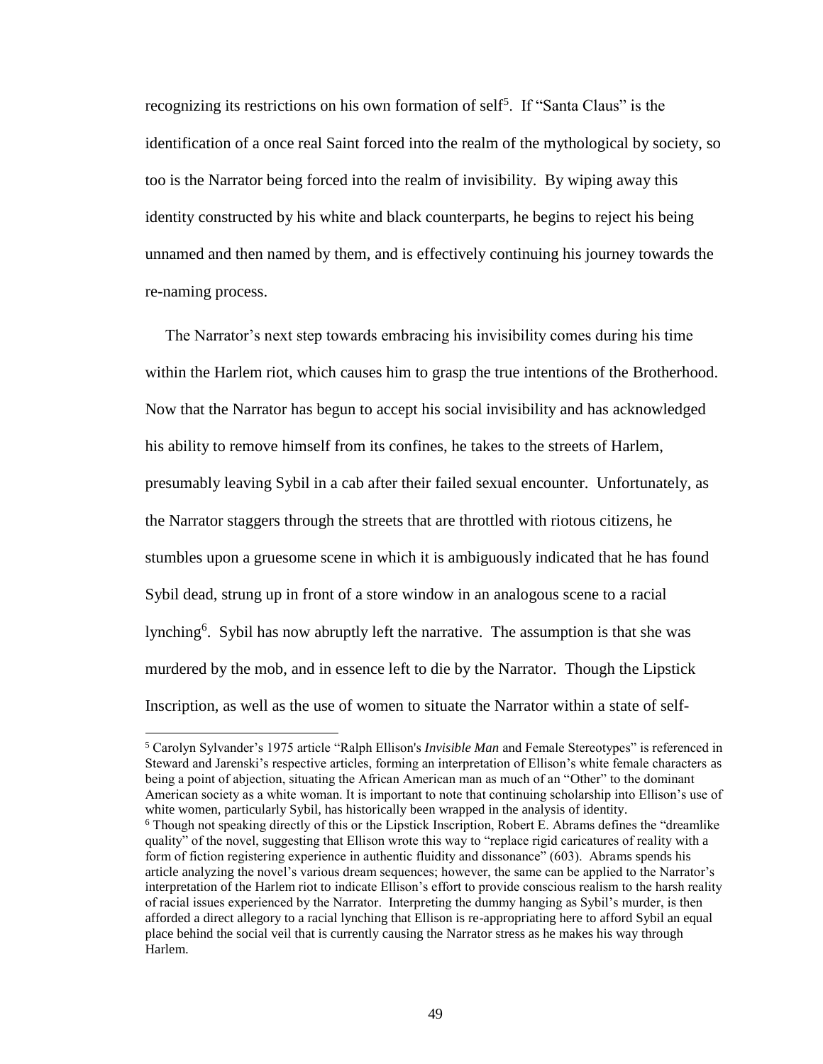recognizing its restrictions on his own formation of self[5]. If "Santa Claus" is the identification of a once real Saint forced into the realm of the mythological by society, so too is the Narrator being forced into the realm of invisibility. By wiping away this identity constructed by his white and black counterparts, he begins to reject his being unnamed and then named by them, and is effectively continuing his journey towards the re-naming process.

The Narrator's next step towards embracing his invisibility comes during his time within the Harlem riot, which causes him to grasp the true intentions of the Brotherhood. Now that the Narrator has begun to accept his social invisibility and has acknowledged his ability to remove himself from its confines, he takes to the streets of Harlem, presumably leaving Sybil in a cab after their failed sexual encounter. Unfortunately, as the Narrator staggers through the streets that are throttled with riotous citizens, he stumbles upon a gruesome scene in which it is ambiguously indicated that he has found Sybil dead, strung up in front of a store window in an analogous scene to a racial lynching[6]. Sybil has now abruptly left the narrative. The assumption is that she was murdered by the mob, and in essence left to die by the Narrator. Though the Lipstick Inscription, as well as the use of women to situate the Narrator within a state of self-

---

[5] Carolyn Sylvander's 1975 article "Ralph Ellison's *Invisible Man* and Female Stereotypes" is referenced in Steward and Jarenski's respective articles, forming an interpretation of Ellison's white female characters as being a point of abjection, situating the African American man as much of an "Other" to the dominant American society as a white woman. It is important to note that continuing scholarship into Ellison's use of white women, particularly Sybil, has historically been wrapped in the analysis of identity.

[6] Though not speaking directly of this or the Lipstick Inscription, Robert E. Abrams defines the "dreamlike quality" of the novel, suggesting that Ellison wrote this way to "replace rigid caricatures of reality with a form of fiction registering experience in authentic fluidity and dissonance" (603). Abrams spends his article analyzing the novel's various dream sequences; however, the same can be applied to the Narrator's interpretation of the Harlem riot to indicate Ellison's effort to provide conscious realism to the harsh reality of racial issues experienced by the Narrator. Interpreting the dummy hanging as Sybil's murder, is then afforded a direct allegory to a racial lynching that Ellison is re-appropriating here to afford Sybil an equal place behind the social veil that is currently causing the Narrator stress as he makes his way through Harlem.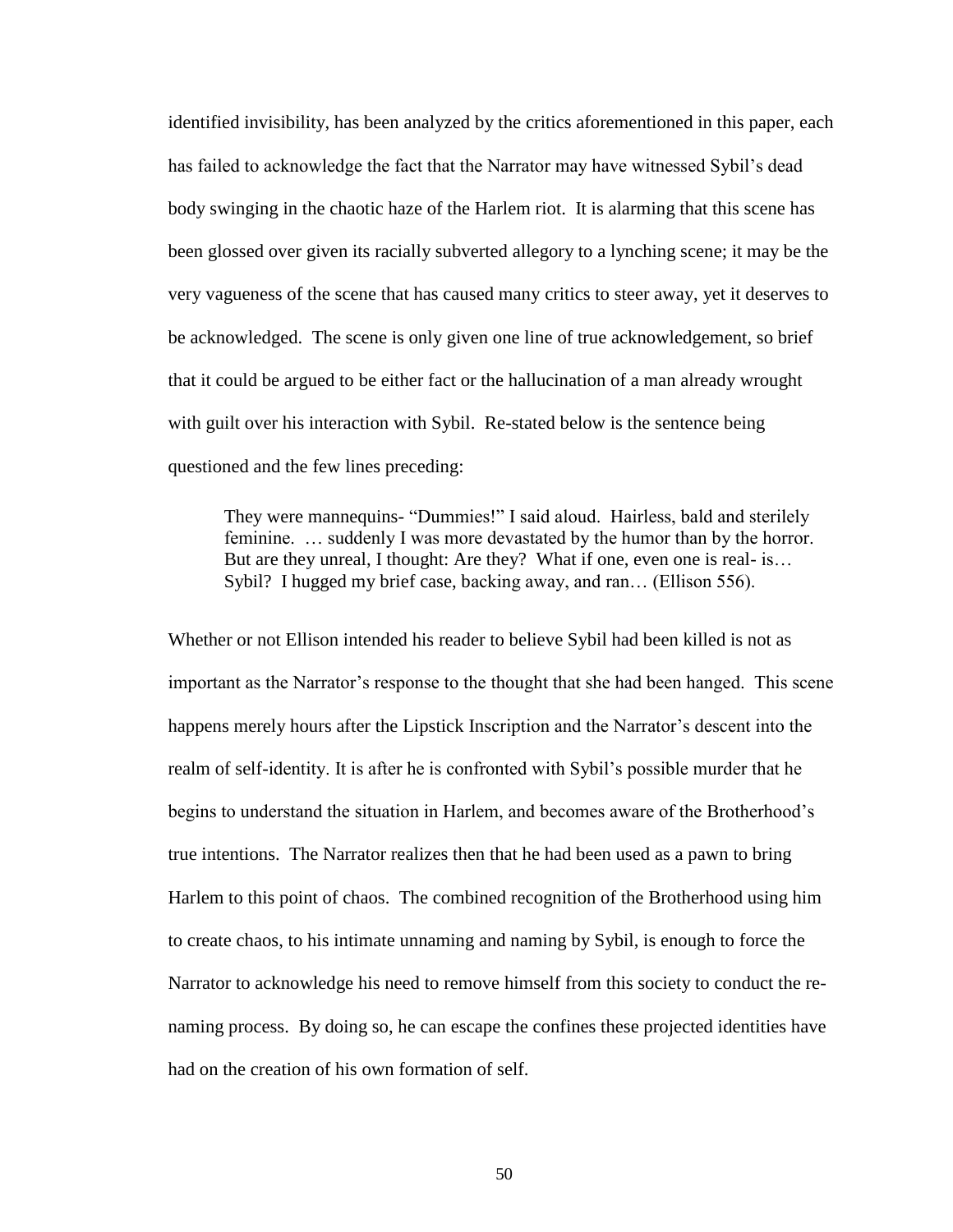identified invisibility, has been analyzed by the critics aforementioned in this paper, each has failed to acknowledge the fact that the Narrator may have witnessed Sybil's dead body swinging in the chaotic haze of the Harlem riot. It is alarming that this scene has been glossed over given its racially subverted allegory to a lynching scene; it may be the very vagueness of the scene that has caused many critics to steer away, yet it deserves to be acknowledged. The scene is only given one line of true acknowledgement, so brief that it could be argued to be either fact or the hallucination of a man already wrought with guilt over his interaction with Sybil. Re-stated below is the sentence being questioned and the few lines preceding:

> They were mannequins- "Dummies!" I said aloud. Hairless, bald and sterilely feminine. … suddenly I was more devastated by the humor than by the horror. But are they unreal, I thought: Are they? What if one, even one is real- is… Sybil? I hugged my brief case, backing away, and ran… (Ellison 556).

Whether or not Ellison intended his reader to believe Sybil had been killed is not as important as the Narrator's response to the thought that she had been hanged. This scene happens merely hours after the Lipstick Inscription and the Narrator's descent into the realm of self-identity. It is after he is confronted with Sybil's possible murder that he begins to understand the situation in Harlem, and becomes aware of the Brotherhood's true intentions. The Narrator realizes then that he had been used as a pawn to bring Harlem to this point of chaos. The combined recognition of the Brotherhood using him to create chaos, to his intimate unnaming and naming by Sybil, is enough to force the Narrator to acknowledge his need to remove himself from this society to conduct the re-naming process. By doing so, he can escape the confines these projected identities have had on the creation of his own formation of self.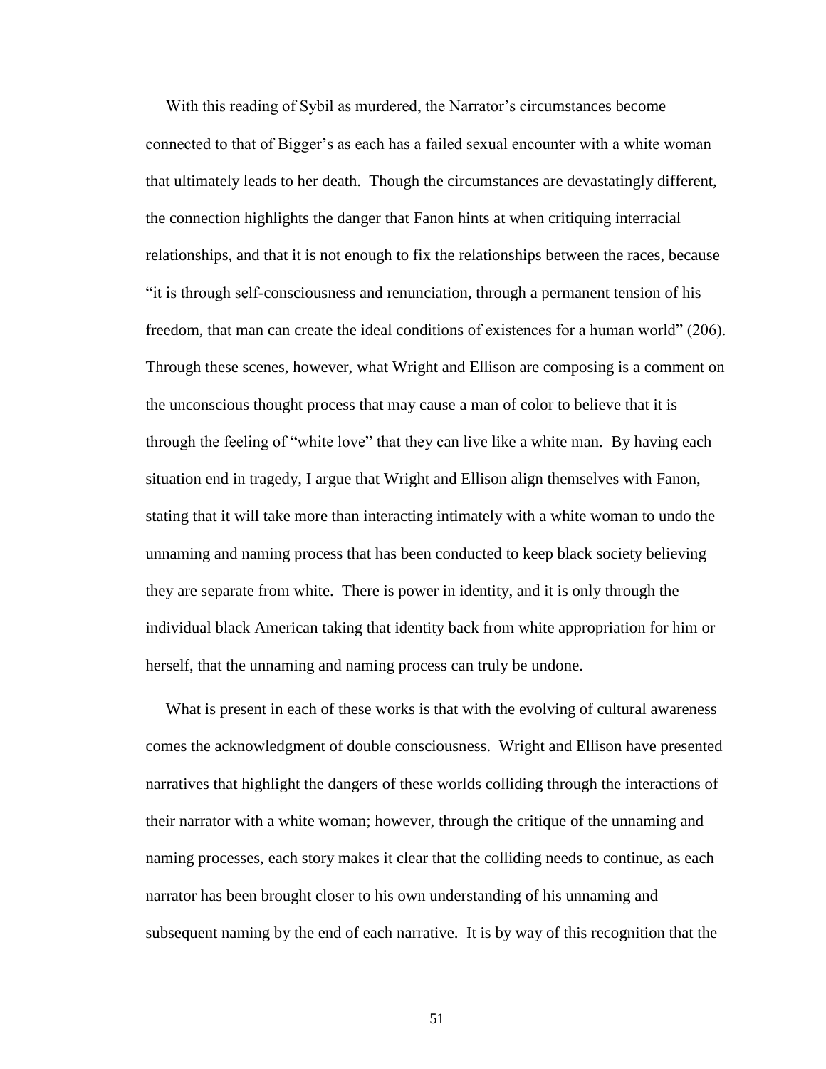With this reading of Sybil as murdered, the Narrator's circumstances become connected to that of Bigger's as each has a failed sexual encounter with a white woman that ultimately leads to her death. Though the circumstances are devastatingly different, the connection highlights the danger that Fanon hints at when critiquing interracial relationships, and that it is not enough to fix the relationships between the races, because "it is through self-consciousness and renunciation, through a permanent tension of his freedom, that man can create the ideal conditions of existences for a human world" (206). Through these scenes, however, what Wright and Ellison are composing is a comment on the unconscious thought process that may cause a man of color to believe that it is through the feeling of "white love" that they can live like a white man. By having each situation end in tragedy, I argue that Wright and Ellison align themselves with Fanon, stating that it will take more than interacting intimately with a white woman to undo the unnaming and naming process that has been conducted to keep black society believing they are separate from white. There is power in identity, and it is only through the individual black American taking that identity back from white appropriation for him or herself, that the unnaming and naming process can truly be undone.

What is present in each of these works is that with the evolving of cultural awareness comes the acknowledgment of double consciousness. Wright and Ellison have presented narratives that highlight the dangers of these worlds colliding through the interactions of their narrator with a white woman; however, through the critique of the unnaming and naming processes, each story makes it clear that the colliding needs to continue, as each narrator has been brought closer to his own understanding of his unnaming and subsequent naming by the end of each narrative. It is by way of this recognition that the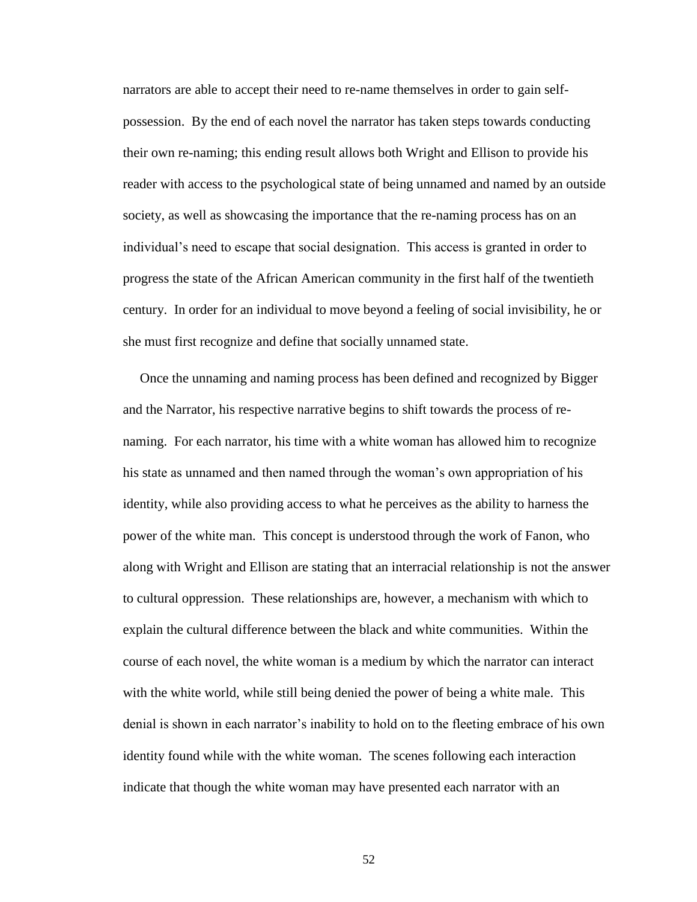narrators are able to accept their need to re-name themselves in order to gain self-possession. By the end of each novel the narrator has taken steps towards conducting their own re-naming; this ending result allows both Wright and Ellison to provide his reader with access to the psychological state of being unnamed and named by an outside society, as well as showcasing the importance that the re-naming process has on an individual's need to escape that social designation. This access is granted in order to progress the state of the African American community in the first half of the twentieth century. In order for an individual to move beyond a feeling of social invisibility, he or she must first recognize and define that socially unnamed state.

Once the unnaming and naming process has been defined and recognized by Bigger and the Narrator, his respective narrative begins to shift towards the process of re-naming. For each narrator, his time with a white woman has allowed him to recognize his state as unnamed and then named through the woman's own appropriation of his identity, while also providing access to what he perceives as the ability to harness the power of the white man. This concept is understood through the work of Fanon, who along with Wright and Ellison are stating that an interracial relationship is not the answer to cultural oppression. These relationships are, however, a mechanism with which to explain the cultural difference between the black and white communities. Within the course of each novel, the white woman is a medium by which the narrator can interact with the white world, while still being denied the power of being a white male. This denial is shown in each narrator's inability to hold on to the fleeting embrace of his own identity found while with the white woman. The scenes following each interaction indicate that though the white woman may have presented each narrator with an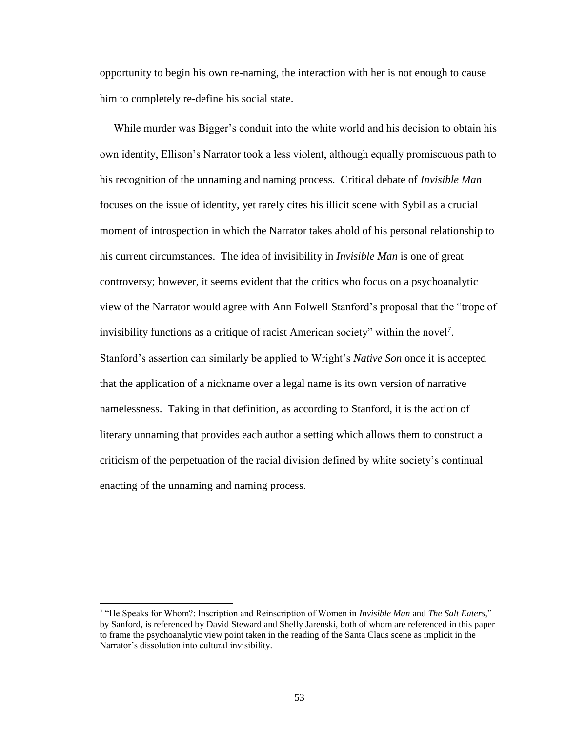opportunity to begin his own re-naming, the interaction with her is not enough to cause him to completely re-define his social state.

While murder was Bigger's conduit into the white world and his decision to obtain his own identity, Ellison's Narrator took a less violent, although equally promiscuous path to his recognition of the unnaming and naming process. Critical debate of *Invisible Man* focuses on the issue of identity, yet rarely cites his illicit scene with Sybil as a crucial moment of introspection in which the Narrator takes ahold of his personal relationship to his current circumstances. The idea of invisibility in *Invisible Man* is one of great controversy; however, it seems evident that the critics who focus on a psychoanalytic view of the Narrator would agree with Ann Folwell Stanford's proposal that the "trope of invisibility functions as a critique of racist American society" within the novel[7]. Stanford's assertion can similarly be applied to Wright's *Native Son* once it is accepted that the application of a nickname over a legal name is its own version of narrative namelessness. Taking in that definition, as according to Stanford, it is the action of literary unnaming that provides each author a setting which allows them to construct a criticism of the perpetuation of the racial division defined by white society's continual enacting of the unnaming and naming process.

---

[7] "He Speaks for Whom?: Inscription and Reinscription of Women in *Invisible Man* and *The Salt Eaters*," by Sanford, is referenced by David Steward and Shelly Jarenski, both of whom are referenced in this paper to frame the psychoanalytic view point taken in the reading of the Santa Claus scene as implicit in the Narrator's dissolution into cultural invisibility.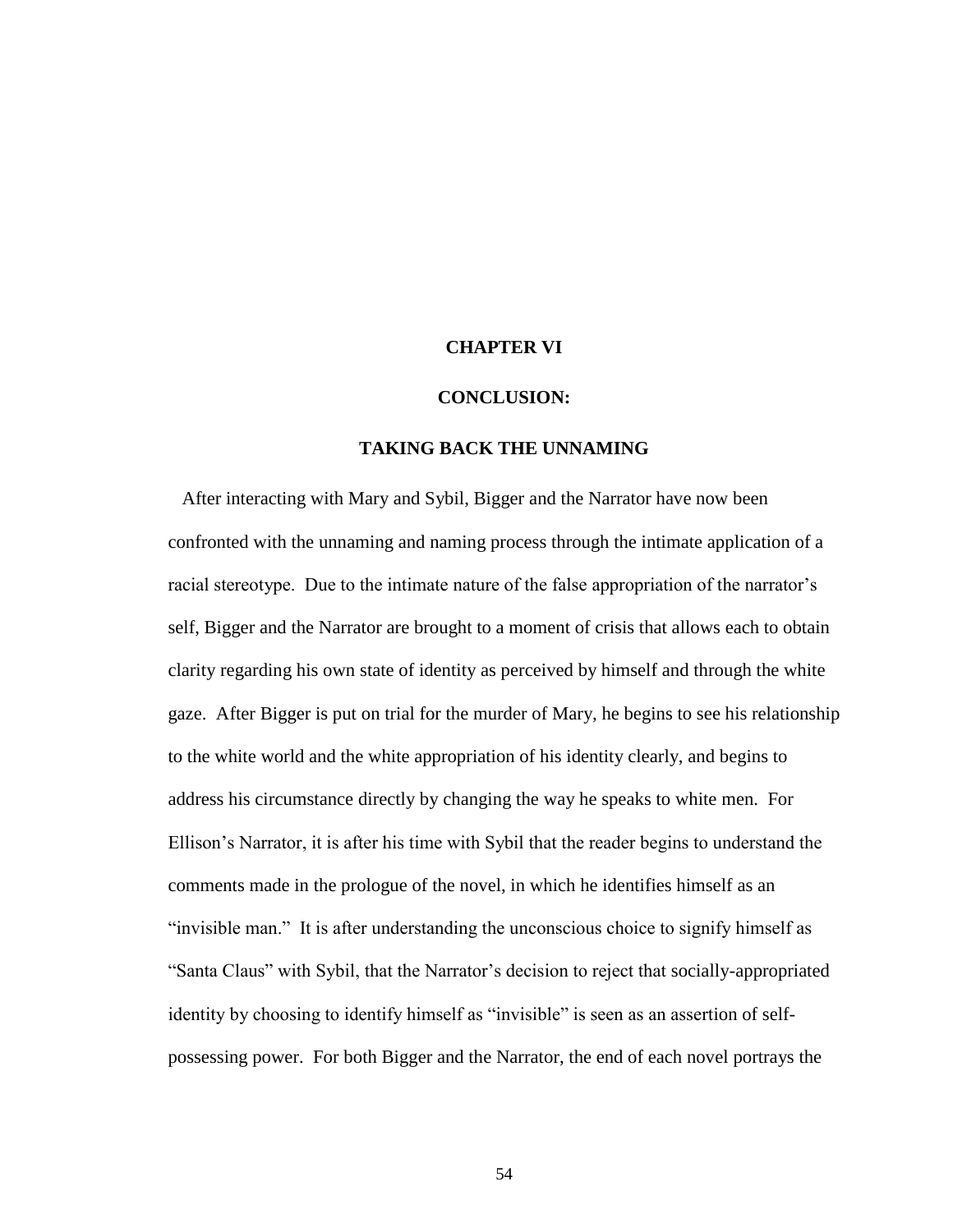# CHAPTER VI

## CONCLUSION:

## TAKING BACK THE UNNAMING

After interacting with Mary and Sybil, Bigger and the Narrator have now been confronted with the unnaming and naming process through the intimate application of a racial stereotype. Due to the intimate nature of the false appropriation of the narrator's self, Bigger and the Narrator are brought to a moment of crisis that allows each to obtain clarity regarding his own state of identity as perceived by himself and through the white gaze. After Bigger is put on trial for the murder of Mary, he begins to see his relationship to the white world and the white appropriation of his identity clearly, and begins to address his circumstance directly by changing the way he speaks to white men. For Ellison's Narrator, it is after his time with Sybil that the reader begins to understand the comments made in the prologue of the novel, in which he identifies himself as an "invisible man." It is after understanding the unconscious choice to signify himself as "Santa Claus" with Sybil, that the Narrator's decision to reject that socially-appropriated identity by choosing to identify himself as "invisible" is seen as an assertion of self-possessing power. For both Bigger and the Narrator, the end of each novel portrays the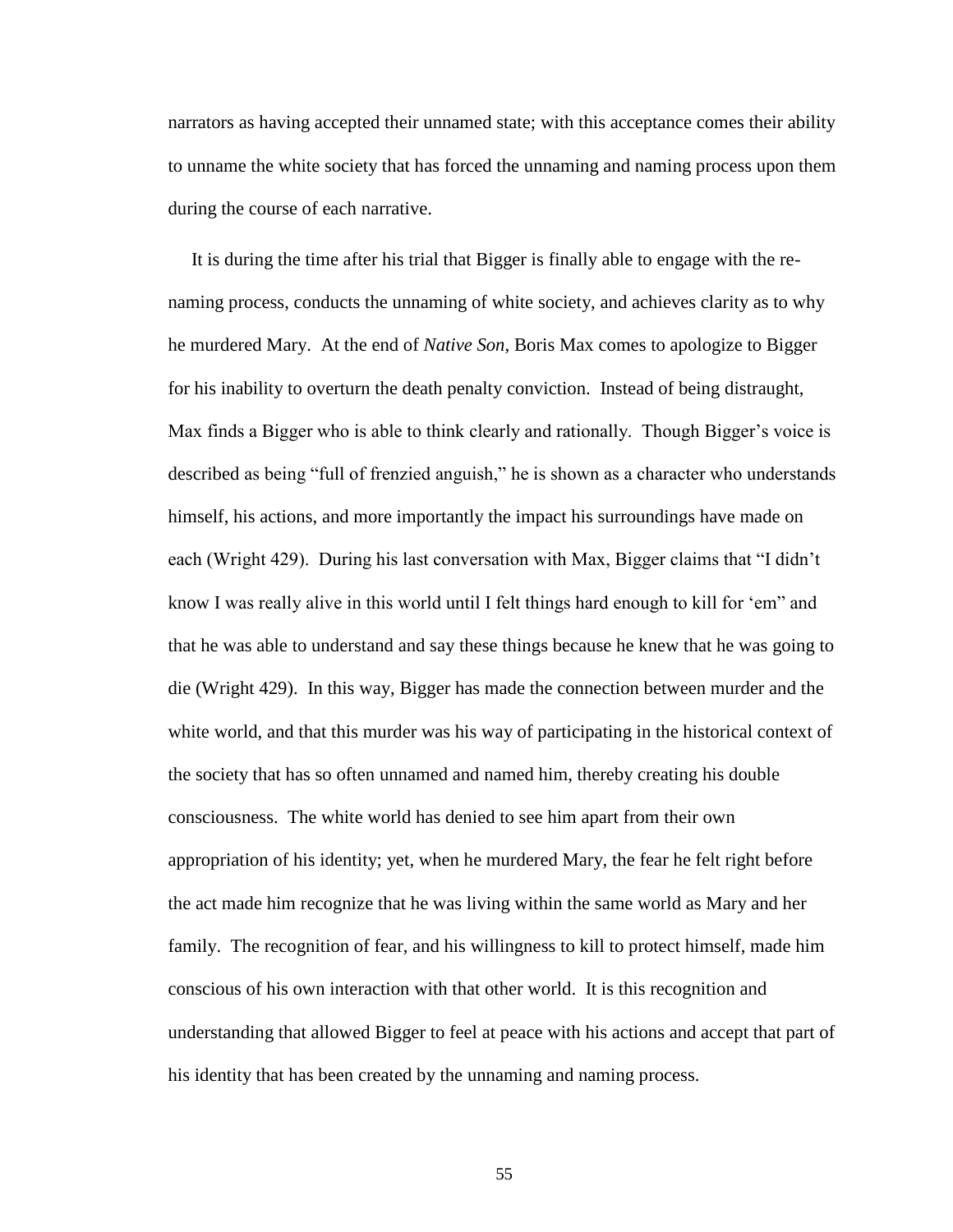narrators as having accepted their unnamed state; with this acceptance comes their ability to unname the white society that has forced the unnaming and naming process upon them during the course of each narrative.

It is during the time after his trial that Bigger is finally able to engage with the re-naming process, conducts the unnaming of white society, and achieves clarity as to why he murdered Mary. At the end of *Native Son*, Boris Max comes to apologize to Bigger for his inability to overturn the death penalty conviction. Instead of being distraught, Max finds a Bigger who is able to think clearly and rationally. Though Bigger's voice is described as being "full of frenzied anguish," he is shown as a character who understands himself, his actions, and more importantly the impact his surroundings have made on each (Wright 429). During his last conversation with Max, Bigger claims that "I didn't know I was really alive in this world until I felt things hard enough to kill for 'em" and that he was able to understand and say these things because he knew that he was going to die (Wright 429). In this way, Bigger has made the connection between murder and the white world, and that this murder was his way of participating in the historical context of the society that has so often unnamed and named him, thereby creating his double consciousness. The white world has denied to see him apart from their own appropriation of his identity; yet, when he murdered Mary, the fear he felt right before the act made him recognize that he was living within the same world as Mary and her family. The recognition of fear, and his willingness to kill to protect himself, made him conscious of his own interaction with that other world. It is this recognition and understanding that allowed Bigger to feel at peace with his actions and accept that part of his identity that has been created by the unnaming and naming process.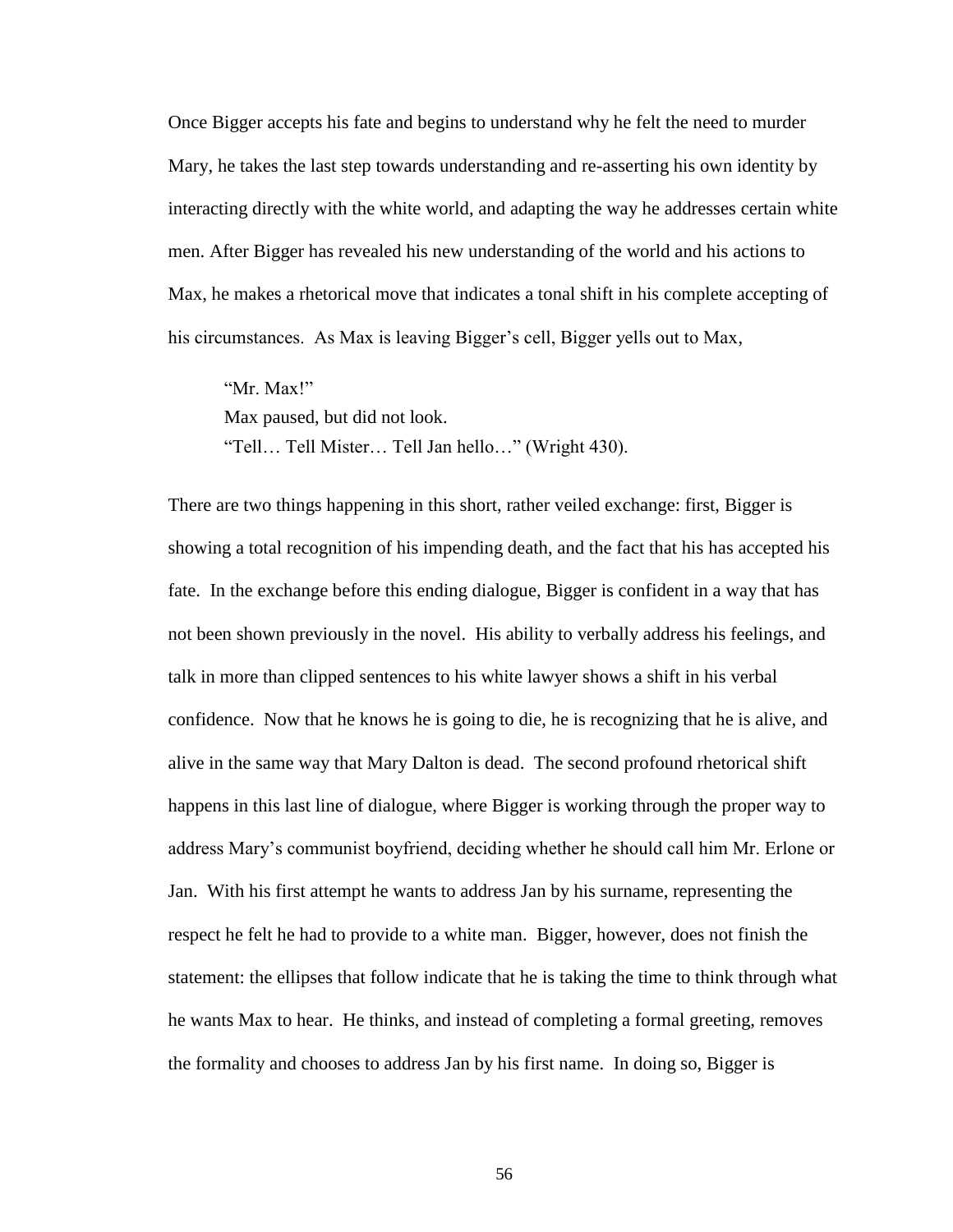Once Bigger accepts his fate and begins to understand why he felt the need to murder Mary, he takes the last step towards understanding and re-asserting his own identity by interacting directly with the white world, and adapting the way he addresses certain white men. After Bigger has revealed his new understanding of the world and his actions to Max, he makes a rhetorical move that indicates a tonal shift in his complete accepting of his circumstances. As Max is leaving Bigger's cell, Bigger yells out to Max,

> "Mr. Max!"
> Max paused, but did not look.
> "Tell… Tell Mister… Tell Jan hello…" (Wright 430).

There are two things happening in this short, rather veiled exchange: first, Bigger is showing a total recognition of his impending death, and the fact that his has accepted his fate. In the exchange before this ending dialogue, Bigger is confident in a way that has not been shown previously in the novel. His ability to verbally address his feelings, and talk in more than clipped sentences to his white lawyer shows a shift in his verbal confidence. Now that he knows he is going to die, he is recognizing that he is alive, and alive in the same way that Mary Dalton is dead. The second profound rhetorical shift happens in this last line of dialogue, where Bigger is working through the proper way to address Mary's communist boyfriend, deciding whether he should call him Mr. Erlone or Jan. With his first attempt he wants to address Jan by his surname, representing the respect he felt he had to provide to a white man. Bigger, however, does not finish the statement: the ellipses that follow indicate that he is taking the time to think through what he wants Max to hear. He thinks, and instead of completing a formal greeting, removes the formality and chooses to address Jan by his first name. In doing so, Bigger is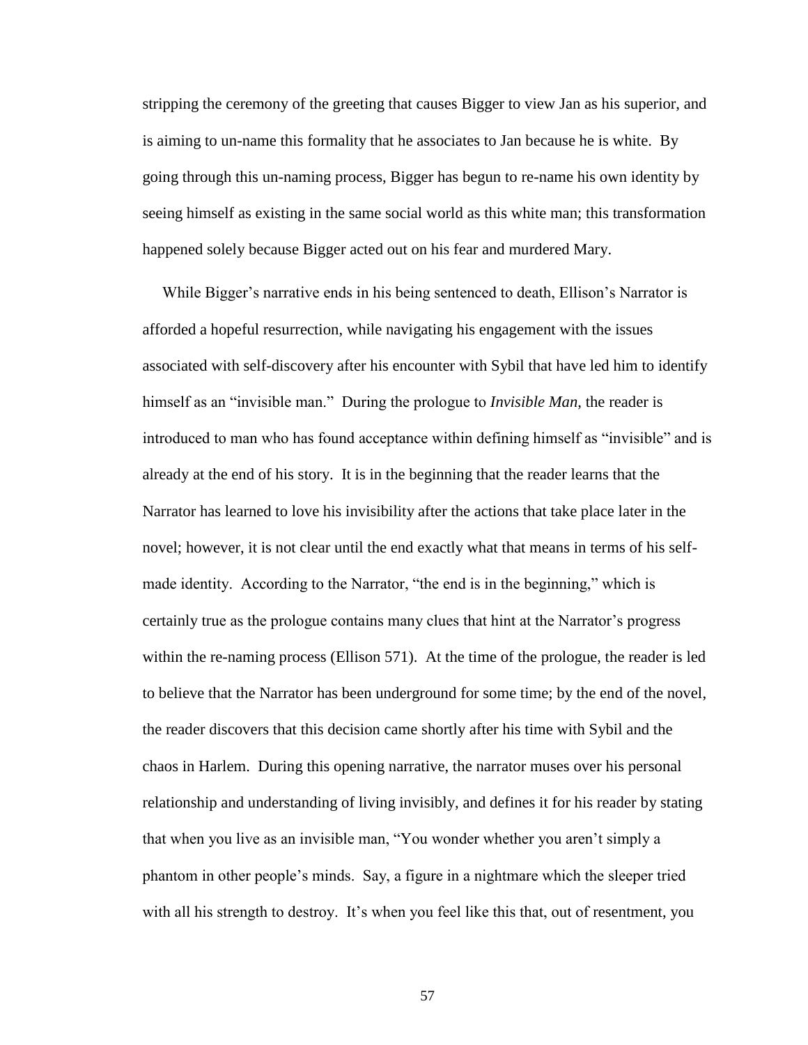stripping the ceremony of the greeting that causes Bigger to view Jan as his superior, and is aiming to un-name this formality that he associates to Jan because he is white. By going through this un-naming process, Bigger has begun to re-name his own identity by seeing himself as existing in the same social world as this white man; this transformation happened solely because Bigger acted out on his fear and murdered Mary.

While Bigger's narrative ends in his being sentenced to death, Ellison's Narrator is afforded a hopeful resurrection, while navigating his engagement with the issues associated with self-discovery after his encounter with Sybil that have led him to identify himself as an "invisible man." During the prologue to *Invisible Man*, the reader is introduced to man who has found acceptance within defining himself as "invisible" and is already at the end of his story. It is in the beginning that the reader learns that the Narrator has learned to love his invisibility after the actions that take place later in the novel; however, it is not clear until the end exactly what that means in terms of his self-made identity. According to the Narrator, "the end is in the beginning," which is certainly true as the prologue contains many clues that hint at the Narrator's progress within the re-naming process (Ellison 571). At the time of the prologue, the reader is led to believe that the Narrator has been underground for some time; by the end of the novel, the reader discovers that this decision came shortly after his time with Sybil and the chaos in Harlem. During this opening narrative, the narrator muses over his personal relationship and understanding of living invisibly, and defines it for his reader by stating that when you live as an invisible man, "You wonder whether you aren't simply a phantom in other people's minds. Say, a figure in a nightmare which the sleeper tried with all his strength to destroy. It's when you feel like this that, out of resentment, you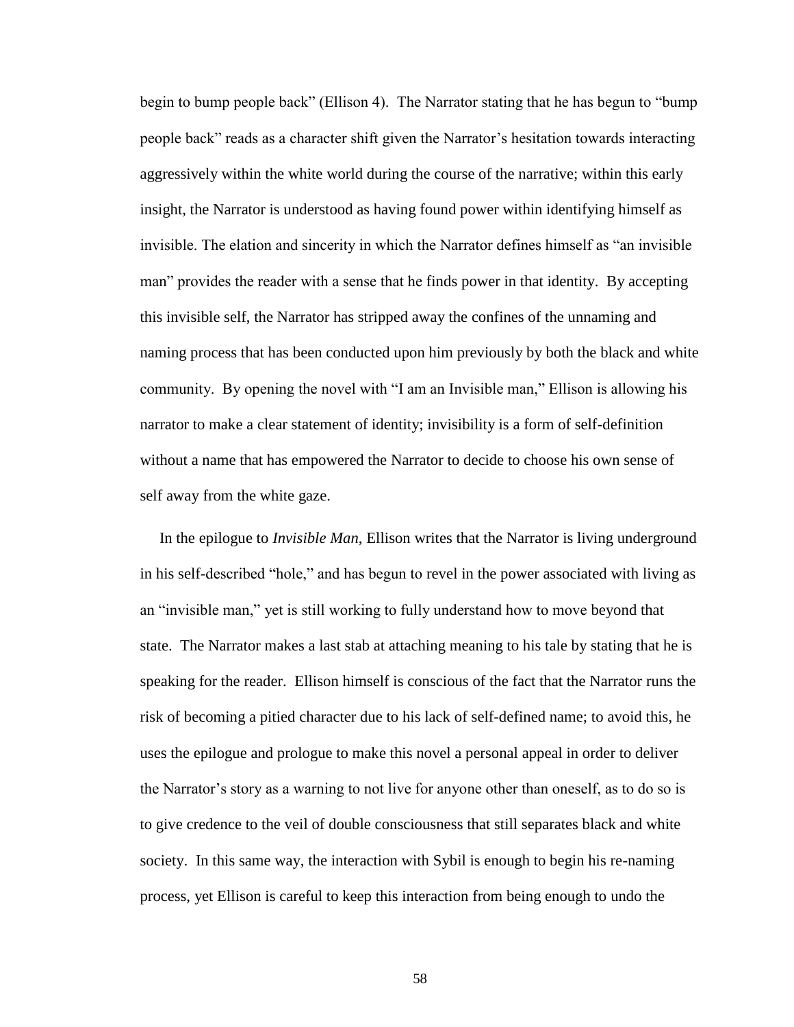begin to bump people back" (Ellison 4). The Narrator stating that he has begun to "bump people back" reads as a character shift given the Narrator's hesitation towards interacting aggressively within the white world during the course of the narrative; within this early insight, the Narrator is understood as having found power within identifying himself as invisible. The elation and sincerity in which the Narrator defines himself as "an invisible man" provides the reader with a sense that he finds power in that identity. By accepting this invisible self, the Narrator has stripped away the confines of the unnaming and naming process that has been conducted upon him previously by both the black and white community. By opening the novel with "I am an Invisible man," Ellison is allowing his narrator to make a clear statement of identity; invisibility is a form of self-definition without a name that has empowered the Narrator to decide to choose his own sense of self away from the white gaze.

In the epilogue to *Invisible Man*, Ellison writes that the Narrator is living underground in his self-described "hole," and has begun to revel in the power associated with living as an "invisible man," yet is still working to fully understand how to move beyond that state. The Narrator makes a last stab at attaching meaning to his tale by stating that he is speaking for the reader. Ellison himself is conscious of the fact that the Narrator runs the risk of becoming a pitied character due to his lack of self-defined name; to avoid this, he uses the epilogue and prologue to make this novel a personal appeal in order to deliver the Narrator's story as a warning to not live for anyone other than oneself, as to do so is to give credence to the veil of double consciousness that still separates black and white society. In this same way, the interaction with Sybil is enough to begin his re-naming process, yet Ellison is careful to keep this interaction from being enough to undo the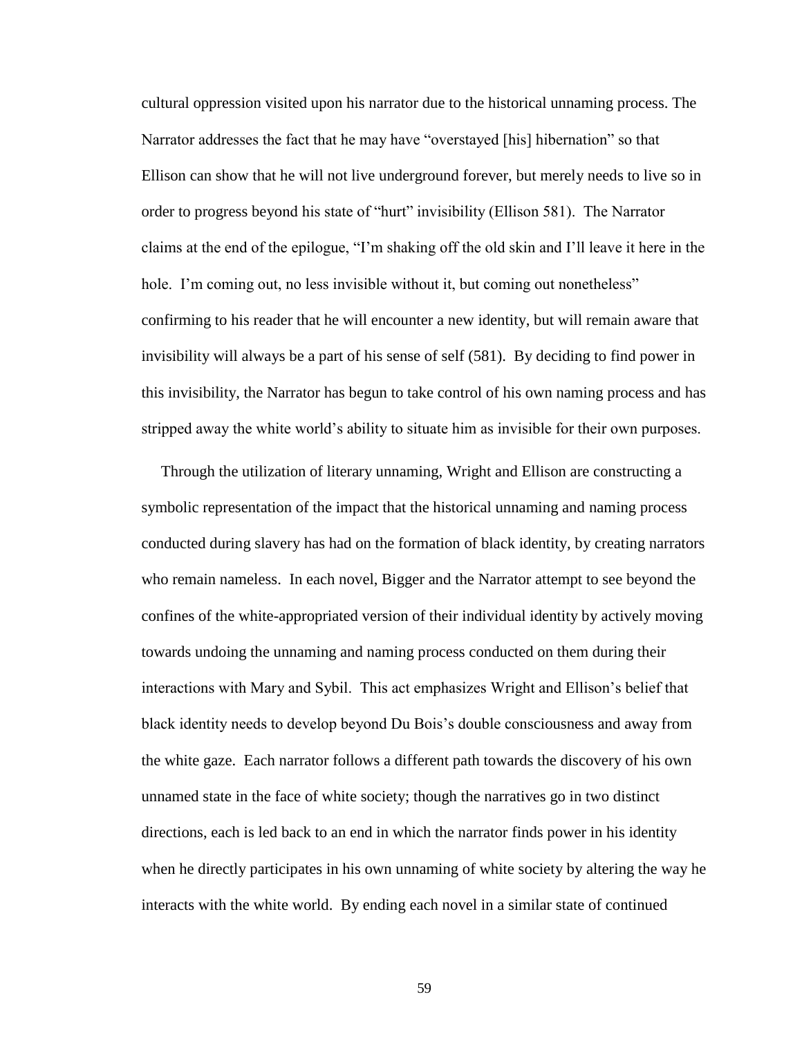cultural oppression visited upon his narrator due to the historical unnaming process. The Narrator addresses the fact that he may have "overstayed [his] hibernation" so that Ellison can show that he will not live underground forever, but merely needs to live so in order to progress beyond his state of "hurt" invisibility (Ellison 581). The Narrator claims at the end of the epilogue, "I'm shaking off the old skin and I'll leave it here in the hole. I'm coming out, no less invisible without it, but coming out nonetheless" confirming to his reader that he will encounter a new identity, but will remain aware that invisibility will always be a part of his sense of self (581). By deciding to find power in this invisibility, the Narrator has begun to take control of his own naming process and has stripped away the white world's ability to situate him as invisible for their own purposes.

Through the utilization of literary unnaming, Wright and Ellison are constructing a symbolic representation of the impact that the historical unnaming and naming process conducted during slavery has had on the formation of black identity, by creating narrators who remain nameless. In each novel, Bigger and the Narrator attempt to see beyond the confines of the white-appropriated version of their individual identity by actively moving towards undoing the unnaming and naming process conducted on them during their interactions with Mary and Sybil. This act emphasizes Wright and Ellison's belief that black identity needs to develop beyond Du Bois's double consciousness and away from the white gaze. Each narrator follows a different path towards the discovery of his own unnamed state in the face of white society; though the narratives go in two distinct directions, each is led back to an end in which the narrator finds power in his identity when he directly participates in his own unnaming of white society by altering the way he interacts with the white world. By ending each novel in a similar state of continued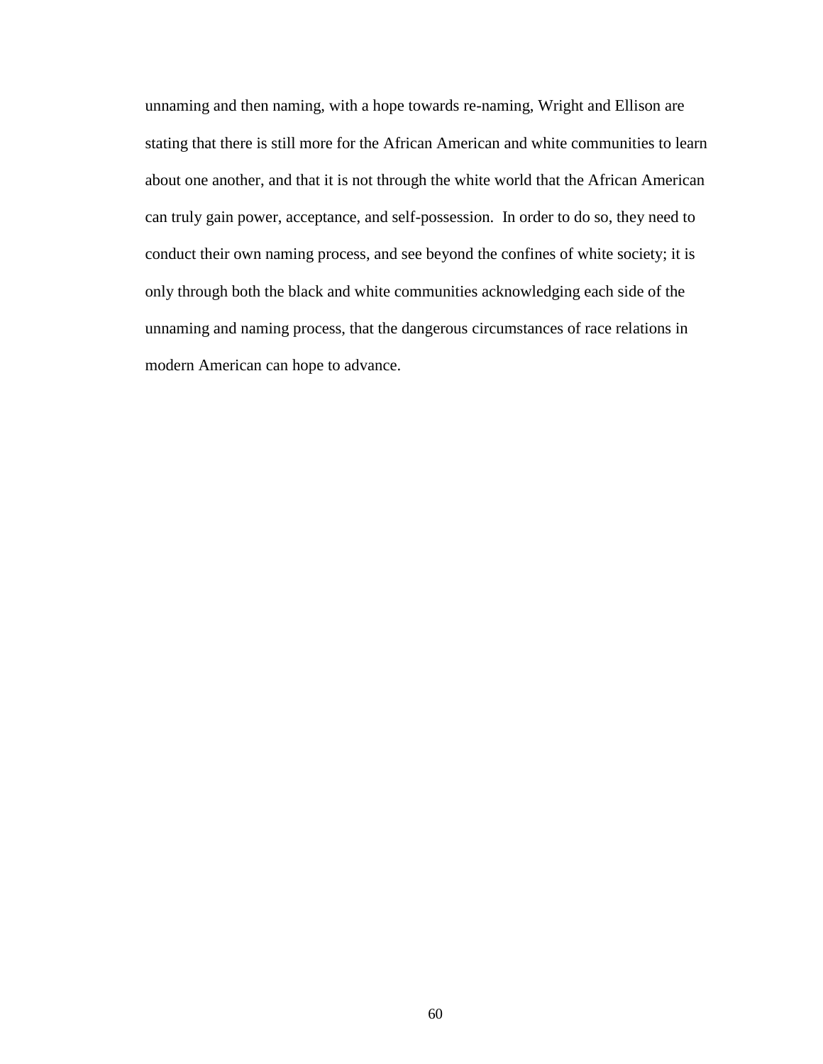unnaming and then naming, with a hope towards re-naming, Wright and Ellison are stating that there is still more for the African American and white communities to learn about one another, and that it is not through the white world that the African American can truly gain power, acceptance, and self-possession. In order to do so, they need to conduct their own naming process, and see beyond the confines of white society; it is only through both the black and white communities acknowledging each side of the unnaming and naming process, that the dangerous circumstances of race relations in modern American can hope to advance.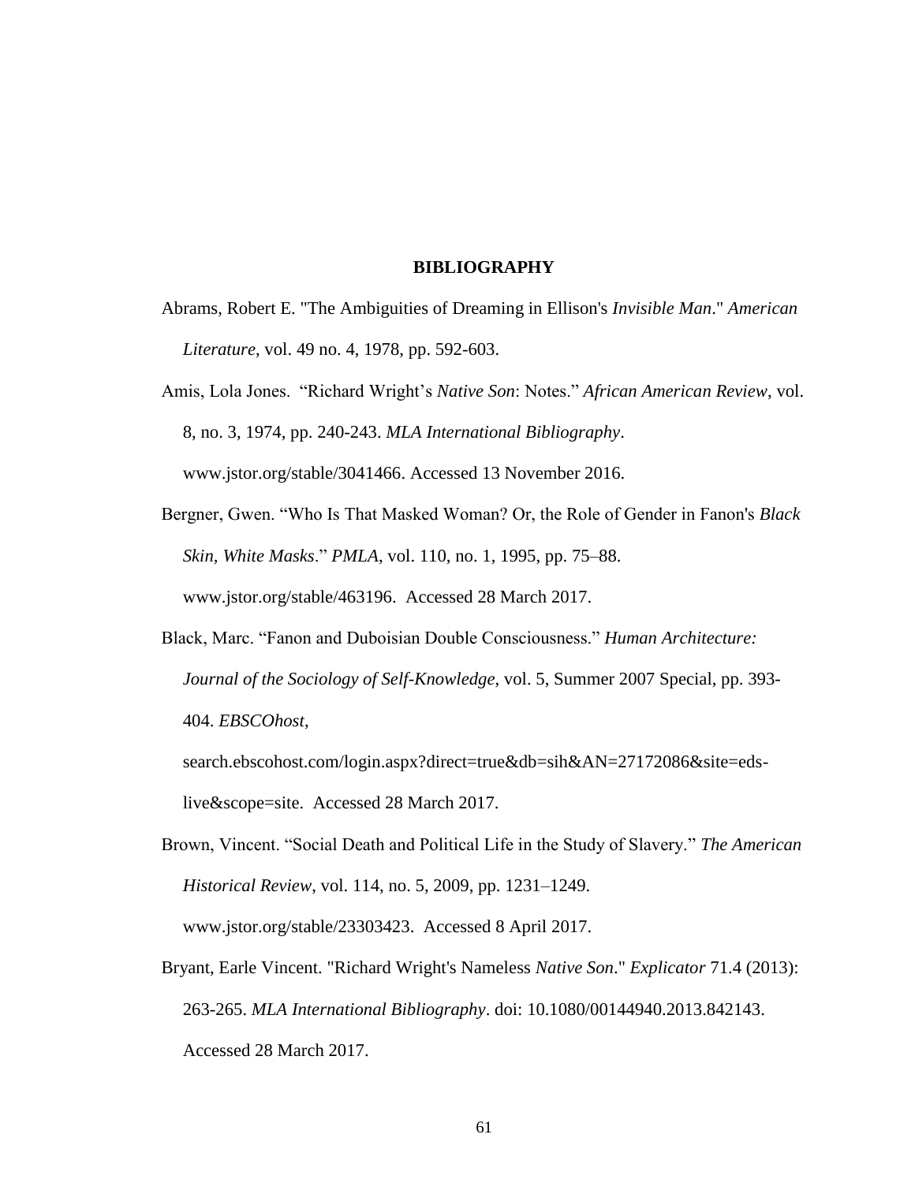# BIBLIOGRAPHY

Abrams, Robert E. "The Ambiguities of Dreaming in Ellison's *Invisible Man*." *American Literature*, vol. 49 no. 4, 1978, pp. 592-603.

Amis, Lola Jones. "Richard Wright's *Native Son*: Notes." *African American Review*, vol. 8, no. 3, 1974, pp. 240-243. *MLA International Bibliography*. www.jstor.org/stable/3041466. Accessed 13 November 2016.

Bergner, Gwen. "Who Is That Masked Woman? Or, the Role of Gender in Fanon's *Black Skin, White Masks*." *PMLA*, vol. 110, no. 1, 1995, pp. 75–88. www.jstor.org/stable/463196. Accessed 28 March 2017.

Black, Marc. "Fanon and Duboisian Double Consciousness." *Human Architecture: Journal of the Sociology of Self-Knowledge*, vol. 5, Summer 2007 Special, pp. 393-404. *EBSCOhost*, search.ebscohost.com/login.aspx?direct=true&db=sih&AN=27172086&site=eds-live&scope=site. Accessed 28 March 2017.

Brown, Vincent. "Social Death and Political Life in the Study of Slavery." *The American Historical Review*, vol. 114, no. 5, 2009, pp. 1231–1249. www.jstor.org/stable/23303423. Accessed 8 April 2017.

Bryant, Earle Vincent. "Richard Wright's Nameless *Native Son*." *Explicator* 71.4 (2013): 263-265. *MLA International Bibliography*. doi: 10.1080/00144940.2013.842143. Accessed 28 March 2017.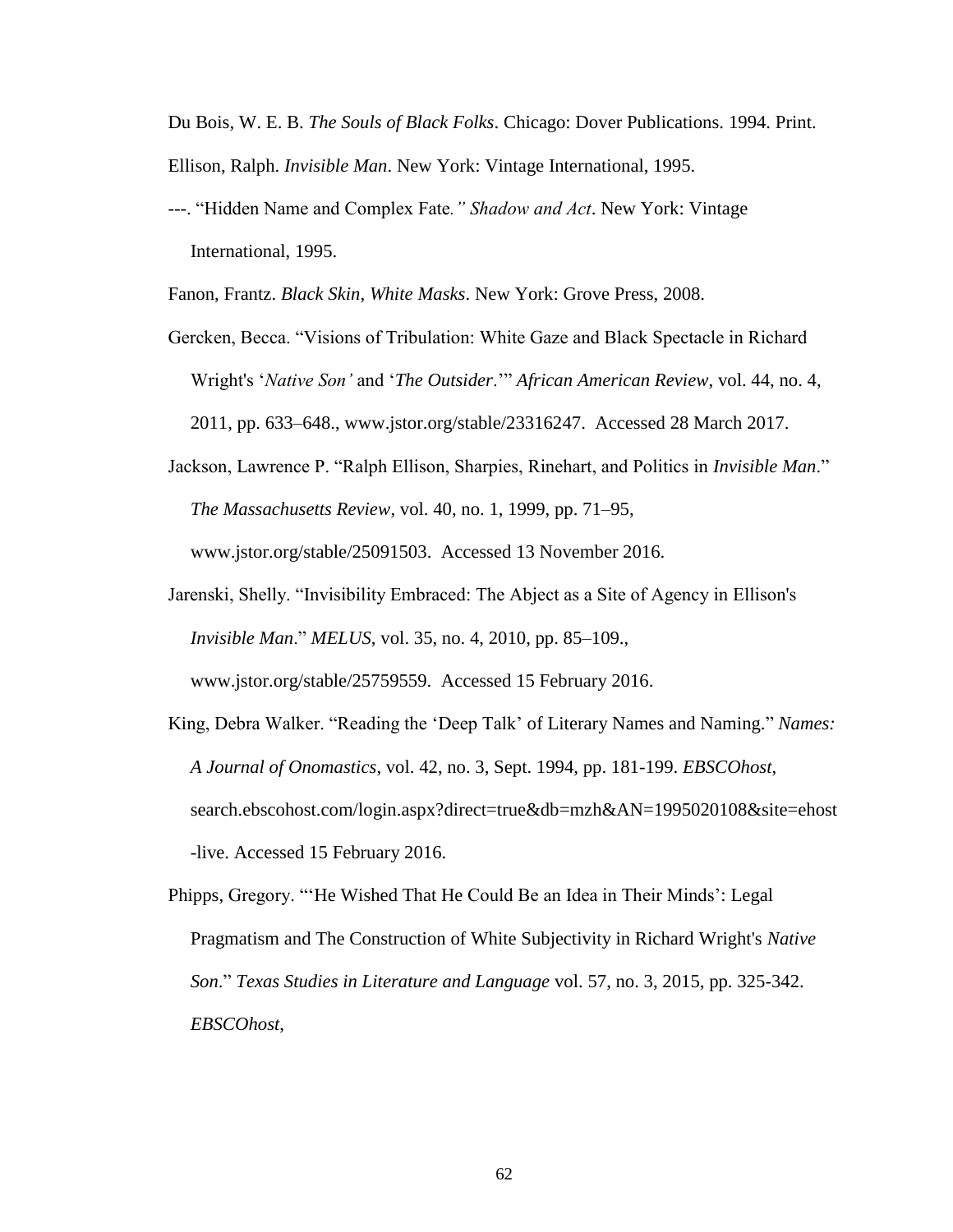Du Bois, W. E. B. *The Souls of Black Folks*. Chicago: Dover Publications. 1994. Print.

Ellison, Ralph. *Invisible Man*. New York: Vintage International, 1995.

---. "Hidden Name and Complex Fate*." Shadow and Act*. New York: Vintage International, 1995.

Fanon, Frantz. *Black Skin, White Masks*. New York: Grove Press, 2008.

Gercken, Becca. "Visions of Tribulation: White Gaze and Black Spectacle in Richard Wright's '*Native Son'* and '*The Outsider*.'" *African American Review*, vol. 44, no. 4, 2011, pp. 633–648., www.jstor.org/stable/23316247. Accessed 28 March 2017.

Jackson, Lawrence P. "Ralph Ellison, Sharpies, Rinehart, and Politics in *Invisible Man*." *The Massachusetts Review*, vol. 40, no. 1, 1999, pp. 71–95, www.jstor.org/stable/25091503. Accessed 13 November 2016.

Jarenski, Shelly. "Invisibility Embraced: The Abject as a Site of Agency in Ellison's *Invisible Man*." *MELUS*, vol. 35, no. 4, 2010, pp. 85–109., www.jstor.org/stable/25759559. Accessed 15 February 2016.

King, Debra Walker. "Reading the 'Deep Talk' of Literary Names and Naming." *Names: A Journal of Onomastics*, vol. 42, no. 3, Sept. 1994, pp. 181-199. *EBSCOhost*, search.ebscohost.com/login.aspx?direct=true&db=mzh&AN=1995020108&site=ehost-live. Accessed 15 February 2016.

Phipps, Gregory. "'He Wished That He Could Be an Idea in Their Minds': Legal Pragmatism and The Construction of White Subjectivity in Richard Wright's *Native Son*." *Texas Studies in Literature and Language* vol. 57, no. 3, 2015, pp. 325-342. *EBSCOhost*,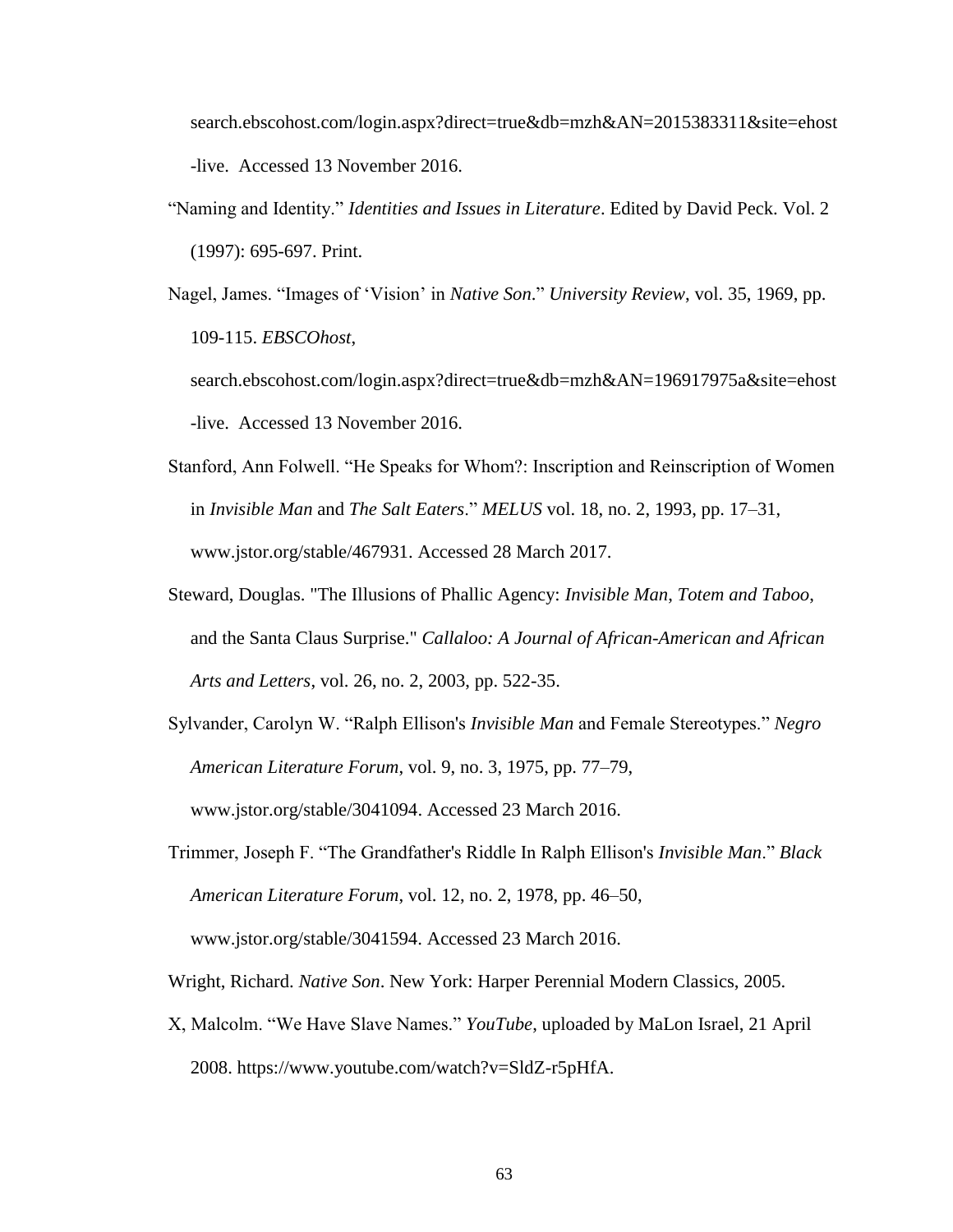search.ebscohost.com/login.aspx?direct=true&db=mzh&AN=2015383311&site=ehost-live. Accessed 13 November 2016.

"Naming and Identity." *Identities and Issues in Literature*. Edited by David Peck. Vol. 2 (1997): 695-697. Print.

Nagel, James. "Images of 'Vision' in *Native Son*." *University Review*, vol. 35, 1969, pp. 109-115. *EBSCOhost*, search.ebscohost.com/login.aspx?direct=true&db=mzh&AN=196917975a&site=ehost-live. Accessed 13 November 2016.

Stanford, Ann Folwell. "He Speaks for Whom?: Inscription and Reinscription of Women in *Invisible Man* and *The Salt Eaters*." *MELUS* vol. 18, no. 2, 1993, pp. 17–31, www.jstor.org/stable/467931. Accessed 28 March 2017.

Steward, Douglas. "The Illusions of Phallic Agency: *Invisible Man*, *Totem and Taboo*, and the Santa Claus Surprise." *Callaloo: A Journal of African-American and African Arts and Letters*, vol. 26, no. 2, 2003, pp. 522-35.

Sylvander, Carolyn W. "Ralph Ellison's *Invisible Man* and Female Stereotypes." *Negro American Literature Forum*, vol. 9, no. 3, 1975, pp. 77–79, www.jstor.org/stable/3041094. Accessed 23 March 2016.

Trimmer, Joseph F. "The Grandfather's Riddle In Ralph Ellison's *Invisible Man*." *Black American Literature Forum*, vol. 12, no. 2, 1978, pp. 46–50, www.jstor.org/stable/3041594. Accessed 23 March 2016.

Wright, Richard. *Native Son*. New York: Harper Perennial Modern Classics, 2005.

X, Malcolm. "We Have Slave Names." *YouTube*, uploaded by MaLon Israel, 21 April 2008. https://www.youtube.com/watch?v=SldZ-r5pHfA.